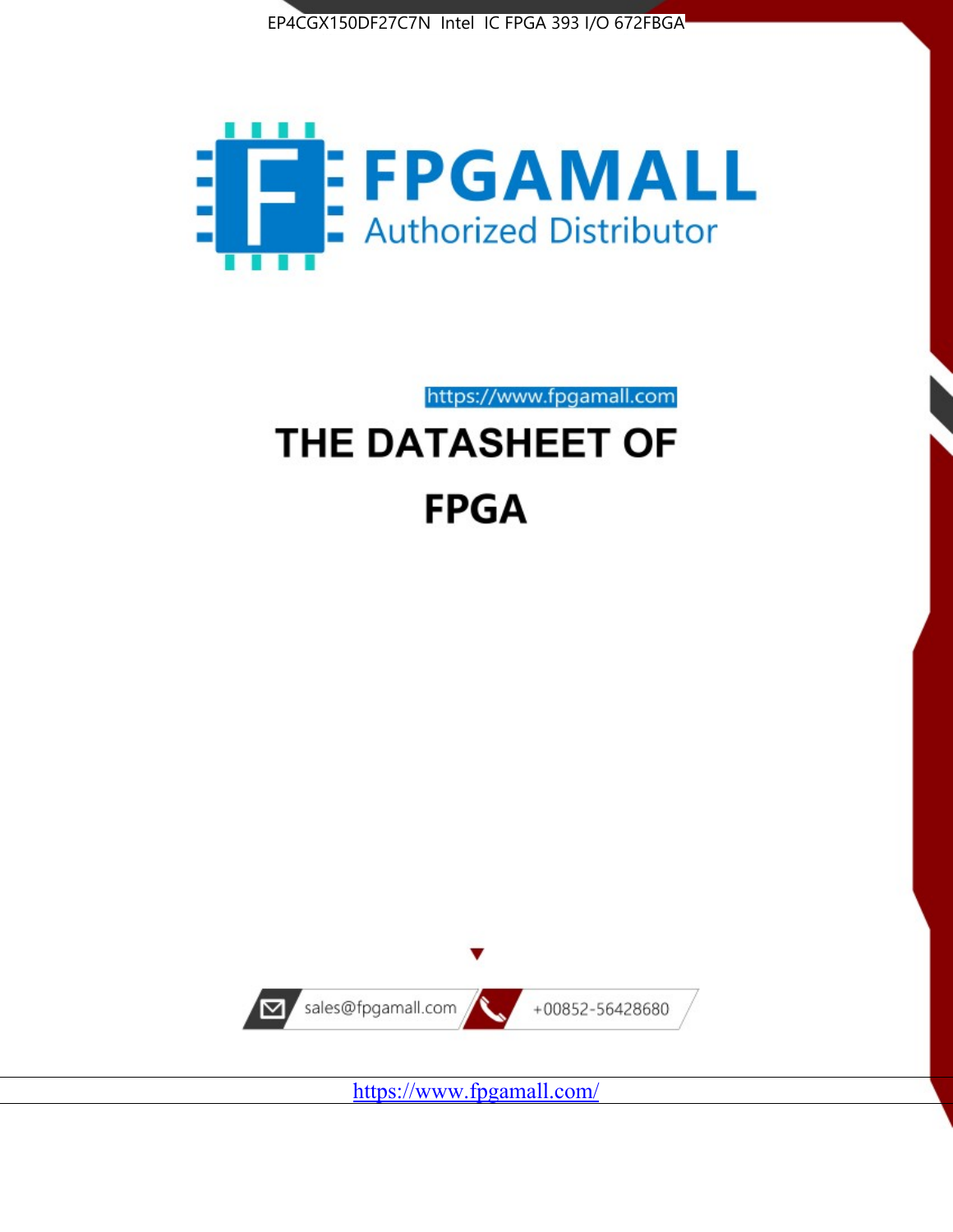EP4CGX150DF27C7N Intel IC FPGA 393 I/O 672FBGA

FPGAMALL

Authorized Distributor

https://www.fpgamall.com

# THE DATASHEET OF

# FPGA

sales@fpgamall.com

+00852-56428680

https://www.fpgamall.com/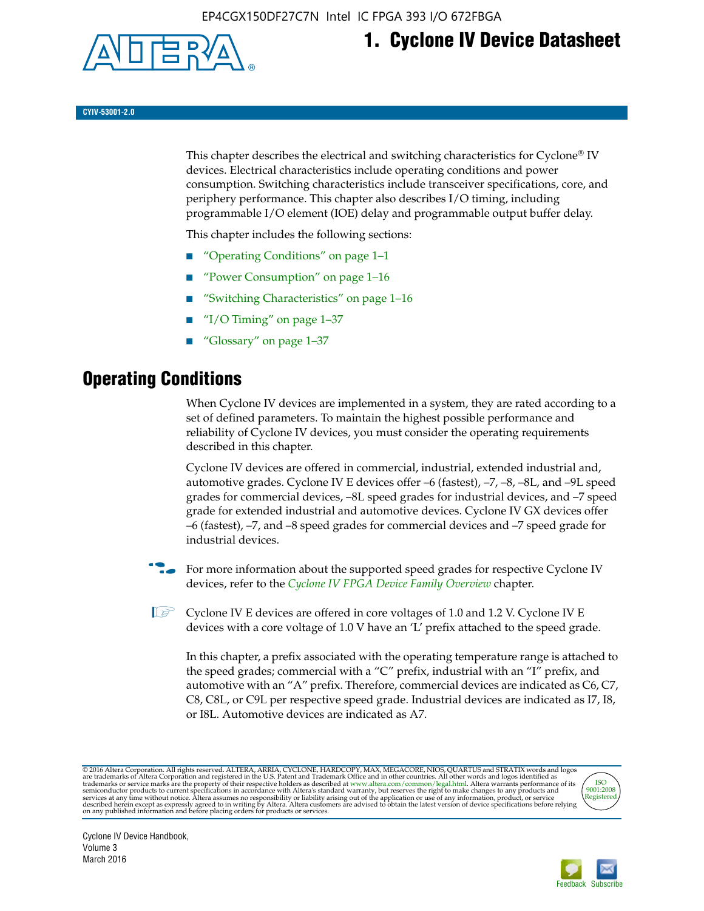# 1. Cyclone IV Device Datasheet

CYIV-53001-2.0

This chapter describes the electrical and switching characteristics for Cyclone® IV devices. Electrical characteristics include operating conditions and power consumption. Switching characteristics include transceiver specifications, core, and periphery performance. This chapter also describes I/O timing, including programmable I/O element (IOE) delay and programmable output buffer delay.

This chapter includes the following sections:

- "Operating Conditions" on page 1–1
- "Power Consumption" on page 1–16
- "Switching Characteristics" on page 1–16
- "I/O Timing" on page 1–37
- "Glossary" on page 1–37

## Operating Conditions

When Cyclone IV devices are implemented in a system, they are rated according to a set of defined parameters. To maintain the highest possible performance and reliability of Cyclone IV devices, you must consider the operating requirements described in this chapter.

Cyclone IV devices are offered in commercial, industrial, extended industrial and, automotive grades. Cyclone IV E devices offer –6 (fastest), –7, –8, –8L, and –9L speed grades for commercial devices, –8L speed grades for industrial devices, and –7 speed grade for extended industrial and automotive devices. Cyclone IV GX devices offer –6 (fastest), –7, and –8 speed grades for commercial devices and –7 speed grade for industrial devices.

For more information about the supported speed grades for respective Cyclone IV devices, refer to the *Cyclone IV FPGA Device Family Overview* chapter.

Cyclone IV E devices are offered in core voltages of 1.0 and 1.2 V. Cyclone IV E devices with a core voltage of 1.0 V have an 'L' prefix attached to the speed grade.

In this chapter, a prefix associated with the operating temperature range is attached to the speed grades; commercial with a "C" prefix, industrial with an "I" prefix, and automotive with an "A" prefix. Therefore, commercial devices are indicated as C6, C7, C8, C8L, or C9L per respective speed grade. Industrial devices are indicated as I7, I8, or I8L. Automotive devices are indicated as A7.

© 2016 Altera Corporation. All rights reserved. ALTERA, ARRIA, CYCLONE, HARDCOPY, MAX, MEGACORE, NIOS, QUARTUS and STRATIX words and logos are trademarks of Altera Corporation and registered in the U.S. Patent and Trademark Office and in other countries. All other words and logos identified as trademarks or service marks are the property of their respective holders as described at www.altera.com/common/legal.html. Altera warrants performance of its semiconductor products to current specifications in accordance with Altera's standard warranty, but reserves the right to make changes to any products and services at any time without notice. Altera assumes no responsibility or liability arising out of the application or use of any information, product, or service described herein except as expressly agreed to in writing by Altera. Altera customers are advised to obtain the latest version of device specifications before relying on any published information and before placing orders for products or services.

Cyclone IV Device Handbook,
Volume 3
March 2016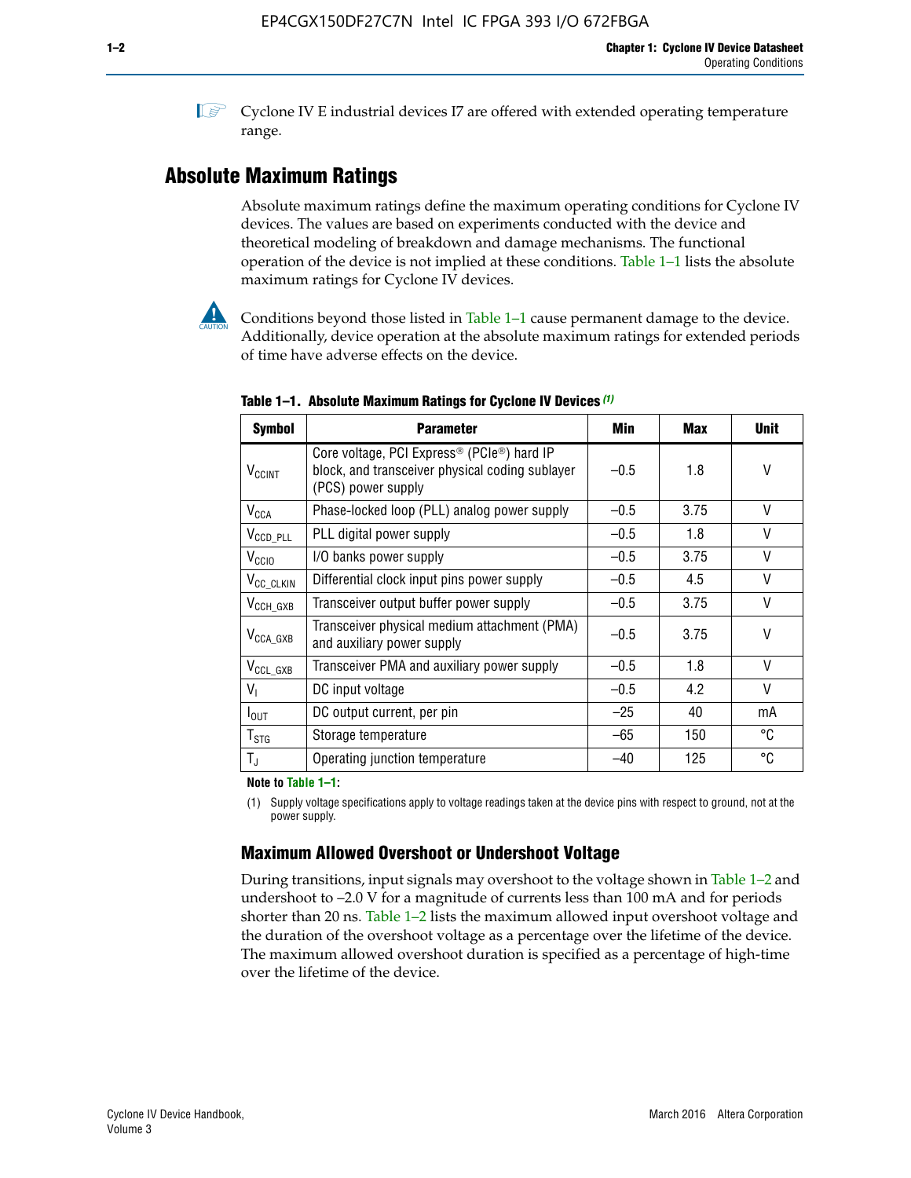Cyclone IV E industrial devices I7 are offered with extended operating temperature range.

## Absolute Maximum Ratings

Absolute maximum ratings define the maximum operating conditions for Cyclone IV devices. The values are based on experiments conducted with the device and theoretical modeling of breakdown and damage mechanisms. The functional operation of the device is not implied at these conditions. Table 1–1 lists the absolute maximum ratings for Cyclone IV devices.

Conditions beyond those listed in Table 1–1 cause permanent damage to the device. Additionally, device operation at the absolute maximum ratings for extended periods of time have adverse effects on the device.

**Table 1–1. Absolute Maximum Ratings for Cyclone IV Devices (1)**

| Symbol | Parameter | Min | Max | Unit |
|---|---|---|---|---|
| $V_{CCINT}$ | Core voltage, PCI Express® (PCIe®) hard IP block, and transceiver physical coding sublayer (PCS) power supply | –0.5 | 1.8 | V |
| $V_{CCA}$ | Phase-locked loop (PLL) analog power supply | –0.5 | 3.75 | V |
| $V_{CCD\_PLL}$ | PLL digital power supply | –0.5 | 1.8 | V |
| $V_{CCIO}$ | I/O banks power supply | –0.5 | 3.75 | V |
| $V_{CC\_CLKIN}$ | Differential clock input pins power supply | –0.5 | 4.5 | V |
| $V_{CCH\_GXB}$ | Transceiver output buffer power supply | –0.5 | 3.75 | V |
| $V_{CCA\_GXB}$ | Transceiver physical medium attachment (PMA) and auxiliary power supply | –0.5 | 3.75 | V |
| $V_{CCL\_GXB}$ | Transceiver PMA and auxiliary power supply | –0.5 | 1.8 | V |
| $V_I$ | DC input voltage | –0.5 | 4.2 | V |
| $I_{OUT}$ | DC output current, per pin | –25 | 40 | mA |
| $T_{STG}$ | Storage temperature | –65 | 150 | °C |
| $T_J$ | Operating junction temperature | –40 | 125 | °C |

**Note to Table 1–1:**

(1) Supply voltage specifications apply to voltage readings taken at the device pins with respect to ground, not at the power supply.

### Maximum Allowed Overshoot or Undershoot Voltage

During transitions, input signals may overshoot to the voltage shown in Table 1–2 and undershoot to –2.0 V for a magnitude of currents less than 100 mA and for periods shorter than 20 ns. Table 1–2 lists the maximum allowed input overshoot voltage and the duration of the overshoot voltage as a percentage over the lifetime of the device. The maximum allowed overshoot duration is specified as a percentage of high-time over the lifetime of the device.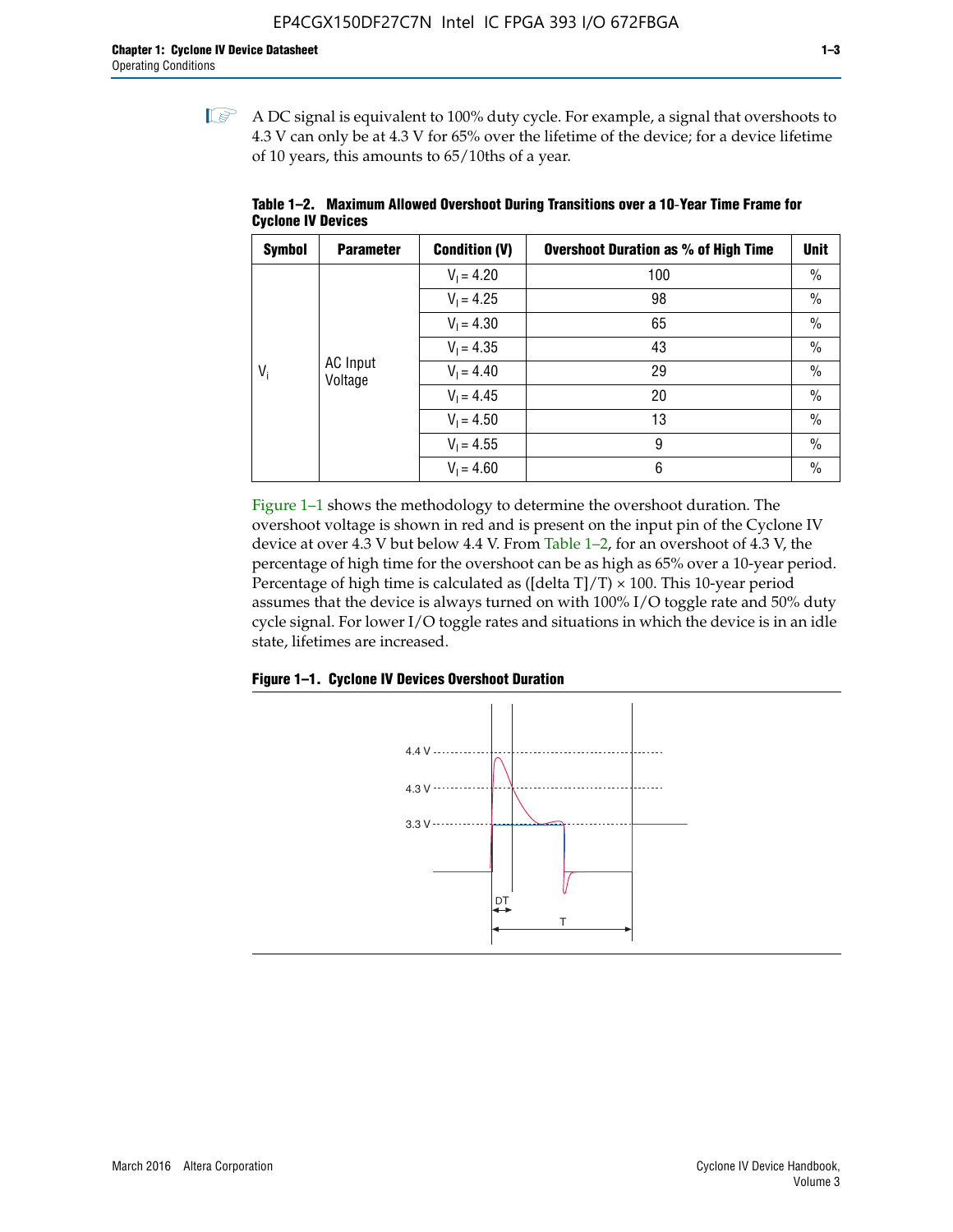A DC signal is equivalent to 100% duty cycle. For example, a signal that overshoots to 4.3 V can only be at 4.3 V for 65% over the lifetime of the device; for a device lifetime of 10 years, this amounts to 65/10ths of a year.

**Table 1–2. Maximum Allowed Overshoot During Transitions over a 10-Year Time Frame for Cyclone IV Devices**

| Symbol | Parameter | Condition (V) | Overshoot Duration as % of High Time | Unit |
|---|---|---|---|---|
| $V_i$ | AC Input Voltage | $V_I = 4.20$ | 100 | % |
| | | $V_I = 4.25$ | 98 | % |
| | | $V_I = 4.30$ | 65 | % |
| | | $V_I = 4.35$ | 43 | % |
| | | $V_I = 4.40$ | 29 | % |
| | | $V_I = 4.45$ | 20 | % |
| | | $V_I = 4.50$ | 13 | % |
| | | $V_I = 4.55$ | 9 | % |
| | | $V_I = 4.60$ | 6 | % |

Figure 1–1 shows the methodology to determine the overshoot duration. The overshoot voltage is shown in red and is present on the input pin of the Cyclone IV device at over 4.3 V but below 4.4 V. From Table 1–2, for an overshoot of 4.3 V, the percentage of high time for the overshoot can be as high as 65% over a 10-year period. Percentage of high time is calculated as ([delta T]/T) × 100. This 10-year period assumes that the device is always turned on with 100% I/O toggle rate and 50% duty cycle signal. For lower I/O toggle rates and situations in which the device is in an idle state, lifetimes are increased.

**Figure 1–1. Cyclone IV Devices Overshoot Duration**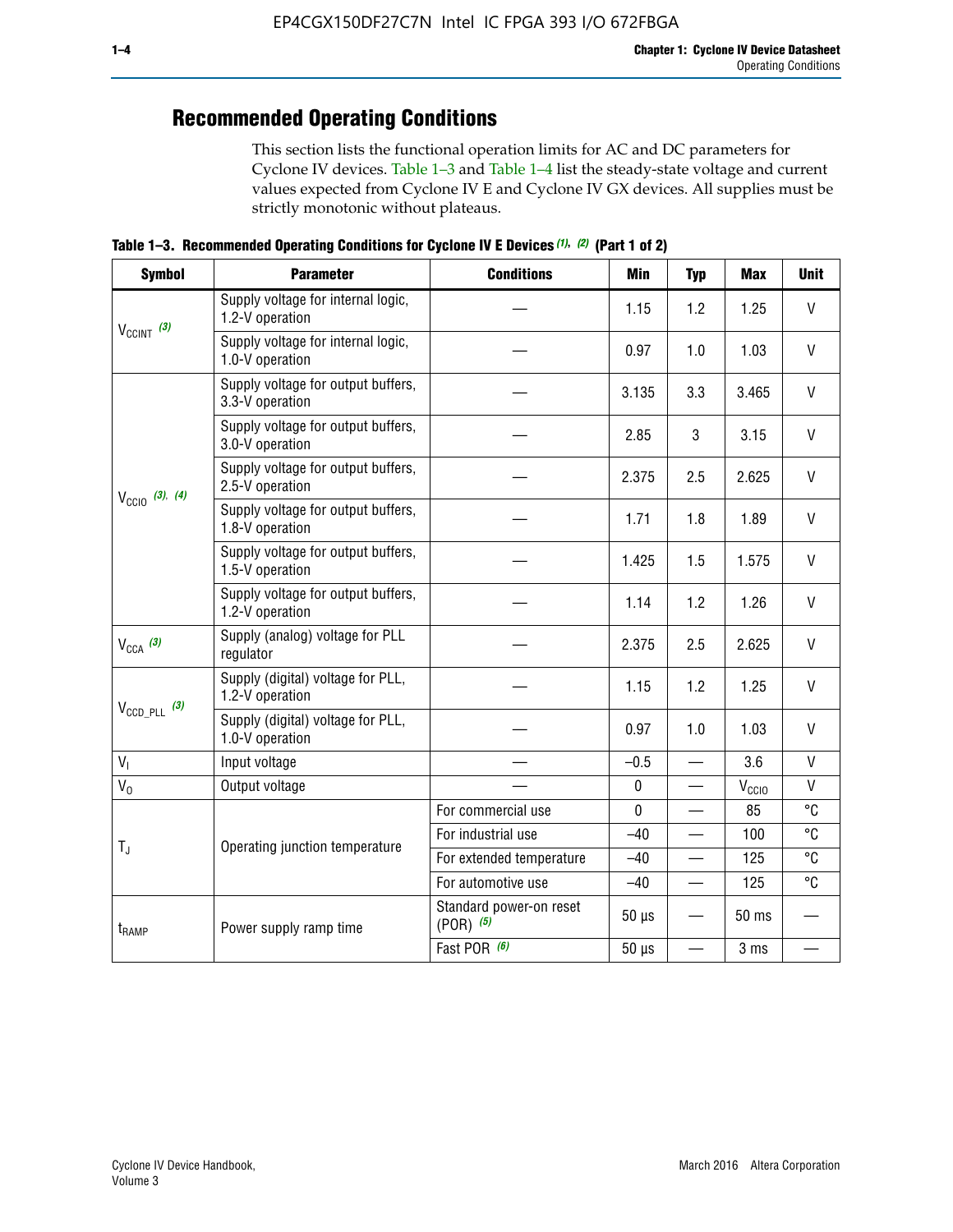## Recommended Operating Conditions

This section lists the functional operation limits for AC and DC parameters for Cyclone IV devices. Table 1–3 and Table 1–4 list the steady-state voltage and current values expected from Cyclone IV E and Cyclone IV GX devices. All supplies must be strictly monotonic without plateaus.

**Table 1–3. Recommended Operating Conditions for Cyclone IV E Devices (1), (2) (Part 1 of 2)**

| Symbol | Parameter | Conditions | Min | Typ | Max | Unit |
|---|---|---|---|---|---|---|
| $V_{CCINT}$ (3) | Supply voltage for internal logic, 1.2-V operation | — | 1.15 | 1.2 | 1.25 | V |
| | Supply voltage for internal logic, 1.0-V operation | — | 0.97 | 1.0 | 1.03 | V |
| $V_{CCIO}$ (3), (4) | Supply voltage for output buffers, 3.3-V operation | — | 3.135 | 3.3 | 3.465 | V |
| | Supply voltage for output buffers, 3.0-V operation | — | 2.85 | 3 | 3.15 | V |
| | Supply voltage for output buffers, 2.5-V operation | — | 2.375 | 2.5 | 2.625 | V |
| | Supply voltage for output buffers, 1.8-V operation | — | 1.71 | 1.8 | 1.89 | V |
| | Supply voltage for output buffers, 1.5-V operation | — | 1.425 | 1.5 | 1.575 | V |
| | Supply voltage for output buffers, 1.2-V operation | — | 1.14 | 1.2 | 1.26 | V |
| $V_{CCA}$ (3) | Supply (analog) voltage for PLL regulator | — | 2.375 | 2.5 | 2.625 | V |
| $V_{CCD\_PLL}$ (3) | Supply (digital) voltage for PLL, 1.2-V operation | — | 1.15 | 1.2 | 1.25 | V |
| | Supply (digital) voltage for PLL, 1.0-V operation | — | 0.97 | 1.0 | 1.03 | V |
| $V_I$ | Input voltage | — | –0.5 | — | 3.6 | V |
| $V_O$ | Output voltage | — | 0 | — | $V_{CCIO}$ | V |
| $T_J$ | Operating junction temperature | For commercial use | 0 | — | 85 | °C |
| | | For industrial use | –40 | — | 100 | °C |
| | | For extended temperature | –40 | — | 125 | °C |
| | | For automotive use | –40 | — | 125 | °C |
| $t_{RAMP}$ | Power supply ramp time | Standard power-on reset (POR) (5) | 50 µs | — | 50 ms | — |
| | | Fast POR (6) | 50 µs | — | 3 ms | — |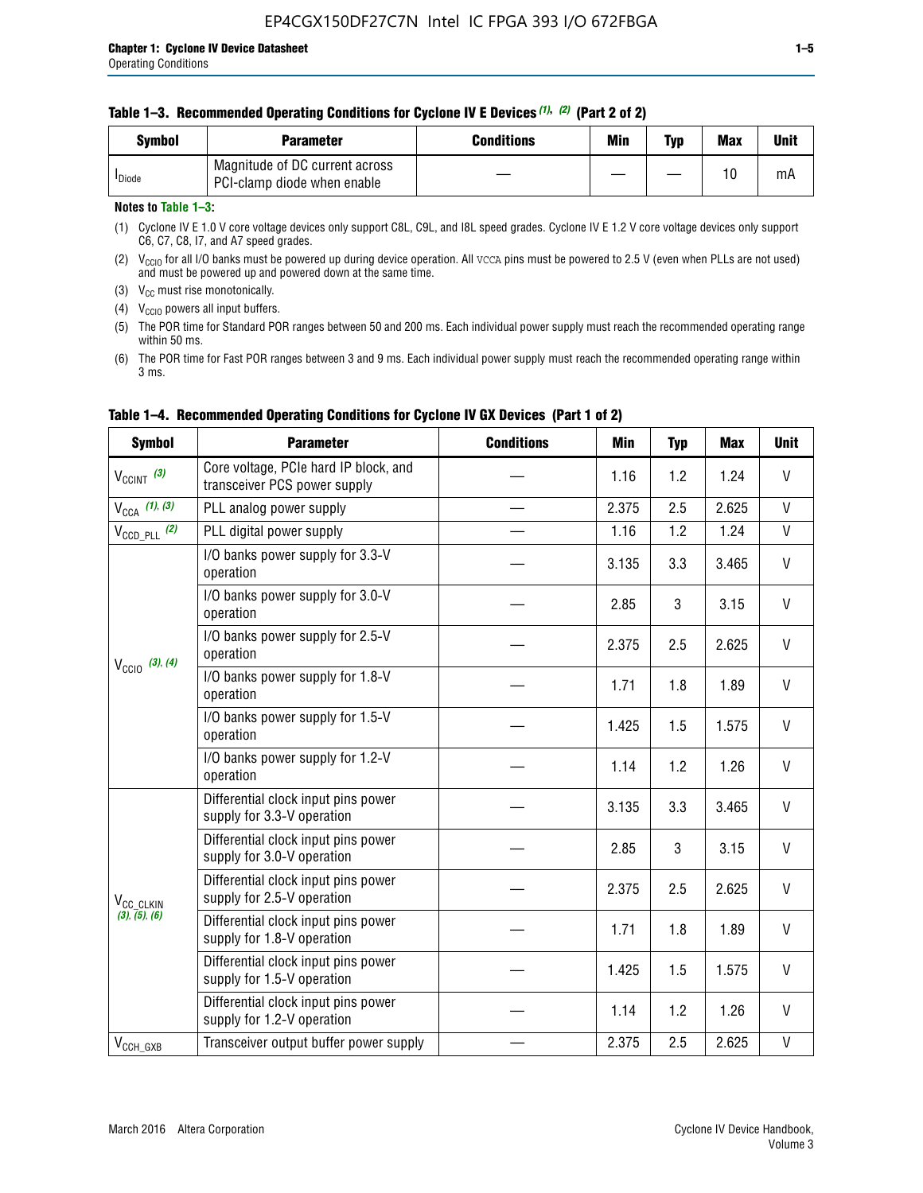**Table 1–3. Recommended Operating Conditions for Cyclone IV E Devices (1), (2) (Part 2 of 2)**

| Symbol | Parameter | Conditions | Min | Typ | Max | Unit |
|---|---|---|---|---|---|---|
| $I_{Diode}$ | Magnitude of DC current across PCI-clamp diode when enable | — | — | — | 10 | mA |

**Notes to Table 1–3:**

(1) Cyclone IV E 1.0 V core voltage devices only support C8L, C9L, and I8L speed grades. Cyclone IV E 1.2 V core voltage devices only support C6, C7, C8, I7, and A7 speed grades.

(2) $V_{CCIO}$ for all I/O banks must be powered up during device operation. All VCCA pins must be powered to 2.5 V (even when PLLs are not used) and must be powered up and powered down at the same time.

(3) $V_{CC}$ must rise monotonically.

(4) $V_{CCIO}$ powers all input buffers.

(5) The POR time for Standard POR ranges between 50 and 200 ms. Each individual power supply must reach the recommended operating range within 50 ms.

(6) The POR time for Fast POR ranges between 3 and 9 ms. Each individual power supply must reach the recommended operating range within 3 ms.

**Table 1–4. Recommended Operating Conditions for Cyclone IV GX Devices (Part 1 of 2)**

| Symbol | Parameter | Conditions | Min | Typ | Max | Unit |
|---|---|---|---|---|---|---|
| $V_{CCINT}$ (3) | Core voltage, PCIe hard IP block, and transceiver PCS power supply | — | 1.16 | 1.2 | 1.24 | V |
| $V_{CCA}$ (1), (3) | PLL analog power supply | — | 2.375 | 2.5 | 2.625 | V |
| $V_{CCD\_PLL}$ (2) | PLL digital power supply | — | 1.16 | 1.2 | 1.24 | V |
| $V_{CCIO}$ (3), (4) | I/O banks power supply for 3.3-V operation | — | 3.135 | 3.3 | 3.465 | V |
| | I/O banks power supply for 3.0-V operation | — | 2.85 | 3 | 3.15 | V |
| | I/O banks power supply for 2.5-V operation | — | 2.375 | 2.5 | 2.625 | V |
| | I/O banks power supply for 1.8-V operation | — | 1.71 | 1.8 | 1.89 | V |
| | I/O banks power supply for 1.5-V operation | — | 1.425 | 1.5 | 1.575 | V |
| | I/O banks power supply for 1.2-V operation | — | 1.14 | 1.2 | 1.26 | V |
| $V_{CC\_CLKIN}$ (3), (5), (6) | Differential clock input pins power supply for 3.3-V operation | — | 3.135 | 3.3 | 3.465 | V |
| | Differential clock input pins power supply for 3.0-V operation | — | 2.85 | 3 | 3.15 | V |
| | Differential clock input pins power supply for 2.5-V operation | — | 2.375 | 2.5 | 2.625 | V |
| | Differential clock input pins power supply for 1.8-V operation | — | 1.71 | 1.8 | 1.89 | V |
| | Differential clock input pins power supply for 1.5-V operation | — | 1.425 | 1.5 | 1.575 | V |
| | Differential clock input pins power supply for 1.2-V operation | — | 1.14 | 1.2 | 1.26 | V |
| $V_{CCH\_GXB}$ | Transceiver output buffer power supply | — | 2.375 | 2.5 | 2.625 | V |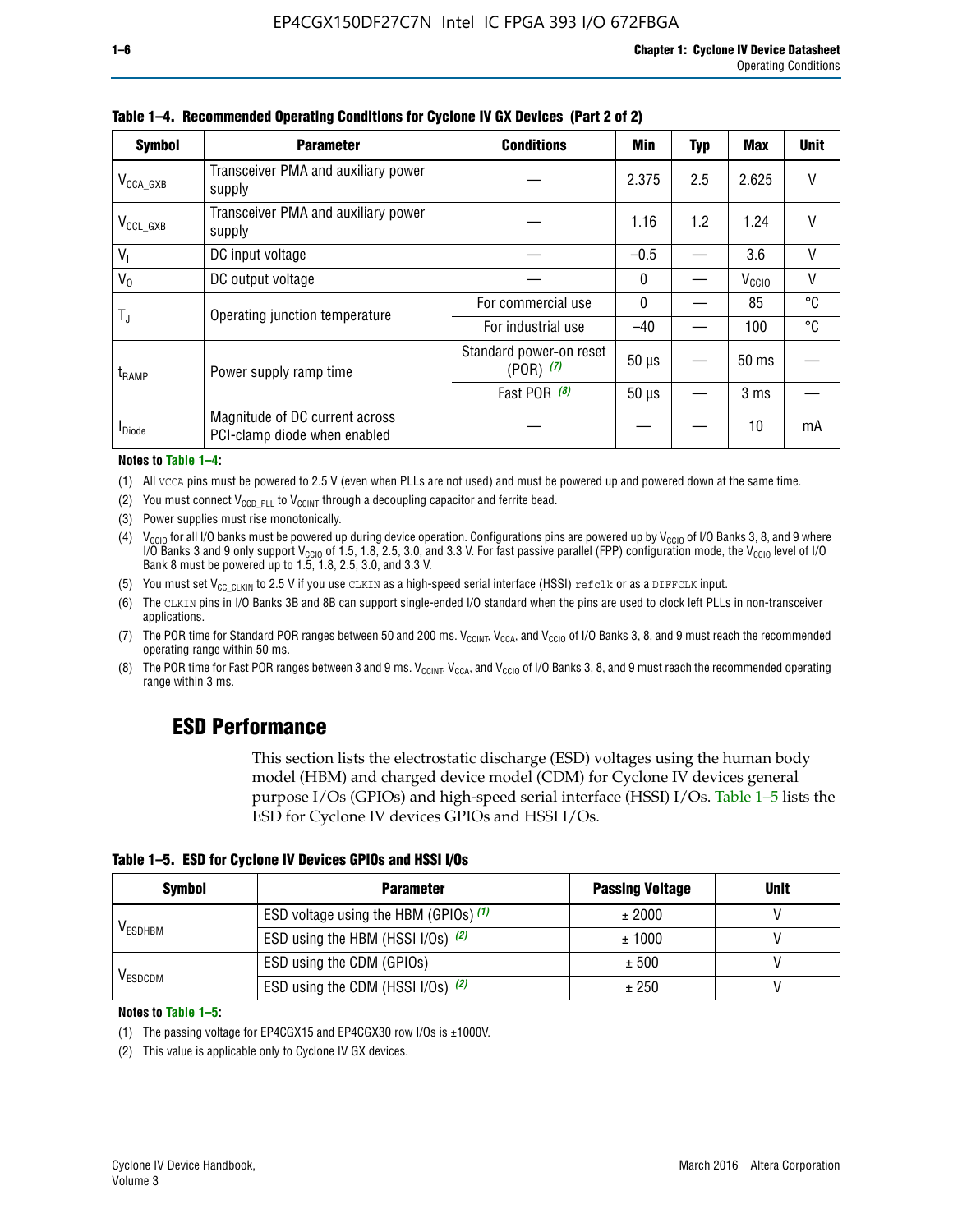**Table 1–4. Recommended Operating Conditions for Cyclone IV GX Devices (Part 2 of 2)**

| Symbol | Parameter | Conditions | Min | Typ | Max | Unit |
|---|---|---|---|---|---|---|
| $V_{CCA\_GXB}$ | Transceiver PMA and auxiliary power supply | — | 2.375 | 2.5 | 2.625 | V |
| $V_{CCL\_GXB}$ | Transceiver PMA and auxiliary power supply | — | 1.16 | 1.2 | 1.24 | V |
| $V_I$ | DC input voltage | — | –0.5 | — | 3.6 | V |
| $V_O$ | DC output voltage | — | 0 | — | $V_{CCIO}$ | V |
| $T_J$ | Operating junction temperature | For commercial use | 0 | — | 85 | °C |
| | | For industrial use | –40 | — | 100 | °C |
| $t_{RAMP}$ | Power supply ramp time | Standard power-on reset (POR) *(7)* | 50 µs | — | 50 ms | — |
| | | Fast POR *(8)* | 50 µs | — | 3 ms | — |
| $I_{Diode}$ | Magnitude of DC current across PCI-clamp diode when enabled | — | — | — | 10 | mA |

**Notes to Table 1–4:**

(1) All VCCA pins must be powered to 2.5 V (even when PLLs are not used) and must be powered up and powered down at the same time.

(2) You must connect $V_{CCD\_PLL}$ to $V_{CCINT}$ through a decoupling capacitor and ferrite bead.

(3) Power supplies must rise monotonically.

(4) $V_{CCIO}$ for all I/O banks must be powered up during device operation. Configurations pins are powered up by $V_{CCIO}$ of I/O Banks 3, 8, and 9 where I/O Banks 3 and 9 only support $V_{CCIO}$ of 1.5, 1.8, 2.5, 3.0, and 3.3 V. For fast passive parallel (FPP) configuration mode, the $V_{CCIO}$ level of I/O Bank 8 must be powered up to 1.5, 1.8, 2.5, 3.0, and 3.3 V.

(5) You must set $V_{CC\_CLKIN}$ to 2.5 V if you use CLKIN as a high-speed serial interface (HSSI) refclk or as a DIFFCLK input.

(6) The CLKIN pins in I/O Banks 3B and 8B can support single-ended I/O standard when the pins are used to clock left PLLs in non-transceiver applications.

(7) The POR time for Standard POR ranges between 50 and 200 ms. $V_{CCINT}$, $V_{CCA}$, and $V_{CCIO}$ of I/O Banks 3, 8, and 9 must reach the recommended operating range within 50 ms.

(8) The POR time for Fast POR ranges between 3 and 9 ms. $V_{CCINT}$, $V_{CCA}$, and $V_{CCIO}$ of I/O Banks 3, 8, and 9 must reach the recommended operating range within 3 ms.

## ESD Performance

This section lists the electrostatic discharge (ESD) voltages using the human body model (HBM) and charged device model (CDM) for Cyclone IV devices general purpose I/Os (GPIOs) and high-speed serial interface (HSSI) I/Os. Table 1–5 lists the ESD for Cyclone IV devices GPIOs and HSSI I/Os.

**Table 1–5. ESD for Cyclone IV Devices GPIOs and HSSI I/Os**

| Symbol | Parameter | Passing Voltage | Unit |
|---|---|---|---|
| $V_{ESDHBM}$ | ESD voltage using the HBM (GPIOs) *(1)* | ± 2000 | V |
| | ESD using the HBM (HSSI I/Os) *(2)* | ± 1000 | V |
| $V_{ESDCDM}$ | ESD using the CDM (GPIOs) | ± 500 | V |
| | ESD using the CDM (HSSI I/Os) *(2)* | ± 250 | V |

**Notes to Table 1–5:**

(1) The passing voltage for EP4CGX15 and EP4CGX30 row I/Os is ±1000V.

(2) This value is applicable only to Cyclone IV GX devices.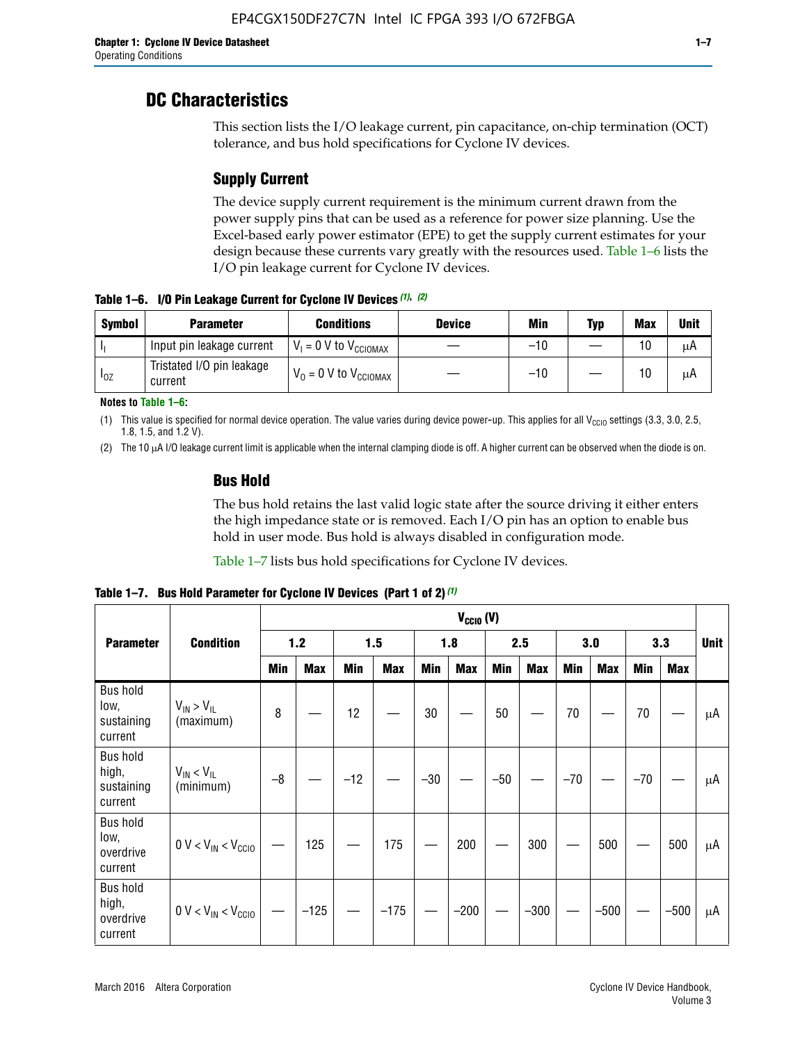# DC Characteristics

This section lists the I/O leakage current, pin capacitance, on-chip termination (OCT) tolerance, and bus hold specifications for Cyclone IV devices.

## Supply Current

The device supply current requirement is the minimum current drawn from the power supply pins that can be used as a reference for power size planning. Use the Excel-based early power estimator (EPE) to get the supply current estimates for your design because these currents vary greatly with the resources used. Table 1–6 lists the I/O pin leakage current for Cyclone IV devices.

**Table 1–6. I/O Pin Leakage Current for Cyclone IV Devices** *(1)*, *(2)*

| Symbol | Parameter | Conditions | Device | Min | Typ | Max | Unit |
|---|---|---|---|---|---|---|---|
| $I_I$ | Input pin leakage current | $V_I$ = 0 V to $V_{CCIOMAX}$ | — | –10 | — | 10 | μA |
| $I_{OZ}$ | Tristated I/O pin leakage current | $V_O$ = 0 V to $V_{CCIOMAX}$ | — | –10 | — | 10 | μA |

**Notes to Table 1–6:**

(1) This value is specified for normal device operation. The value varies during device power-up. This applies for all $V_{CCIO}$ settings (3.3, 3.0, 2.5, 1.8, 1.5, and 1.2 V).

(2) The 10 μA I/O leakage current limit is applicable when the internal clamping diode is off. A higher current can be observed when the diode is on.

## Bus Hold

The bus hold retains the last valid logic state after the source driving it either enters the high impedance state or is removed. Each I/O pin has an option to enable bus hold in user mode. Bus hold is always disabled in configuration mode.

Table 1–7 lists bus hold specifications for Cyclone IV devices.

**Table 1–7. Bus Hold Parameter for Cyclone IV Devices (Part 1 of 2)** *(1)*

| Parameter | Condition | $V_{CCIO}$ (V) | | | | | | | | | | | | Unit |
|---|---|---|---|---|---|---|---|---|---|---|---|---|---|---|
| | | 1.2 | | 1.5 | | 1.8 | | 2.5 | | 3.0 | | 3.3 | | |
| | | Min | Max | Min | Max | Min | Max | Min | Max | Min | Max | Min | Max | |
| Bus hold low, sustaining current | $V_{IN} > V_{IL}$ (maximum) | 8 | — | 12 | — | 30 | — | 50 | — | 70 | — | 70 | — | μA |
| Bus hold high, sustaining current | $V_{IN} < V_{IL}$ (minimum) | –8 | — | –12 | — | –30 | — | –50 | — | –70 | — | –70 | — | μA |
| Bus hold low, overdrive current | $0 V < V_{IN} < V_{CCIO}$ | — | 125 | — | 175 | — | 200 | — | 300 | — | 500 | — | 500 | μA |
| Bus hold high, overdrive current | $0 V < V_{IN} < V_{CCIO}$ | — | –125 | — | –175 | — | –200 | — | –300 | — | –500 | — | –500 | μA |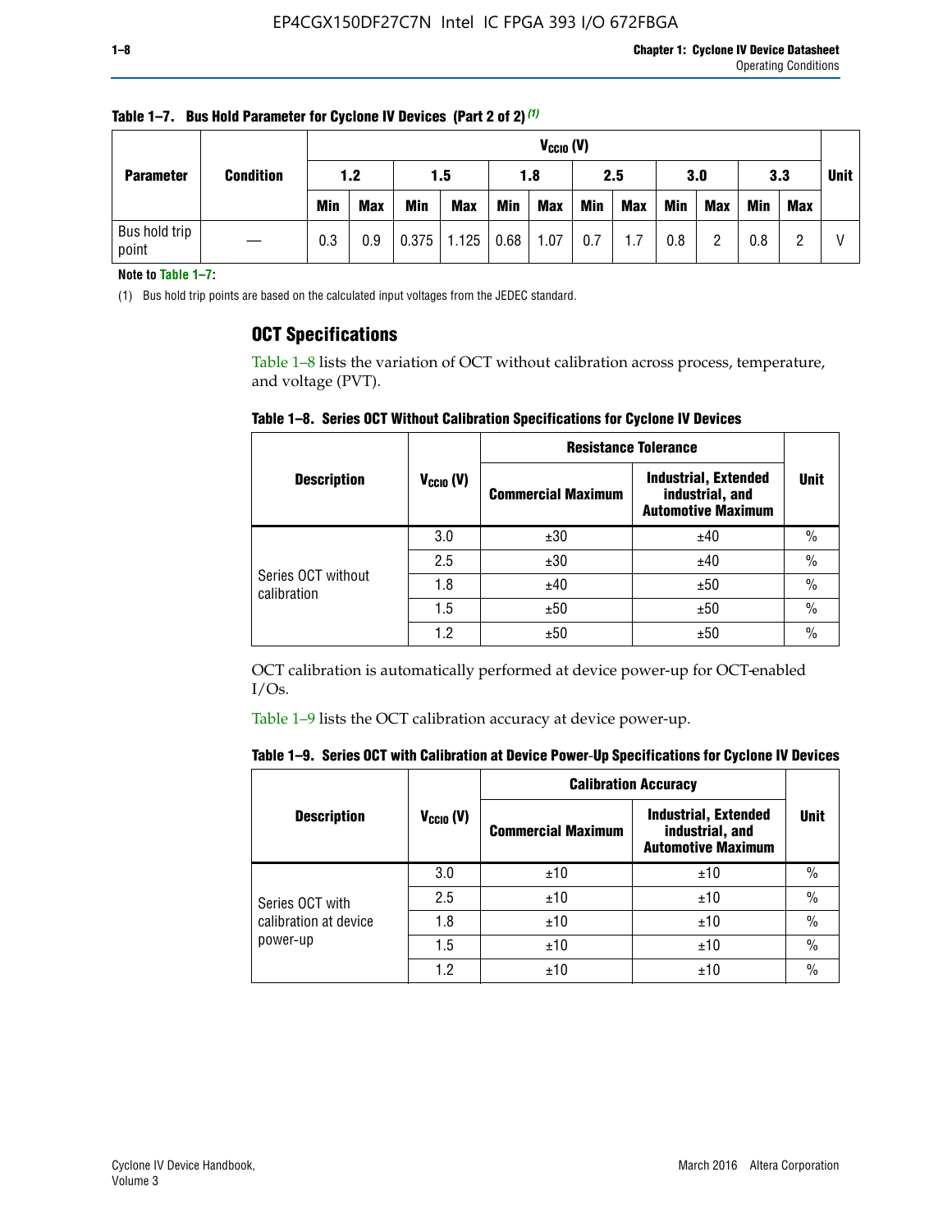**Table 1–7. Bus Hold Parameter for Cyclone IV Devices (Part 2 of 2)** (1)

| Parameter | Condition | $V_{CCIO}$ (V) | | | | | | | | | | | | Unit |
|---|---|---|---|---|---|---|---|---|---|---|---|---|---|---|
| | | 1.2 | | 1.5 | | 1.8 | | 2.5 | | 3.0 | | 3.3 | | |
| | | Min | Max | Min | Max | Min | Max | Min | Max | Min | Max | Min | Max | |
| Bus hold trip point | — | 0.3 | 0.9 | 0.375 | 1.125 | 0.68 | 1.07 | 0.7 | 1.7 | 0.8 | 2 | 0.8 | 2 | V |

**Note to Table 1–7:**

(1) Bus hold trip points are based on the calculated input voltages from the JEDEC standard.

## OCT Specifications

Table 1–8 lists the variation of OCT without calibration across process, temperature, and voltage (PVT).

**Table 1–8. Series OCT Without Calibration Specifications for Cyclone IV Devices**

| Description | $V_{CCIO}$ (V) | Resistance Tolerance | | Unit |
|---|---|---|---|---|
| | | Commercial Maximum | Industrial, Extended industrial, and Automotive Maximum | |
| Series OCT without calibration | 3.0 | ±30 | ±40 | % |
| | 2.5 | ±30 | ±40 | % |
| | 1.8 | ±40 | ±50 | % |
| | 1.5 | ±50 | ±50 | % |
| | 1.2 | ±50 | ±50 | % |

OCT calibration is automatically performed at device power-up for OCT-enabled I/Os.

Table 1–9 lists the OCT calibration accuracy at device power-up.

**Table 1–9. Series OCT with Calibration at Device Power-Up Specifications for Cyclone IV Devices**

| Description | $V_{CCIO}$ (V) | Calibration Accuracy | | Unit |
|---|---|---|---|---|
| | | Commercial Maximum | Industrial, Extended industrial, and Automotive Maximum | |
| Series OCT with calibration at device power-up | 3.0 | ±10 | ±10 | % |
| | 2.5 | ±10 | ±10 | % |
| | 1.8 | ±10 | ±10 | % |
| | 1.5 | ±10 | ±10 | % |
| | 1.2 | ±10 | ±10 | % |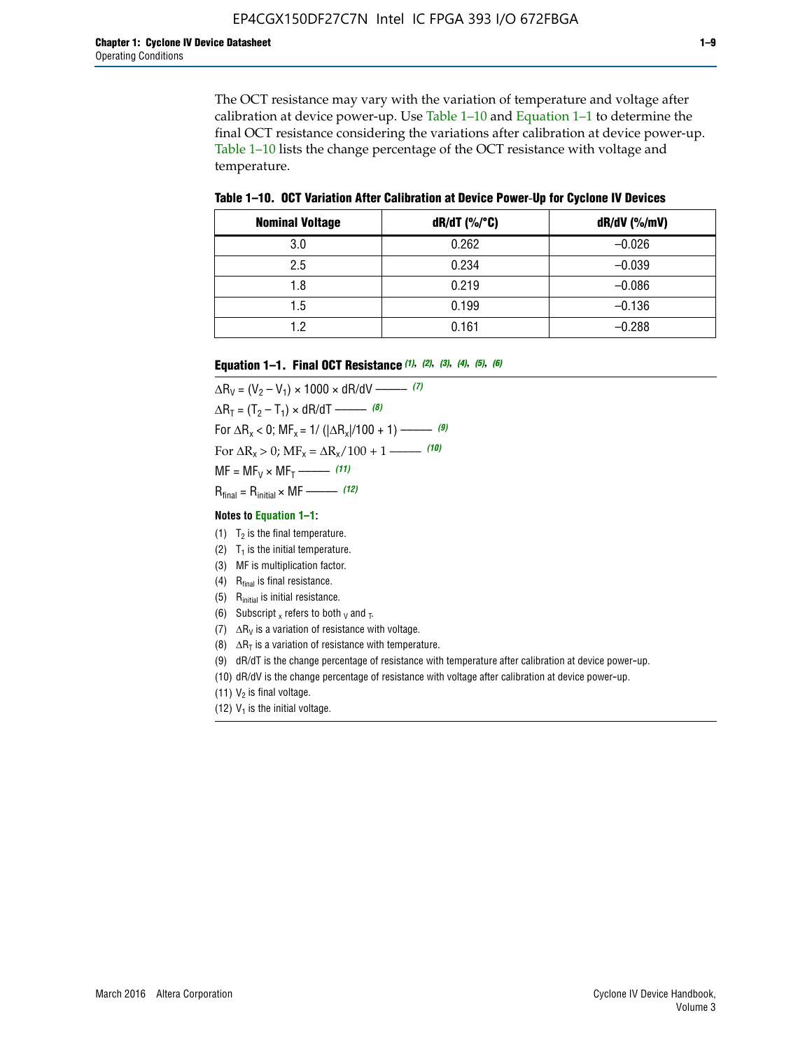The OCT resistance may vary with the variation of temperature and voltage after calibration at device power-up. Use Table 1–10 and Equation 1–1 to determine the final OCT resistance considering the variations after calibration at device power-up. Table 1–10 lists the change percentage of the OCT resistance with voltage and temperature.

**Table 1–10. OCT Variation After Calibration at Device Power-Up for Cyclone IV Devices**

| Nominal Voltage | dR/dT (%/°C) | dR/dV (%/mV) |
|---|---|---|
| 3.0 | 0.262 | –0.026 |
| 2.5 | 0.234 | –0.039 |
| 1.8 | 0.219 | –0.086 |
| 1.5 | 0.199 | –0.136 |
| 1.2 | 0.161 | –0.288 |

**Equation 1–1. Final OCT Resistance** *(1), (2), (3), (4), (5), (6)*

$\Delta R_V = (V_2 - V_1) \times 1000 \times dR/dV$ ——— *(7)*

$\Delta R_T = (T_2 - T_1) \times dR/dT$ ——— *(8)*

For $\Delta R_x < 0$; $MF_x = 1/(|\Delta R_x|/100 + 1)$ ——— *(9)*

For $\Delta R_x > 0$; $MF_x = \Delta R_x/100 + 1$ ——— *(10)*

$MF = MF_V \times MF_T$ ——— *(11)*

$R_{final} = R_{initial} \times MF$ ——— *(12)*

**Notes to Equation 1–1:**

(1) $T_2$ is the final temperature.

(2) $T_1$ is the initial temperature.

(3) MF is multiplication factor.

(4) $R_{final}$ is final resistance.

(5) $R_{initial}$ is initial resistance.

(6) Subscript $_x$ refers to both $_V$ and $_T$.

(7) $\Delta R_V$ is a variation of resistance with voltage.

(8) $\Delta R_T$ is a variation of resistance with temperature.

(9) dR/dT is the change percentage of resistance with temperature after calibration at device power-up.

(10) dR/dV is the change percentage of resistance with voltage after calibration at device power-up.

(11) $V_2$ is final voltage.

(12) $V_1$ is the initial voltage.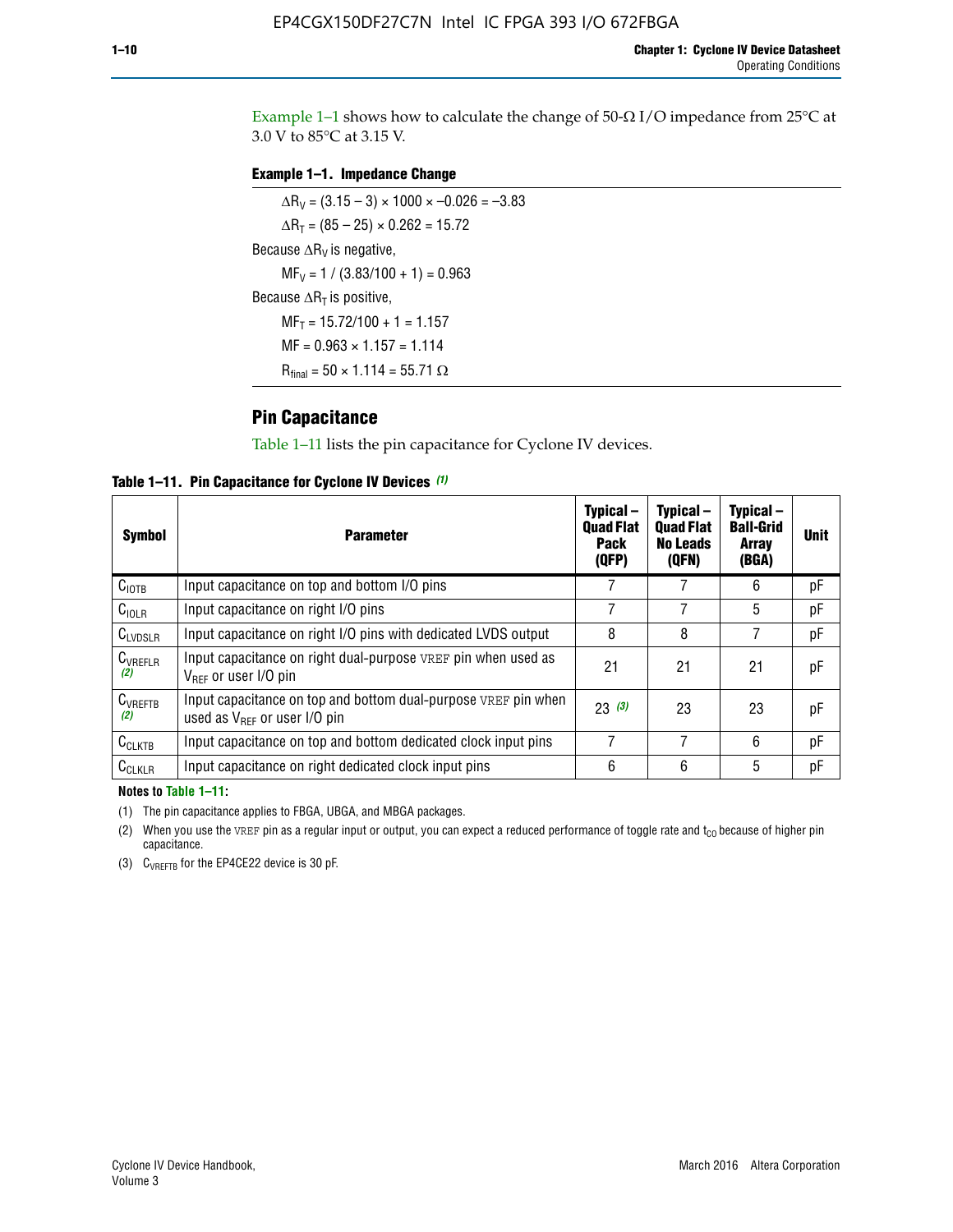Example 1–1 shows how to calculate the change of 50-Ω I/O impedance from 25°C at 3.0 V to 85°C at 3.15 V.

**Example 1–1. Impedance Change**

$\Delta R_V = (3.15 - 3) \times 1000 \times -0.026 = -3.83$

$\Delta R_T = (85 - 25) \times 0.262 = 15.72$

Because $\Delta R_V$ is negative,

$MF_V = 1 / (3.83/100 + 1) = 0.963$

Because $\Delta R_T$ is positive,

$MF_T = 15.72/100 + 1 = 1.157$

$MF = 0.963 \times 1.157 = 1.114$

$R_{final} = 50 \times 1.114 = 55.71\ \Omega$

## Pin Capacitance

Table 1–11 lists the pin capacitance for Cyclone IV devices.

**Table 1–11. Pin Capacitance for Cyclone IV Devices (1)**

| Symbol | Parameter | Typical – Quad Flat Pack (QFP) | Typical – Quad Flat No Leads (QFN) | Typical – Ball-Grid Array (BGA) | Unit |
|---|---|---|---|---|---|
| $C_{IOTB}$ | Input capacitance on top and bottom I/O pins | 7 | 7 | 6 | pF |
| $C_{IOLR}$ | Input capacitance on right I/O pins | 7 | 7 | 5 | pF |
| $C_{LVDSLR}$ | Input capacitance on right I/O pins with dedicated LVDS output | 8 | 8 | 7 | pF |
| $C_{VREFLR}$ (2) | Input capacitance on right dual-purpose VREF pin when used as $V_{REF}$ or user I/O pin | 21 | 21 | 21 | pF |
| $C_{VREFTB}$ (2) | Input capacitance on top and bottom dual-purpose VREF pin when used as $V_{REF}$ or user I/O pin | 23 (3) | 23 | 23 | pF |
| $C_{CLKTB}$ | Input capacitance on top and bottom dedicated clock input pins | 7 | 7 | 6 | pF |
| $C_{CLKLR}$ | Input capacitance on right dedicated clock input pins | 6 | 6 | 5 | pF |

**Notes to Table 1–11:**

(1) The pin capacitance applies to FBGA, UBGA, and MBGA packages.

(2) When you use the VREF pin as a regular input or output, you can expect a reduced performance of toggle rate and $t_{CO}$ because of higher pin capacitance.

(3) $C_{VREFTB}$ for the EP4CE22 device is 30 pF.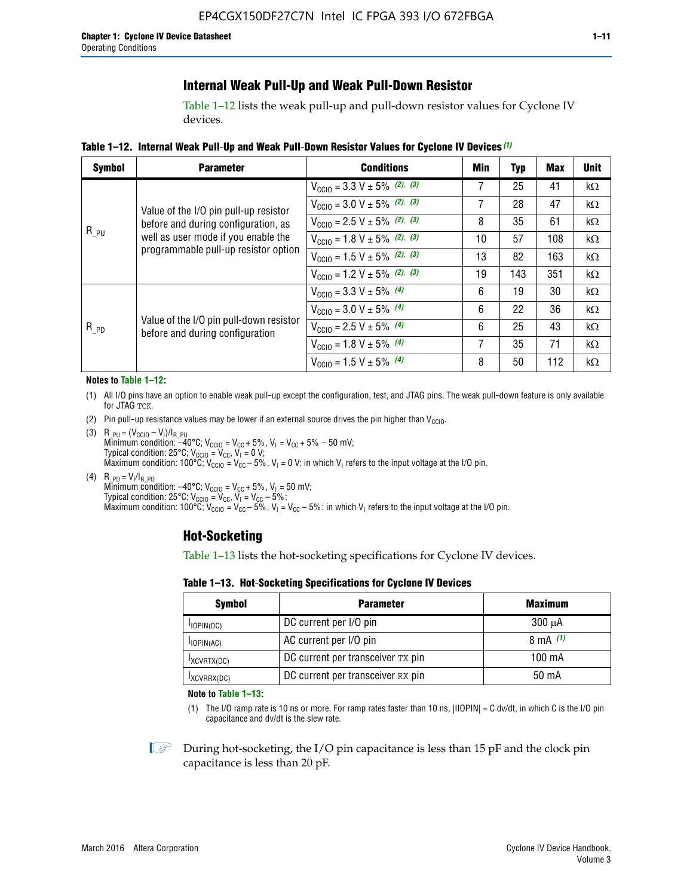## Internal Weak Pull-Up and Weak Pull-Down Resistor

Table 1–12 lists the weak pull-up and pull-down resistor values for Cyclone IV devices.

**Table 1–12. Internal Weak Pull-Up and Weak Pull-Down Resistor Values for Cyclone IV Devices** *(1)*

| Symbol | Parameter | Conditions | Min | Typ | Max | Unit |
|---|---|---|---|---|---|---|
| $R_{\_PU}$ | Value of the I/O pin pull-up resistor before and during configuration, as well as user mode if you enable the programmable pull-up resistor option | $V_{CCIO}$ = 3.3 V ± 5% *(2), (3)* | 7 | 25 | 41 | kΩ |
| | | $V_{CCIO}$ = 3.0 V ± 5% *(2), (3)* | 7 | 28 | 47 | kΩ |
| | | $V_{CCIO}$ = 2.5 V ± 5% *(2), (3)* | 8 | 35 | 61 | kΩ |
| | | $V_{CCIO}$ = 1.8 V ± 5% *(2), (3)* | 10 | 57 | 108 | kΩ |
| | | $V_{CCIO}$ = 1.5 V ± 5% *(2), (3)* | 13 | 82 | 163 | kΩ |
| | | $V_{CCIO}$ = 1.2 V ± 5% *(2), (3)* | 19 | 143 | 351 | kΩ |
| $R_{\_PD}$ | Value of the I/O pin pull-down resistor before and during configuration | $V_{CCIO}$ = 3.3 V ± 5% *(4)* | 6 | 19 | 30 | kΩ |
| | | $V_{CCIO}$ = 3.0 V ± 5% *(4)* | 6 | 22 | 36 | kΩ |
| | | $V_{CCIO}$ = 2.5 V ± 5% *(4)* | 6 | 25 | 43 | kΩ |
| | | $V_{CCIO}$ = 1.8 V ± 5% *(4)* | 7 | 35 | 71 | kΩ |
| | | $V_{CCIO}$ = 1.5 V ± 5% *(4)* | 8 | 50 | 112 | kΩ |

**Notes to Table 1–12:**

(1) All I/O pins have an option to enable weak pull-up except the configuration, test, and JTAG pins. The weak pull-down feature is only available for JTAG TCK.

(2) Pin pull-up resistance values may be lower if an external source drives the pin higher than $V_{CCIO}$.

(3) $R_{\_PU} = (V_{CCIO} - V_I)/I_{R\_PU}$
Minimum condition: –40°C; $V_{CCIO} = V_{CC} + 5\%$, $V_I = V_{CC} + 5\% - 50$ mV;
Typical condition: 25°C; $V_{CCIO} = V_{CC}$, $V_I = 0$ V;
Maximum condition: 100°C; $V_{CCIO} = V_{CC} - 5\%$, $V_I = 0$ V; in which $V_I$ refers to the input voltage at the I/O pin.

(4) $R_{\_PD} = V_I/I_{R\_PD}$
Minimum condition: –40°C; $V_{CCIO} = V_{CC} + 5\%$, $V_I = 50$ mV;
Typical condition: 25°C; $V_{CCIO} = V_{CC}$, $V_I = V_{CC} - 5\%$;
Maximum condition: 100°C; $V_{CCIO} = V_{CC} - 5\%$, $V_I = V_{CC} - 5\%$; in which $V_I$ refers to the input voltage at the I/O pin.

## Hot-Socketing

Table 1–13 lists the hot-socketing specifications for Cyclone IV devices.

**Table 1–13. Hot-Socketing Specifications for Cyclone IV Devices**

| Symbol | Parameter | Maximum |
|---|---|---|
| $I_{IOPIN(DC)}$ | DC current per I/O pin | 300 μA |
| $I_{IOPIN(AC)}$ | AC current per I/O pin | 8 mA *(1)* |
| $I_{XCVRTX(DC)}$ | DC current per transceiver TX pin | 100 mA |
| $I_{XCVRRX(DC)}$ | DC current per transceiver RX pin | 50 mA |

**Note to Table 1–13:**

(1) The I/O ramp rate is 10 ns or more. For ramp rates faster than 10 ns, |IIOPIN| = C dv/dt, in which C is the I/O pin capacitance and dv/dt is the slew rate.

During hot-socketing, the I/O pin capacitance is less than 15 pF and the clock pin capacitance is less than 20 pF.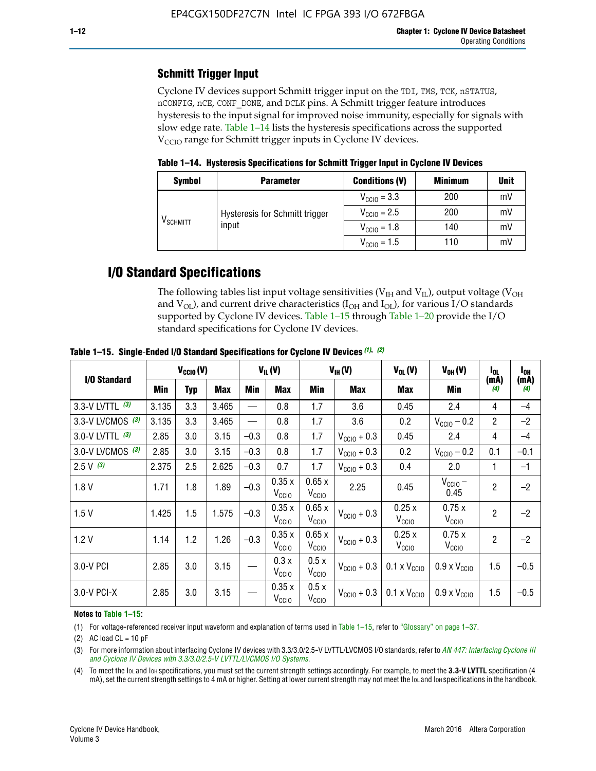## Schmitt Trigger Input

Cyclone IV devices support Schmitt trigger input on the TDI, TMS, TCK, nSTATUS, nCONFIG, nCE, CONF_DONE, and DCLK pins. A Schmitt trigger feature introduces hysteresis to the input signal for improved noise immunity, especially for signals with slow edge rate. Table 1–14 lists the hysteresis specifications across the supported $V_{CCIO}$ range for Schmitt trigger inputs in Cyclone IV devices.

**Table 1–14. Hysteresis Specifications for Schmitt Trigger Input in Cyclone IV Devices**

| Symbol | Parameter | Conditions (V) | Minimum | Unit |
|---|---|---|---|---|
| $V_{SCHMITT}$ | Hysteresis for Schmitt trigger input | $V_{CCIO}$ = 3.3 | 200 | mV |
| | | $V_{CCIO}$ = 2.5 | 200 | mV |
| | | $V_{CCIO}$ = 1.8 | 140 | mV |
| | | $V_{CCIO}$ = 1.5 | 110 | mV |

# I/O Standard Specifications

The following tables list input voltage sensitivities ($V_{IH}$ and $V_{IL}$), output voltage ($V_{OH}$ and $V_{OL}$), and current drive characteristics ($I_{OH}$ and $I_{OL}$), for various I/O standards supported by Cyclone IV devices. Table 1–15 through Table 1–20 provide the I/O standard specifications for Cyclone IV devices.

**Table 1–15. Single-Ended I/O Standard Specifications for Cyclone IV Devices (1), (2)**

| I/O Standard | $V_{CCIO}$ (V) | | | $V_{IL}$ (V) | | $V_{IH}$ (V) | | $V_{OL}$ (V) | $V_{OH}$ (V) | $I_{OL}$ (mA) (4) | $I_{OH}$ (mA) (4) |
|---|---|---|---|---|---|---|---|---|---|---|---|
| | Min | Typ | Max | Min | Max | Min | Max | Max | Min | | |
| 3.3-V LVTTL (3) | 3.135 | 3.3 | 3.465 | — | 0.8 | 1.7 | 3.6 | 0.45 | 2.4 | 4 | –4 |
| 3.3-V LVCMOS (3) | 3.135 | 3.3 | 3.465 | — | 0.8 | 1.7 | 3.6 | 0.2 | $V_{CCIO}$ – 0.2 | 2 | –2 |
| 3.0-V LVTTL (3) | 2.85 | 3.0 | 3.15 | –0.3 | 0.8 | 1.7 | $V_{CCIO}$ + 0.3 | 0.45 | 2.4 | 4 | –4 |
| 3.0-V LVCMOS (3) | 2.85 | 3.0 | 3.15 | –0.3 | 0.8 | 1.7 | $V_{CCIO}$ + 0.3 | 0.2 | $V_{CCIO}$ – 0.2 | 0.1 | –0.1 |
| 2.5 V (3) | 2.375 | 2.5 | 2.625 | –0.3 | 0.7 | 1.7 | $V_{CCIO}$ + 0.3 | 0.4 | 2.0 | 1 | –1 |
| 1.8 V | 1.71 | 1.8 | 1.89 | –0.3 | 0.35 x $V_{CCIO}$ | 0.65 x $V_{CCIO}$ | 2.25 | 0.45 | $V_{CCIO}$ – 0.45 | 2 | –2 |
| 1.5 V | 1.425 | 1.5 | 1.575 | –0.3 | 0.35 x $V_{CCIO}$ | 0.65 x $V_{CCIO}$ | $V_{CCIO}$ + 0.3 | 0.25 x $V_{CCIO}$ | 0.75 x $V_{CCIO}$ | 2 | –2 |
| 1.2 V | 1.14 | 1.2 | 1.26 | –0.3 | 0.35 x $V_{CCIO}$ | 0.65 x $V_{CCIO}$ | $V_{CCIO}$ + 0.3 | 0.25 x $V_{CCIO}$ | 0.75 x $V_{CCIO}$ | 2 | –2 |
| 3.0-V PCI | 2.85 | 3.0 | 3.15 | — | 0.3 x $V_{CCIO}$ | 0.5 x $V_{CCIO}$ | $V_{CCIO}$ + 0.3 | 0.1 x $V_{CCIO}$ | 0.9 x $V_{CCIO}$ | 1.5 | –0.5 |
| 3.0-V PCI-X | 2.85 | 3.0 | 3.15 | — | 0.35 x $V_{CCIO}$ | 0.5 x $V_{CCIO}$ | $V_{CCIO}$ + 0.3 | 0.1 x $V_{CCIO}$ | 0.9 x $V_{CCIO}$ | 1.5 | –0.5 |

**Notes to Table 1–15:**

(1) For voltage-referenced receiver input waveform and explanation of terms used in Table 1–15, refer to "Glossary" on page 1–37.

(2) AC load CL = 10 pF

(3) For more information about interfacing Cyclone IV devices with 3.3/3.0/2.5-V LVTTL/LVCMOS I/O standards, refer to *AN 447: Interfacing Cyclone III and Cyclone IV Devices with 3.3/3.0/2.5-V LVTTL/LVCMOS I/O Systems*.

(4) To meet the $I_{OL}$ and $I_{OH}$ specifications, you must set the current strength settings accordingly. For example, to meet the **3.3-V LVTTL** specification (4 mA), set the current strength settings to 4 mA or higher. Setting at lower current strength may not meet the $I_{OL}$ and $I_{OH}$ specifications in the handbook.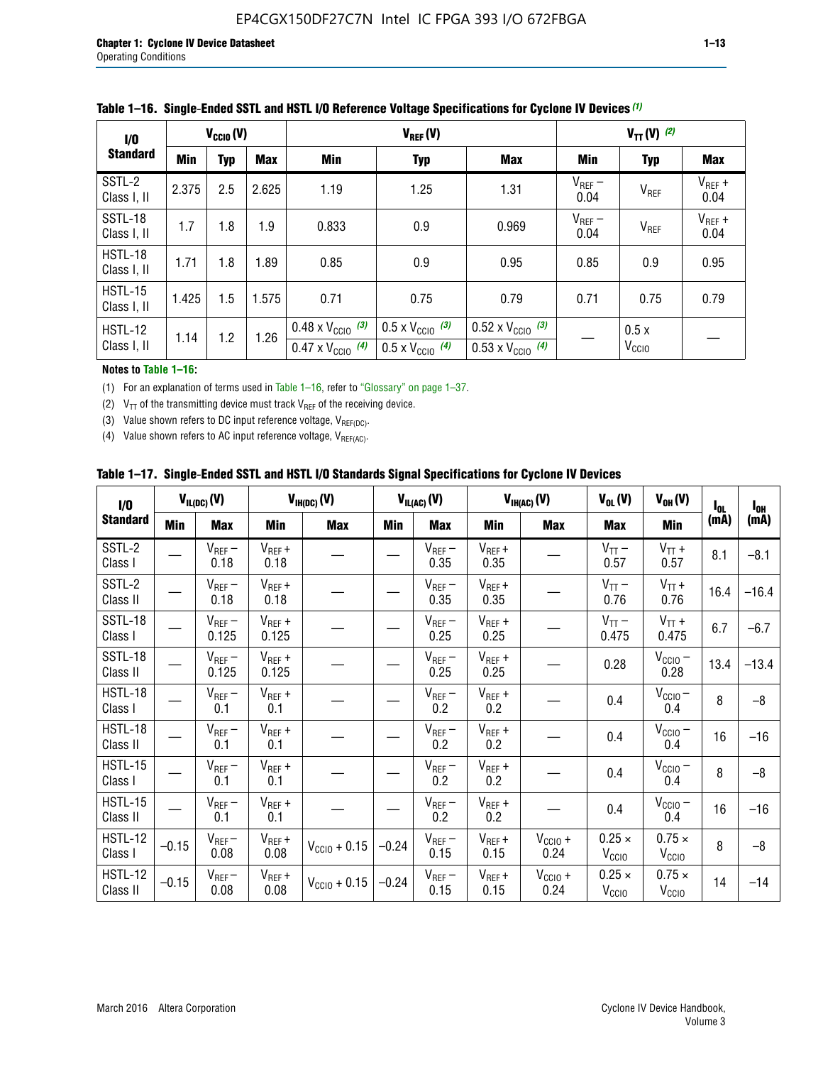**Table 1–16. Single-Ended SSTL and HSTL I/O Reference Voltage Specifications for Cyclone IV Devices (1)**

| I/O Standard | $V_{CCIO}$ (V) | | | $V_{REF}$ (V) | | | $V_{TT}$ (V) (2) | | |
|---|---|---|---|---|---|---|---|---|---|
| | Min | Typ | Max | Min | Typ | Max | Min | Typ | Max |
| SSTL-2 Class I, II | 2.375 | 2.5 | 2.625 | 1.19 | 1.25 | 1.31 | $V_{REF}$ – 0.04 | $V_{REF}$ | $V_{REF}$ + 0.04 |
| SSTL-18 Class I, II | 1.7 | 1.8 | 1.9 | 0.833 | 0.9 | 0.969 | $V_{REF}$ – 0.04 | $V_{REF}$ | $V_{REF}$ + 0.04 |
| HSTL-18 Class I, II | 1.71 | 1.8 | 1.89 | 0.85 | 0.9 | 0.95 | 0.85 | 0.9 | 0.95 |
| HSTL-15 Class I, II | 1.425 | 1.5 | 1.575 | 0.71 | 0.75 | 0.79 | 0.71 | 0.75 | 0.79 |
| HSTL-12 Class I, II | 1.14 | 1.2 | 1.26 | 0.48 x $V_{CCIO}$ (3) / 0.47 x $V_{CCIO}$ (4) | 0.5 x $V_{CCIO}$ (3) / 0.5 x $V_{CCIO}$ (4) | 0.52 x $V_{CCIO}$ (3) / 0.53 x $V_{CCIO}$ (4) | — | 0.5 x $V_{CCIO}$ | — |

**Notes to Table 1–16:**

(1) For an explanation of terms used in Table 1–16, refer to "Glossary" on page 1–37.

(2) $V_{TT}$ of the transmitting device must track $V_{REF}$ of the receiving device.

(3) Value shown refers to DC input reference voltage, $V_{REF(DC)}$.

(4) Value shown refers to AC input reference voltage, $V_{REF(AC)}$.

**Table 1–17. Single-Ended SSTL and HSTL I/O Standards Signal Specifications for Cyclone IV Devices**

| I/O Standard | $V_{IL(DC)}$ (V) | | $V_{IH(DC)}$ (V) | | $V_{IL(AC)}$ (V) | | $V_{IH(AC)}$ (V) | | $V_{OL}$ (V) | $V_{OH}$ (V) | $I_{OL}$ (mA) | $I_{OH}$ (mA) |
|---|---|---|---|---|---|---|---|---|---|---|---|---|
| | Min | Max | Min | Max | Min | Max | Min | Max | Max | Min | | |
| SSTL-2 Class I | — | $V_{REF}$ – 0.18 | $V_{REF}$ + 0.18 | — | — | $V_{REF}$ – 0.35 | $V_{REF}$ + 0.35 | — | $V_{TT}$ – 0.57 | $V_{TT}$ + 0.57 | 8.1 | –8.1 |
| SSTL-2 Class II | — | $V_{REF}$ – 0.18 | $V_{REF}$ + 0.18 | — | — | $V_{REF}$ – 0.35 | $V_{REF}$ + 0.35 | — | $V_{TT}$ – 0.76 | $V_{TT}$ + 0.76 | 16.4 | –16.4 |
| SSTL-18 Class I | — | $V_{REF}$ – 0.125 | $V_{REF}$ + 0.125 | — | — | $V_{REF}$ – 0.25 | $V_{REF}$ + 0.25 | — | $V_{TT}$ – 0.475 | $V_{TT}$ + 0.475 | 6.7 | –6.7 |
| SSTL-18 Class II | — | $V_{REF}$ – 0.125 | $V_{REF}$ + 0.125 | — | — | $V_{REF}$ – 0.25 | $V_{REF}$ + 0.25 | — | 0.28 | $V_{CCIO}$ – 0.28 | 13.4 | –13.4 |
| HSTL-18 Class I | — | $V_{REF}$ – 0.1 | $V_{REF}$ + 0.1 | — | — | $V_{REF}$ – 0.2 | $V_{REF}$ + 0.2 | — | 0.4 | $V_{CCIO}$ – 0.4 | 8 | –8 |
| HSTL-18 Class II | — | $V_{REF}$ – 0.1 | $V_{REF}$ + 0.1 | — | — | $V_{REF}$ – 0.2 | $V_{REF}$ + 0.2 | — | 0.4 | $V_{CCIO}$ – 0.4 | 16 | –16 |
| HSTL-15 Class I | — | $V_{REF}$ – 0.1 | $V_{REF}$ + 0.1 | — | — | $V_{REF}$ – 0.2 | $V_{REF}$ + 0.2 | — | 0.4 | $V_{CCIO}$ – 0.4 | 8 | –8 |
| HSTL-15 Class II | — | $V_{REF}$ – 0.1 | $V_{REF}$ + 0.1 | — | — | $V_{REF}$ – 0.2 | $V_{REF}$ + 0.2 | — | 0.4 | $V_{CCIO}$ – 0.4 | 16 | –16 |
| HSTL-12 Class I | –0.15 | $V_{REF}$ – 0.08 | $V_{REF}$ + 0.08 | $V_{CCIO}$ + 0.15 | –0.24 | $V_{REF}$ – 0.15 | $V_{REF}$ + 0.15 | $V_{CCIO}$ + 0.24 | 0.25 × $V_{CCIO}$ | 0.75 × $V_{CCIO}$ | 8 | –8 |
| HSTL-12 Class II | –0.15 | $V_{REF}$ – 0.08 | $V_{REF}$ + 0.08 | $V_{CCIO}$ + 0.15 | –0.24 | $V_{REF}$ – 0.15 | $V_{REF}$ + 0.15 | $V_{CCIO}$ + 0.24 | 0.25 × $V_{CCIO}$ | 0.75 × $V_{CCIO}$ | 14 | –14 |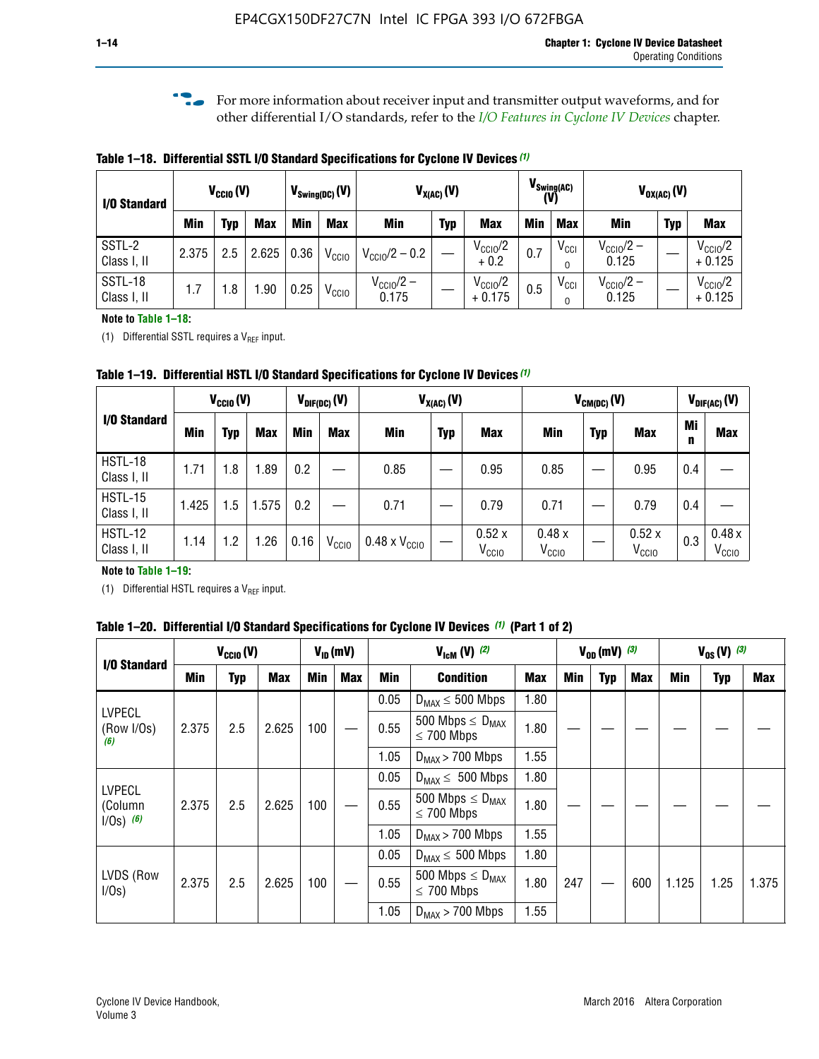For more information about receiver input and transmitter output waveforms, and for other differential I/O standards, refer to the *I/O Features in Cyclone IV Devices* chapter.

**Table 1–18. Differential SSTL I/O Standard Specifications for Cyclone IV Devices** *(1)*

| I/O Standard | $V_{CCIO}$ (V) | | | $V_{Swing(DC)}$ (V) | | $V_{X(AC)}$ (V) | | | $V_{Swing(AC)}$ (V) | | $V_{OX(AC)}$ (V) | | |
|---|---|---|---|---|---|---|---|---|---|---|---|---|---|
| | Min | Typ | Max | Min | Max | Min | Typ | Max | Min | Max | Min | Typ | Max |
| SSTL-2 Class I, II | 2.375 | 2.5 | 2.625 | 0.36 | $V_{CCIO}$ | $V_{CCIO}/2 - 0.2$ | — | $V_{CCIO}/2 + 0.2$ | 0.7 | $V_{CCIO}$ | $V_{CCIO}/2 - 0.125$ | — | $V_{CCIO}/2 + 0.125$ |
| SSTL-18 Class I, II | 1.7 | 1.8 | 1.90 | 0.25 | $V_{CCIO}$ | $V_{CCIO}/2 - 0.175$ | — | $V_{CCIO}/2 + 0.175$ | 0.5 | $V_{CCIO}$ | $V_{CCIO}/2 - 0.125$ | — | $V_{CCIO}/2 + 0.125$ |

**Note to Table 1–18:**

(1) Differential SSTL requires a $V_{REF}$ input.

**Table 1–19. Differential HSTL I/O Standard Specifications for Cyclone IV Devices** *(1)*

| I/O Standard | $V_{CCIO}$ (V) | | | $V_{DIF(DC)}$ (V) | | $V_{X(AC)}$ (V) | | | $V_{CM(DC)}$ (V) | | | $V_{DIF(AC)}$ (V) | |
|---|---|---|---|---|---|---|---|---|---|---|---|---|---|
| | Min | Typ | Max | Min | Max | Min | Typ | Max | Min | Typ | Max | Min | Max |
| HSTL-18 Class I, II | 1.71 | 1.8 | 1.89 | 0.2 | — | 0.85 | — | 0.95 | 0.85 | — | 0.95 | 0.4 | — |
| HSTL-15 Class I, II | 1.425 | 1.5 | 1.575 | 0.2 | — | 0.71 | — | 0.79 | 0.71 | — | 0.79 | 0.4 | — |
| HSTL-12 Class I, II | 1.14 | 1.2 | 1.26 | 0.16 | $V_{CCIO}$ | 0.48 x $V_{CCIO}$ | — | 0.52 x $V_{CCIO}$ | 0.48 x $V_{CCIO}$ | — | 0.52 x $V_{CCIO}$ | 0.3 | 0.48 x $V_{CCIO}$ |

**Note to Table 1–19:**

(1) Differential HSTL requires a $V_{REF}$ input.

**Table 1–20. Differential I/O Standard Specifications for Cyclone IV Devices** *(1)* **(Part 1 of 2)**

| I/O Standard | $V_{CCIO}$ (V) | | | $V_{ID}$ (mV) | | $V_{IcM}$ (V) *(2)* | | | $V_{OD}$ (mV) *(3)* | | | $V_{OS}$ (V) *(3)* | | |
|---|---|---|---|---|---|---|---|---|---|---|---|---|---|---|
| | Min | Typ | Max | Min | Max | Min | Condition | Max | Min | Typ | Max | Min | Typ | Max |
| LVPECL (Row I/Os) *(6)* | 2.375 | 2.5 | 2.625 | 100 | — | 0.05 | $D_{MAX} \leq 500$ Mbps | 1.80 | — | — | — | — | — | — |
| | | | | | | 0.55 | 500 Mbps $\leq D_{MAX} \leq 700$ Mbps | 1.80 | | | | | | |
| | | | | | | 1.05 | $D_{MAX} > 700$ Mbps | 1.55 | | | | | | |
| LVPECL (Column I/Os) *(6)* | 2.375 | 2.5 | 2.625 | 100 | — | 0.05 | $D_{MAX} \leq 500$ Mbps | 1.80 | — | — | — | — | — | — |
| | | | | | | 0.55 | 500 Mbps $\leq D_{MAX} \leq 700$ Mbps | 1.80 | | | | | | |
| | | | | | | 1.05 | $D_{MAX} > 700$ Mbps | 1.55 | | | | | | |
| LVDS (Row I/Os) | 2.375 | 2.5 | 2.625 | 100 | — | 0.05 | $D_{MAX} \leq 500$ Mbps | 1.80 | 247 | — | 600 | 1.125 | 1.25 | 1.375 |
| | | | | | | 0.55 | 500 Mbps $\leq D_{MAX} \leq 700$ Mbps | 1.80 | | | | | | |
| | | | | | | 1.05 | $D_{MAX} > 700$ Mbps | 1.55 | | | | | | |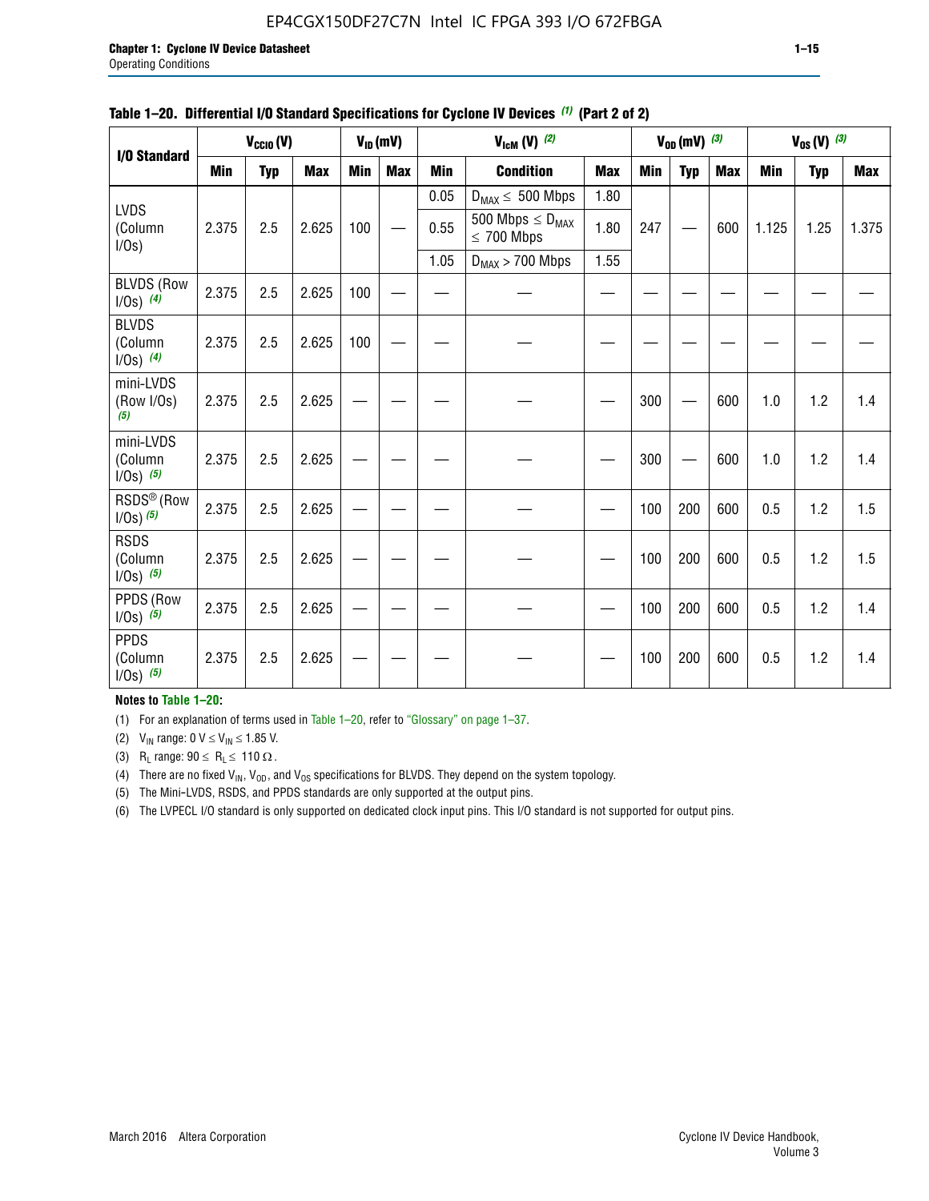**Table 1–20. Differential I/O Standard Specifications for Cyclone IV Devices (1) (Part 2 of 2)**

| I/O Standard | $V_{CCIO}$ (V) | | | $V_{ID}$ (mV) | | $V_{IcM}$ (V) (2) | | | $V_{OD}$ (mV) (3) | | | $V_{OS}$ (V) (3) | | |
|---|---|---|---|---|---|---|---|---|---|---|---|---|---|---|
| | Min | Typ | Max | Min | Max | Min | Condition | Max | Min | Typ | Max | Min | Typ | Max |
| LVDS (Column I/Os) | 2.375 | 2.5 | 2.625 | 100 | — | 0.05 | $D_{MAX} \leq$ 500 Mbps | 1.80 | 247 | — | 600 | 1.125 | 1.25 | 1.375 |
| | | | | | | 0.55 | 500 Mbps $\leq D_{MAX} \leq$ 700 Mbps | 1.80 | | | | | | |
| | | | | | | 1.05 | $D_{MAX} >$ 700 Mbps | 1.55 | | | | | | |
| BLVDS (Row I/Os) (4) | 2.375 | 2.5 | 2.625 | 100 | — | — | — | — | — | — | — | — | — | — |
| BLVDS (Column I/Os) (4) | 2.375 | 2.5 | 2.625 | 100 | — | — | — | — | — | — | — | — | — | — |
| mini-LVDS (Row I/Os) (5) | 2.375 | 2.5 | 2.625 | — | — | — | — | — | 300 | — | 600 | 1.0 | 1.2 | 1.4 |
| mini-LVDS (Column I/Os) (5) | 2.375 | 2.5 | 2.625 | — | — | — | — | — | 300 | — | 600 | 1.0 | 1.2 | 1.4 |
| RSDS® (Row I/Os) (5) | 2.375 | 2.5 | 2.625 | — | — | — | — | — | 100 | 200 | 600 | 0.5 | 1.2 | 1.5 |
| RSDS (Column I/Os) (5) | 2.375 | 2.5 | 2.625 | — | — | — | — | — | 100 | 200 | 600 | 0.5 | 1.2 | 1.5 |
| PPDS (Row I/Os) (5) | 2.375 | 2.5 | 2.625 | — | — | — | — | — | 100 | 200 | 600 | 0.5 | 1.2 | 1.4 |
| PPDS (Column I/Os) (5) | 2.375 | 2.5 | 2.625 | — | — | — | — | — | 100 | 200 | 600 | 0.5 | 1.2 | 1.4 |

**Notes to Table 1–20:**

(1) For an explanation of terms used in Table 1–20, refer to "Glossary" on page 1–37.

(2) $V_{IN}$ range: 0 V $\leq V_{IN} \leq$ 1.85 V.

(3) $R_L$ range: 90 $\leq R_L \leq$ 110 Ω.

(4) There are no fixed $V_{IN}$, $V_{OD}$, and $V_{OS}$ specifications for BLVDS. They depend on the system topology.

(5) The Mini-LVDS, RSDS, and PPDS standards are only supported at the output pins.

(6) The LVPECL I/O standard is only supported on dedicated clock input pins. This I/O standard is not supported for output pins.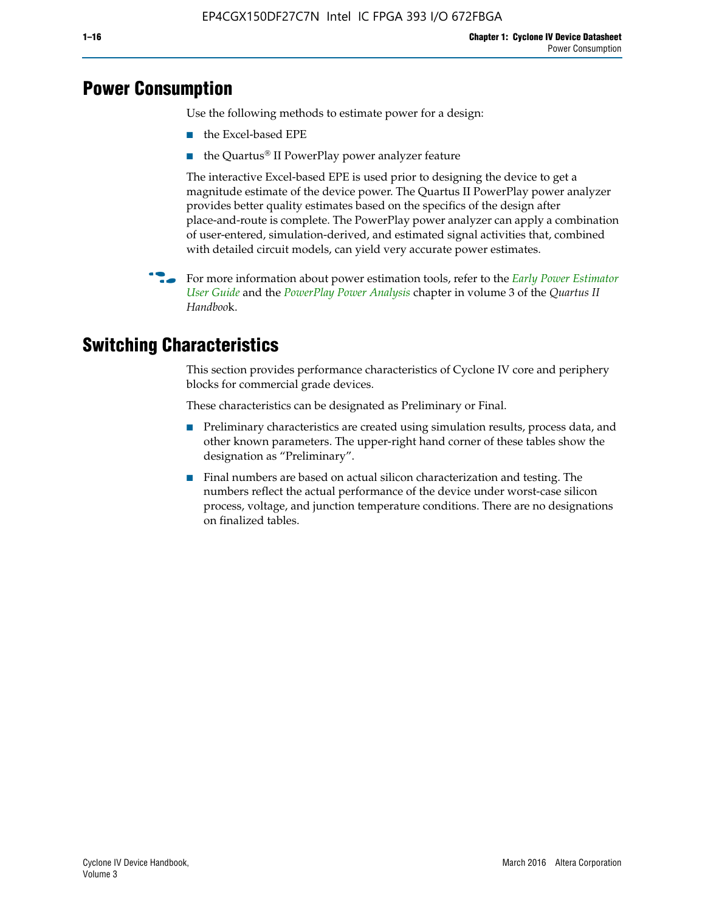## Power Consumption

Use the following methods to estimate power for a design:

- the Excel-based EPE
- the Quartus® II PowerPlay power analyzer feature

The interactive Excel-based EPE is used prior to designing the device to get a magnitude estimate of the device power. The Quartus II PowerPlay power analyzer provides better quality estimates based on the specifics of the design after place-and-route is complete. The PowerPlay power analyzer can apply a combination of user-entered, simulation-derived, and estimated signal activities that, combined with detailed circuit models, can yield very accurate power estimates.

For more information about power estimation tools, refer to the *Early Power Estimator User Guide* and the *PowerPlay Power Analysis* chapter in volume 3 of the *Quartus II Handbook*.

## Switching Characteristics

This section provides performance characteristics of Cyclone IV core and periphery blocks for commercial grade devices.

These characteristics can be designated as Preliminary or Final.

- Preliminary characteristics are created using simulation results, process data, and other known parameters. The upper-right hand corner of these tables show the designation as "Preliminary".
- Final numbers are based on actual silicon characterization and testing. The numbers reflect the actual performance of the device under worst-case silicon process, voltage, and junction temperature conditions. There are no designations on finalized tables.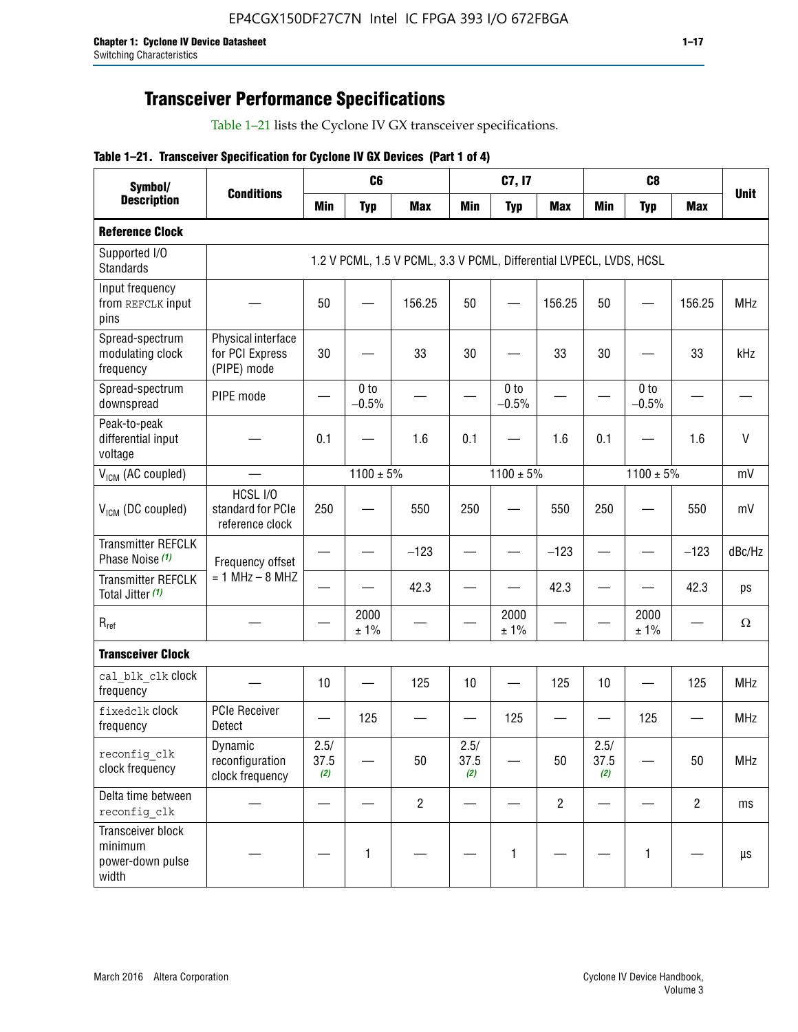## Transceiver Performance Specifications

Table 1–21 lists the Cyclone IV GX transceiver specifications.

**Table 1–21. Transceiver Specification for Cyclone IV GX Devices (Part 1 of 4)**

| Symbol/ Description | Conditions | C6 | | | C7, I7 | | | C8 | | | Unit |
|---|---|---|---|---|---|---|---|---|---|---|---|
| | | Min | Typ | Max | Min | Typ | Max | Min | Typ | Max | |
| **Reference Clock** | | | | | | | | | | | |
| Supported I/O Standards | 1.2 V PCML, 1.5 V PCML, 3.3 V PCML, Differential LVPECL, LVDS, HCSL | | | | | | | | | | |
| Input frequency from REFCLK input pins | — | 50 | — | 156.25 | 50 | — | 156.25 | 50 | — | 156.25 | MHz |
| Spread-spectrum modulating clock frequency | Physical interface for PCI Express (PIPE) mode | 30 | — | 33 | 30 | — | 33 | 30 | — | 33 | kHz |
| Spread-spectrum downspread | PIPE mode | — | 0 to −0.5% | — | — | 0 to −0.5% | — | — | 0 to −0.5% | — | — |
| Peak-to-peak differential input voltage | — | 0.1 | — | 1.6 | 0.1 | — | 1.6 | 0.1 | — | 1.6 | V |
| $V_{ICM}$ (AC coupled) | — | 1100 ± 5% | | | 1100 ± 5% | | | 1100 ± 5% | | | mV |
| $V_{ICM}$ (DC coupled) | HCSL I/O standard for PCIe reference clock | 250 | — | 550 | 250 | — | 550 | 250 | — | 550 | mV |
| Transmitter REFCLK Phase Noise (1) | Frequency offset = 1 MHz – 8 MHZ | — | — | −123 | — | — | −123 | — | — | −123 | dBc/Hz |
| Transmitter REFCLK Total Jitter (1) | | — | — | 42.3 | — | — | 42.3 | — | — | 42.3 | ps |
| $R_{ref}$ | — | — | 2000 ± 1% | — | — | 2000 ± 1% | — | — | 2000 ± 1% | — | Ω |
| **Transceiver Clock** | | | | | | | | | | | |
| cal_blk_clk clock frequency | — | 10 | — | 125 | 10 | — | 125 | 10 | — | 125 | MHz |
| fixedclk clock frequency | PCIe Receiver Detect | — | 125 | — | — | 125 | — | — | 125 | — | MHz |
| reconfig_clk clock frequency | Dynamic reconfiguration clock frequency | 2.5/ 37.5 (2) | — | 50 | 2.5/ 37.5 (2) | — | 50 | 2.5/ 37.5 (2) | — | 50 | MHz |
| Delta time between reconfig_clk | — | — | — | 2 | — | — | 2 | — | — | 2 | ms |
| Transceiver block minimum power-down pulse width | — | — | 1 | — | — | 1 | — | — | 1 | — | µs |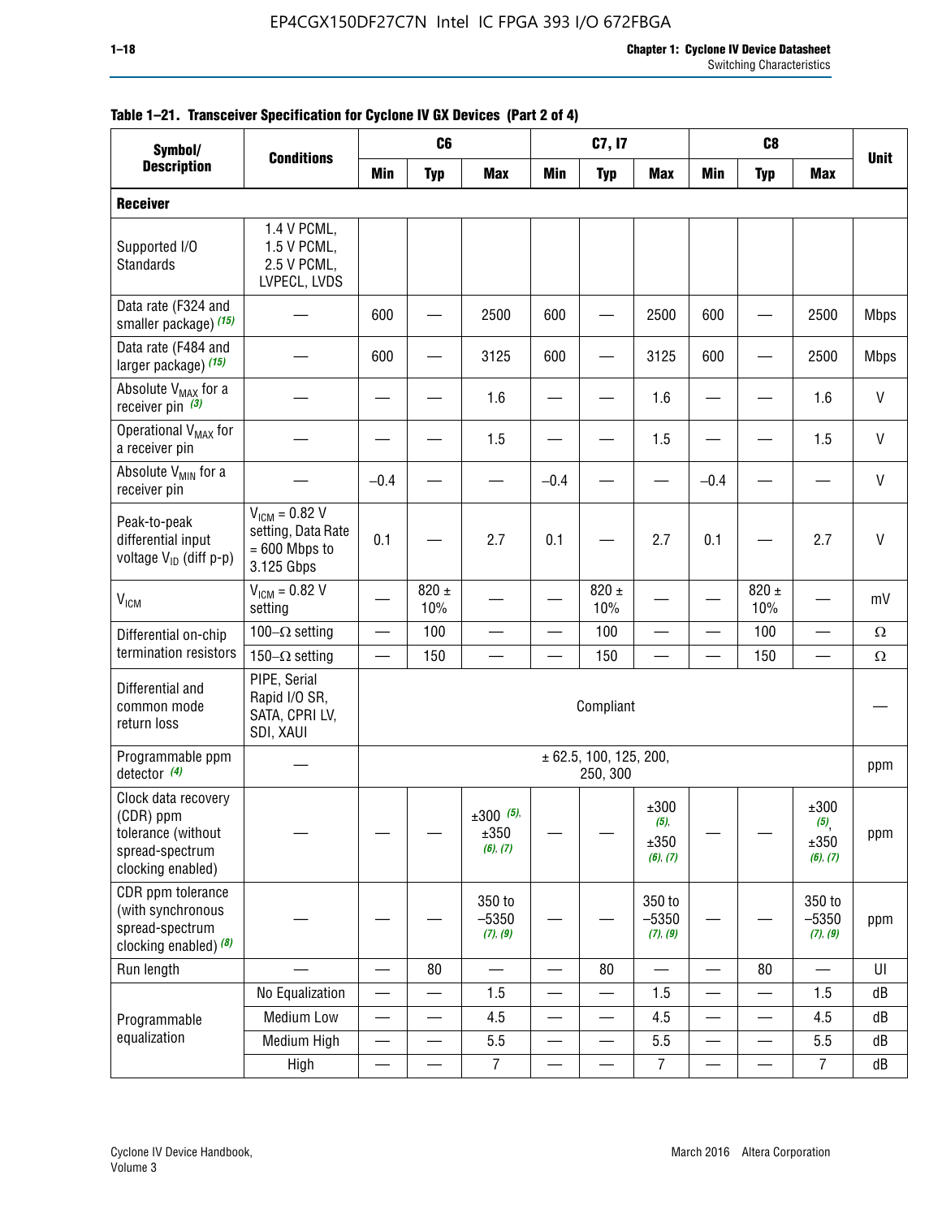**Table 1–21. Transceiver Specification for Cyclone IV GX Devices (Part 2 of 4)**

| Symbol/ Description | Conditions | C6 | | | C7, I7 | | | C8 | | | Unit |
|---|---|---|---|---|---|---|---|---|---|---|---|
| | | Min | Typ | Max | Min | Typ | Max | Min | Typ | Max | |
| **Receiver** | | | | | | | | | | | |
| Supported I/O Standards | 1.4 V PCML, 1.5 V PCML, 2.5 V PCML, LVPECL, LVDS | | | | | | | | | | |
| Data rate (F324 and smaller package) *(15)* | — | 600 | — | 2500 | 600 | — | 2500 | 600 | — | 2500 | Mbps |
| Data rate (F484 and larger package) *(15)* | — | 600 | — | 3125 | 600 | — | 3125 | 600 | — | 2500 | Mbps |
| Absolute $V_{MAX}$ for a receiver pin *(3)* | — | — | — | 1.6 | — | — | 1.6 | — | — | 1.6 | V |
| Operational $V_{MAX}$ for a receiver pin | — | — | — | 1.5 | — | — | 1.5 | — | — | 1.5 | V |
| Absolute $V_{MIN}$ for a receiver pin | — | –0.4 | — | — | –0.4 | — | — | –0.4 | — | — | V |
| Peak-to-peak differential input voltage $V_{ID}$ (diff p-p) | $V_{ICM}$ = 0.82 V setting, Data Rate = 600 Mbps to 3.125 Gbps | 0.1 | — | 2.7 | 0.1 | — | 2.7 | 0.1 | — | 2.7 | V |
| $V_{ICM}$ | $V_{ICM}$ = 0.82 V setting | — | 820 ± 10% | — | — | 820 ± 10% | — | — | 820 ± 10% | — | mV |
| Differential on-chip termination resistors | 100–Ω setting | — | 100 | — | — | 100 | — | — | 100 | — | Ω |
| | 150–Ω setting | — | 150 | — | — | 150 | — | — | 150 | — | Ω |
| Differential and common mode return loss | PIPE, Serial Rapid I/O SR, SATA, CPRI LV, SDI, XAUI | Compliant | | | | | | | | | — |
| Programmable ppm detector *(4)* | — | ± 62.5, 100, 125, 200, 250, 300 | | | | | | | | | ppm |
| Clock data recovery (CDR) ppm tolerance (without spread-spectrum clocking enabled) | — | — | — | ±300 *(5)*, ±350 *(6)*, *(7)* | — | — | ±300 *(5)*, ±350 *(6)*, *(7)* | — | — | ±300 *(5)*, ±350 *(6)*, *(7)* | ppm |
| CDR ppm tolerance (with synchronous spread-spectrum clocking enabled) *(8)* | — | — | — | 350 to –5350 *(7)*, *(9)* | — | — | 350 to –5350 *(7)*, *(9)* | — | — | 350 to –5350 *(7)*, *(9)* | ppm |
| Run length | — | — | 80 | — | — | 80 | — | — | 80 | — | UI |
| Programmable equalization | No Equalization | — | — | 1.5 | — | — | 1.5 | — | — | 1.5 | dB |
| | Medium Low | — | — | 4.5 | — | — | 4.5 | — | — | 4.5 | dB |
| | Medium High | — | — | 5.5 | — | — | 5.5 | — | — | 5.5 | dB |
| | High | — | — | 7 | — | — | 7 | — | — | 7 | dB |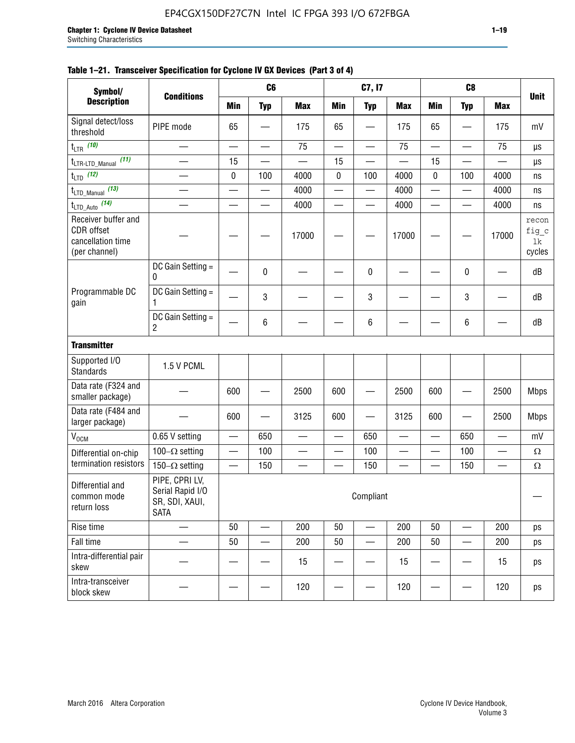**Table 1–21. Transceiver Specification for Cyclone IV GX Devices (Part 3 of 4)**

| Symbol/ Description | Conditions | C6 | | | C7, I7 | | | C8 | | | Unit |
|---|---|---|---|---|---|---|---|---|---|---|---|
| | | Min | Typ | Max | Min | Typ | Max | Min | Typ | Max | |
| Signal detect/loss threshold | PIPE mode | 65 | — | 175 | 65 | — | 175 | 65 | — | 175 | mV |
| $t_{LTR}$ (10) | — | — | — | 75 | — | — | 75 | — | — | 75 | µs |
| $t_{LTR\text{-}LTD\_Manual}$ (11) | — | 15 | — | — | 15 | — | — | 15 | — | — | µs |
| $t_{LTD}$ (12) | — | 0 | 100 | 4000 | 0 | 100 | 4000 | 0 | 100 | 4000 | ns |
| $t_{LTD\_Manual}$ (13) | — | — | — | 4000 | — | — | 4000 | — | — | 4000 | ns |
| $t_{LTD\_Auto}$ (14) | — | — | — | 4000 | — | — | 4000 | — | — | 4000 | ns |
| Receiver buffer and CDR offset cancellation time (per channel) | — | — | — | 17000 | — | — | 17000 | — | — | 17000 | reconfig_clk cycles |
| Programmable DC gain | DC Gain Setting = 0 | — | 0 | — | — | 0 | — | — | 0 | — | dB |
| | DC Gain Setting = 1 | — | 3 | — | — | 3 | — | — | 3 | — | dB |
| | DC Gain Setting = 2 | — | 6 | — | — | 6 | — | — | 6 | — | dB |
| **Transmitter** | | | | | | | | | | | |
| Supported I/O Standards | 1.5 V PCML | | | | | | | | | | |
| Data rate (F324 and smaller package) | — | 600 | — | 2500 | 600 | — | 2500 | 600 | — | 2500 | Mbps |
| Data rate (F484 and larger package) | — | 600 | — | 3125 | 600 | — | 3125 | 600 | — | 2500 | Mbps |
| $V_{OCM}$ | 0.65 V setting | — | 650 | — | — | 650 | — | — | 650 | — | mV |
| Differential on-chip termination resistors | 100–Ω setting | — | 100 | — | — | 100 | — | — | 100 | — | Ω |
| | 150–Ω setting | — | 150 | — | — | 150 | — | — | 150 | — | Ω |
| Differential and common mode return loss | PIPE, CPRI LV, Serial Rapid I/O SR, SDI, XAUI, SATA | Compliant | | | | | | | | | — |
| Rise time | — | 50 | — | 200 | 50 | — | 200 | 50 | — | 200 | ps |
| Fall time | — | 50 | — | 200 | 50 | — | 200 | 50 | — | 200 | ps |
| Intra-differential pair skew | — | — | — | 15 | — | — | 15 | — | — | 15 | ps |
| Intra-transceiver block skew | — | — | — | 120 | — | — | 120 | — | — | 120 | ps |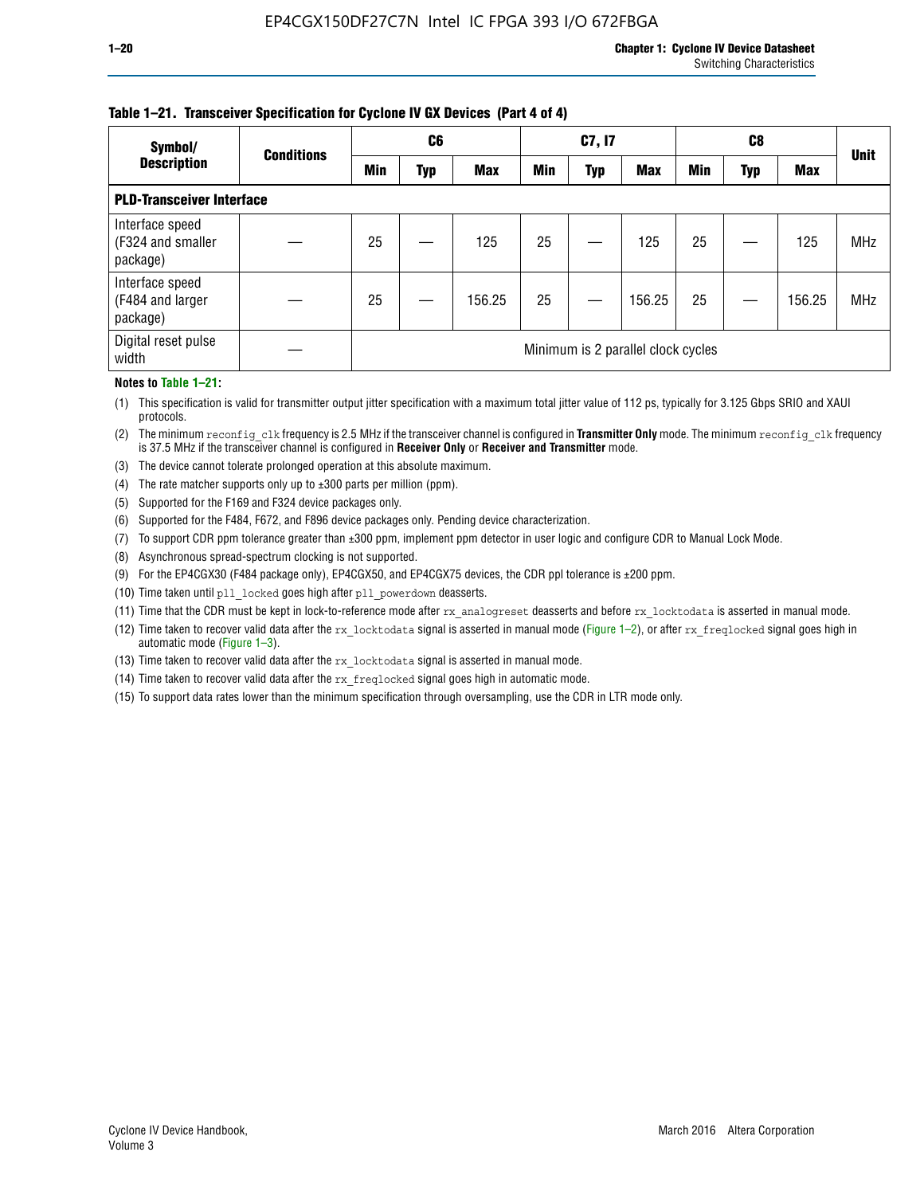**Table 1–21. Transceiver Specification for Cyclone IV GX Devices (Part 4 of 4)**

| Symbol/ Description | Conditions | C6 | | | C7, I7 | | | C8 | | | Unit |
|---|---|---|---|---|---|---|---|---|---|---|---|
| | | Min | Typ | Max | Min | Typ | Max | Min | Typ | Max | |
| **PLD-Transceiver Interface** | | | | | | | | | | | |
| Interface speed (F324 and smaller package) | — | 25 | — | 125 | 25 | — | 125 | 25 | — | 125 | MHz |
| Interface speed (F484 and larger package) | — | 25 | — | 156.25 | 25 | — | 156.25 | 25 | — | 156.25 | MHz |
| Digital reset pulse width | — | Minimum is 2 parallel clock cycles | | | | | | | | | |

**Notes to Table 1–21:**

(1) This specification is valid for transmitter output jitter specification with a maximum total jitter value of 112 ps, typically for 3.125 Gbps SRIO and XAUI protocols.

(2) The minimum `reconfig_clk` frequency is 2.5 MHz if the transceiver channel is configured in **Transmitter Only** mode. The minimum `reconfig_clk` frequency is 37.5 MHz if the transceiver channel is configured in **Receiver Only** or **Receiver and Transmitter** mode.

(3) The device cannot tolerate prolonged operation at this absolute maximum.

(4) The rate matcher supports only up to ±300 parts per million (ppm).

(5) Supported for the F169 and F324 device packages only.

(6) Supported for the F484, F672, and F896 device packages only. Pending device characterization.

(7) To support CDR ppm tolerance greater than ±300 ppm, implement ppm detector in user logic and configure CDR to Manual Lock Mode.

(8) Asynchronous spread-spectrum clocking is not supported.

(9) For the EP4CGX30 (F484 package only), EP4CGX50, and EP4CGX75 devices, the CDR ppl tolerance is ±200 ppm.

(10) Time taken until `pll_locked` goes high after `pll_powerdown` deasserts.

(11) Time that the CDR must be kept in lock-to-reference mode after `rx_analogreset` deasserts and before `rx_locktodata` is asserted in manual mode.

(12) Time taken to recover valid data after the `rx_locktodata` signal is asserted in manual mode (Figure 1–2), or after `rx_freqlocked` signal goes high in automatic mode (Figure 1–3).

(13) Time taken to recover valid data after the `rx_locktodata` signal is asserted in manual mode.

(14) Time taken to recover valid data after the `rx_freqlocked` signal goes high in automatic mode.

(15) To support data rates lower than the minimum specification through oversampling, use the CDR in LTR mode only.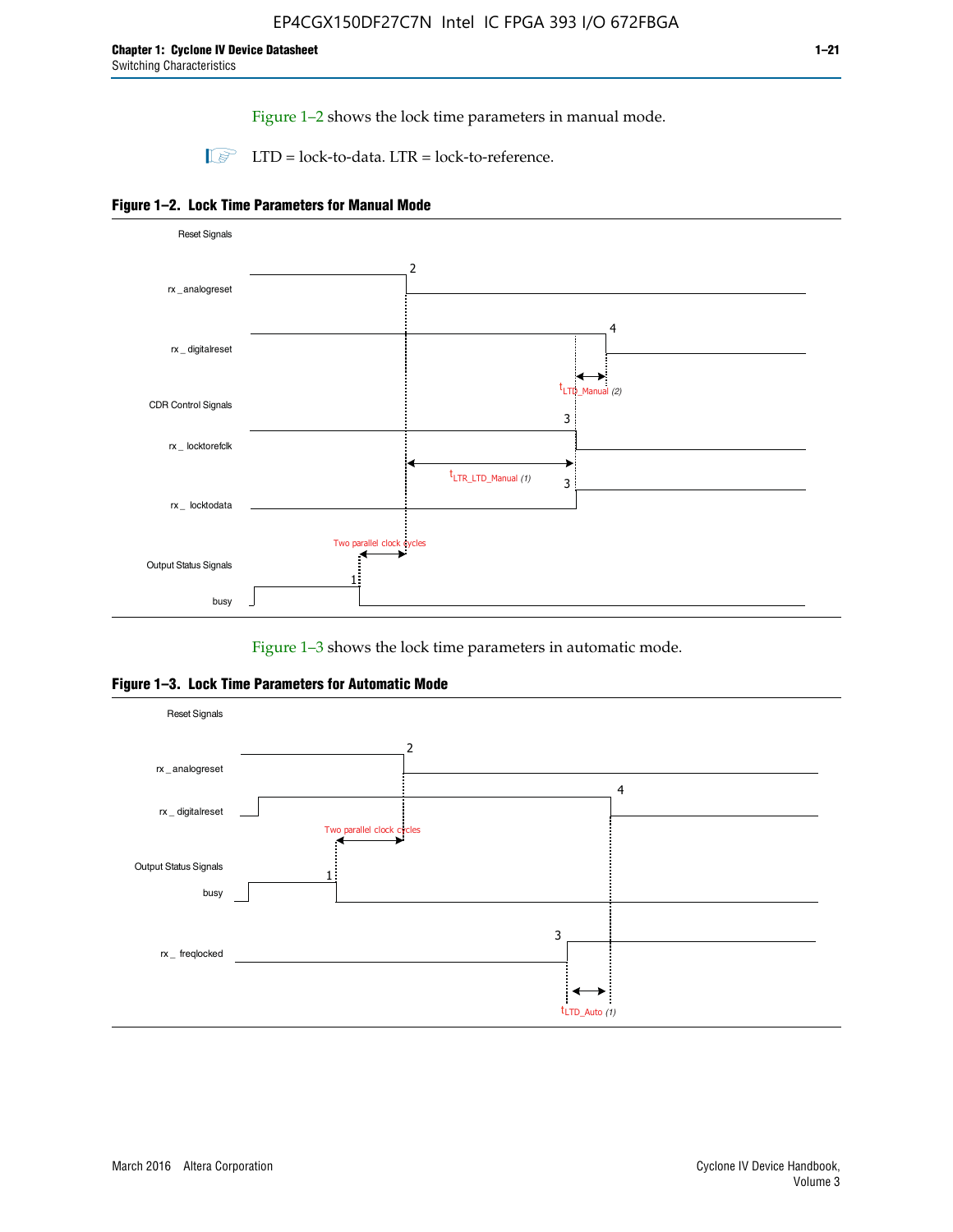Figure 1–2 shows the lock time parameters in manual mode.

LTD = lock-to-data. LTR = lock-to-reference.

**Figure 1–2. Lock Time Parameters for Manual Mode**

Figure 1–3 shows the lock time parameters in automatic mode.

**Figure 1–3. Lock Time Parameters for Automatic Mode**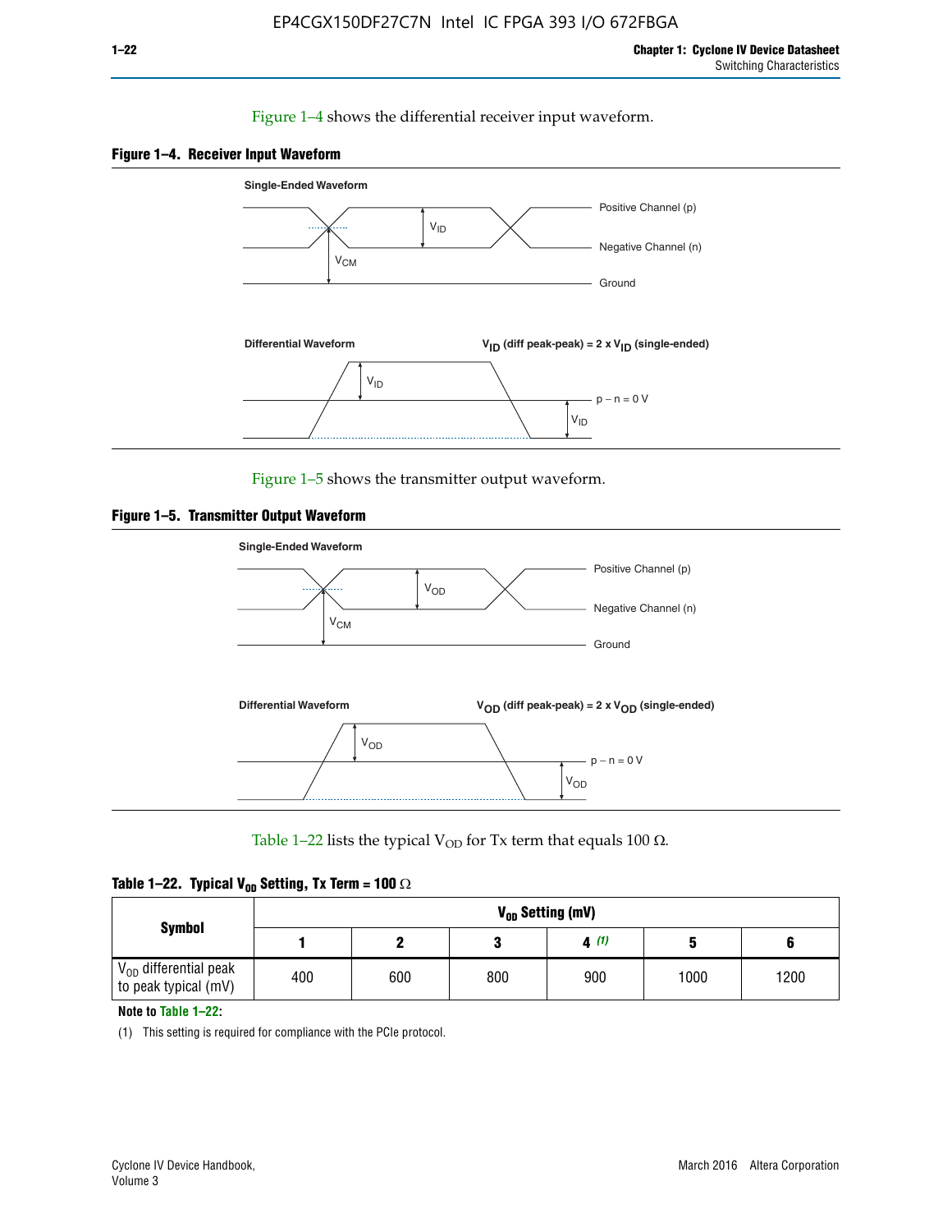Figure 1–4 shows the differential receiver input waveform.

**Figure 1–4. Receiver Input Waveform**

Single-Ended Waveform

Positive Channel (p)

Negative Channel (n)

Ground

$V_{ID}$

$V_{CM}$

Differential Waveform

$V_{ID}$ (diff peak-peak) = 2 x $V_{ID}$ (single-ended)

p − n = 0 V

Figure 1–5 shows the transmitter output waveform.

**Figure 1–5. Transmitter Output Waveform**

Single-Ended Waveform

Positive Channel (p)

Negative Channel (n)

Ground

$V_{OD}$

$V_{CM}$

Differential Waveform

$V_{OD}$ (diff peak-peak) = 2 x $V_{OD}$ (single-ended)

p − n = 0 V

Table 1–22 lists the typical $V_{OD}$ for Tx term that equals 100 Ω.

**Table 1–22. Typical $V_{OD}$ Setting, Tx Term = 100 Ω**

| Symbol | $V_{OD}$ Setting (mV) | | | | | |
|---|---|---|---|---|---|---|
| | 1 | 2 | 3 | 4 (1) | 5 | 6 |
| $V_{OD}$ differential peak to peak typical (mV) | 400 | 600 | 800 | 900 | 1000 | 1200 |

**Note to Table 1–22:**

(1) This setting is required for compliance with the PCIe protocol.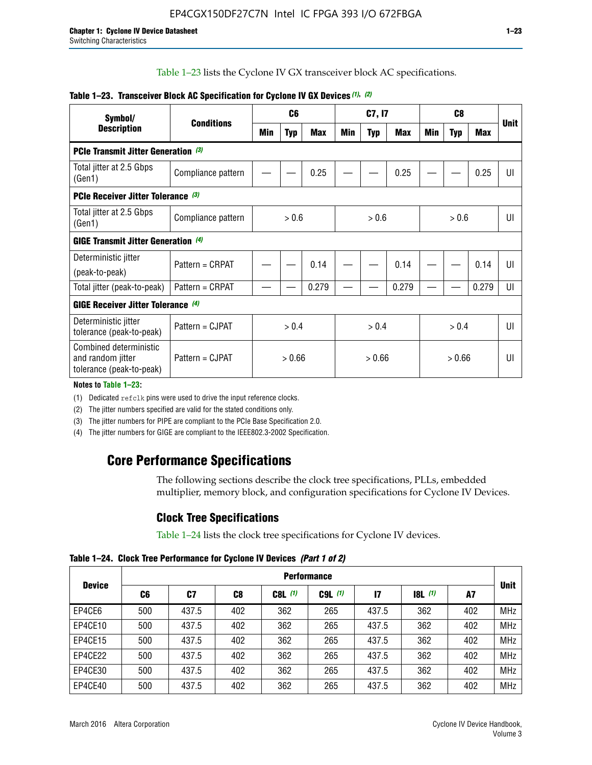Table 1–23 lists the Cyclone IV GX transceiver block AC specifications.

**Table 1–23. Transceiver Block AC Specification for Cyclone IV GX Devices (1), (2)**

| Symbol/ Description | Conditions | C6 | | | C7, I7 | | | C8 | | | Unit |
|---|---|---|---|---|---|---|---|---|---|---|---|
| | | Min | Typ | Max | Min | Typ | Max | Min | Typ | Max | |
| **PCIe Transmit Jitter Generation (3)** | | | | | | | | | | | |
| Total jitter at 2.5 Gbps (Gen1) | Compliance pattern | — | — | 0.25 | — | — | 0.25 | — | — | 0.25 | UI |
| **PCIe Receiver Jitter Tolerance (3)** | | | | | | | | | | | |
| Total jitter at 2.5 Gbps (Gen1) | Compliance pattern | > 0.6 | | | > 0.6 | | | > 0.6 | | | UI |
| **GIGE Transmit Jitter Generation (4)** | | | | | | | | | | | |
| Deterministic jitter (peak-to-peak) | Pattern = CRPAT | — | — | 0.14 | — | — | 0.14 | — | — | 0.14 | UI |
| Total jitter (peak-to-peak) | Pattern = CRPAT | — | — | 0.279 | — | — | 0.279 | — | — | 0.279 | UI |
| **GIGE Receiver Jitter Tolerance (4)** | | | | | | | | | | | |
| Deterministic jitter tolerance (peak-to-peak) | Pattern = CJPAT | > 0.4 | | | > 0.4 | | | > 0.4 | | | UI |
| Combined deterministic and random jitter tolerance (peak-to-peak) | Pattern = CJPAT | > 0.66 | | | > 0.66 | | | > 0.66 | | | UI |

**Notes to Table 1–23:**

(1) Dedicated refclk pins were used to drive the input reference clocks.

(2) The jitter numbers specified are valid for the stated conditions only.

(3) The jitter numbers for PIPE are compliant to the PCIe Base Specification 2.0.

(4) The jitter numbers for GIGE are compliant to the IEEE802.3-2002 Specification.

## Core Performance Specifications

The following sections describe the clock tree specifications, PLLs, embedded multiplier, memory block, and configuration specifications for Cyclone IV Devices.

### Clock Tree Specifications

Table 1–24 lists the clock tree specifications for Cyclone IV devices.

**Table 1–24. Clock Tree Performance for Cyclone IV Devices (Part 1 of 2)**

| Device | Performance | | | | | | | | Unit |
|---|---|---|---|---|---|---|---|---|---|
| | C6 | C7 | C8 | C8L (1) | C9L (1) | I7 | I8L (1) | A7 | |
| EP4CE6 | 500 | 437.5 | 402 | 362 | 265 | 437.5 | 362 | 402 | MHz |
| EP4CE10 | 500 | 437.5 | 402 | 362 | 265 | 437.5 | 362 | 402 | MHz |
| EP4CE15 | 500 | 437.5 | 402 | 362 | 265 | 437.5 | 362 | 402 | MHz |
| EP4CE22 | 500 | 437.5 | 402 | 362 | 265 | 437.5 | 362 | 402 | MHz |
| EP4CE30 | 500 | 437.5 | 402 | 362 | 265 | 437.5 | 362 | 402 | MHz |
| EP4CE40 | 500 | 437.5 | 402 | 362 | 265 | 437.5 | 362 | 402 | MHz |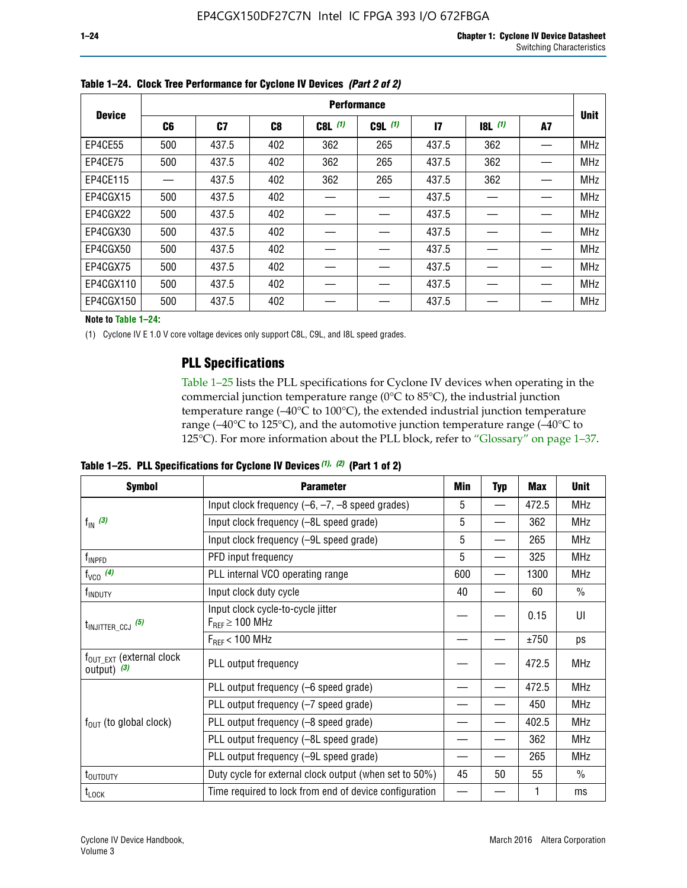**Table 1–24. Clock Tree Performance for Cyclone IV Devices *(Part 2 of 2)***

| Device | Performance | | | | | | | | Unit |
|---|---|---|---|---|---|---|---|---|---|
| | C6 | C7 | C8 | C8L *(1)* | C9L *(1)* | I7 | I8L *(1)* | A7 | |
| EP4CE55 | 500 | 437.5 | 402 | 362 | 265 | 437.5 | 362 | — | MHz |
| EP4CE75 | 500 | 437.5 | 402 | 362 | 265 | 437.5 | 362 | — | MHz |
| EP4CE115 | — | 437.5 | 402 | 362 | 265 | 437.5 | 362 | — | MHz |
| EP4CGX15 | 500 | 437.5 | 402 | — | — | 437.5 | — | — | MHz |
| EP4CGX22 | 500 | 437.5 | 402 | — | — | 437.5 | — | — | MHz |
| EP4CGX30 | 500 | 437.5 | 402 | — | — | 437.5 | — | — | MHz |
| EP4CGX50 | 500 | 437.5 | 402 | — | — | 437.5 | — | — | MHz |
| EP4CGX75 | 500 | 437.5 | 402 | — | — | 437.5 | — | — | MHz |
| EP4CGX110 | 500 | 437.5 | 402 | — | — | 437.5 | — | — | MHz |
| EP4CGX150 | 500 | 437.5 | 402 | — | — | 437.5 | — | — | MHz |

**Note to Table 1–24:**

(1) Cyclone IV E 1.0 V core voltage devices only support C8L, C9L, and I8L speed grades.

## PLL Specifications

Table 1–25 lists the PLL specifications for Cyclone IV devices when operating in the commercial junction temperature range (0°C to 85°C), the industrial junction temperature range (–40°C to 100°C), the extended industrial junction temperature range (–40°C to 125°C), and the automotive junction temperature range (–40°C to 125°C). For more information about the PLL block, refer to "Glossary" on page 1–37.

**Table 1–25. PLL Specifications for Cyclone IV Devices *(1), (2)* (Part 1 of 2)**

| Symbol | Parameter | Min | Typ | Max | Unit |
|---|---|---|---|---|---|
| $f_{IN}$ *(3)* | Input clock frequency (–6, –7, –8 speed grades) | 5 | — | 472.5 | MHz |
| | Input clock frequency (–8L speed grade) | 5 | — | 362 | MHz |
| | Input clock frequency (–9L speed grade) | 5 | — | 265 | MHz |
| $f_{INPFD}$ | PFD input frequency | 5 | — | 325 | MHz |
| $f_{VCO}$ *(4)* | PLL internal VCO operating range | 600 | — | 1300 | MHz |
| $f_{INDUTY}$ | Input clock duty cycle | 40 | — | 60 | % |
| $t_{INJITTER\_CCJ}$ *(5)* | Input clock cycle-to-cycle jitter $F_{REF} \geq 100$ MHz | — | — | 0.15 | UI |
| | $F_{REF} < 100$ MHz | — | — | ±750 | ps |
| $f_{OUT\_EXT}$ (external clock output) *(3)* | PLL output frequency | — | — | 472.5 | MHz |
| $f_{OUT}$ (to global clock) | PLL output frequency (–6 speed grade) | — | — | 472.5 | MHz |
| | PLL output frequency (–7 speed grade) | — | — | 450 | MHz |
| | PLL output frequency (–8 speed grade) | — | — | 402.5 | MHz |
| | PLL output frequency (–8L speed grade) | — | — | 362 | MHz |
| | PLL output frequency (–9L speed grade) | — | — | 265 | MHz |
| $t_{OUTDUTY}$ | Duty cycle for external clock output (when set to 50%) | 45 | 50 | 55 | % |
| $t_{LOCK}$ | Time required to lock from end of device configuration | — | — | 1 | ms |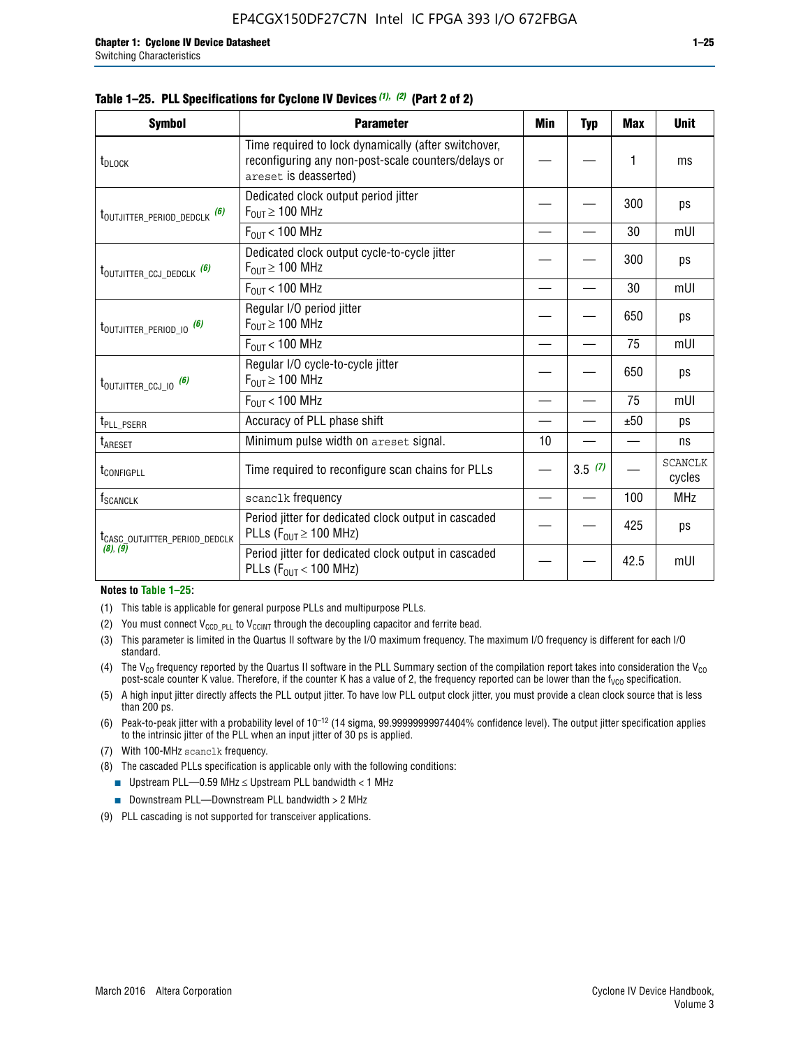**Table 1–25. PLL Specifications for Cyclone IV Devices (1), (2) (Part 2 of 2)**

| Symbol | Parameter | Min | Typ | Max | Unit |
|---|---|---|---|---|---|
| $t_{DLOCK}$ | Time required to lock dynamically (after switchover, reconfiguring any non-post-scale counters/delays or areset is deasserted) | — | — | 1 | ms |
| $t_{OUTJITTER\_PERIOD\_DEDCLK}$ (6) | Dedicated clock output period jitter $F_{OUT} \geq 100$ MHz | — | — | 300 | ps |
| | $F_{OUT} < 100$ MHz | — | — | 30 | mUI |
| $t_{OUTJITTER\_CCJ\_DEDCLK}$ (6) | Dedicated clock output cycle-to-cycle jitter $F_{OUT} \geq 100$ MHz | — | — | 300 | ps |
| | $F_{OUT} < 100$ MHz | — | — | 30 | mUI |
| $t_{OUTJITTER\_PERIOD\_IO}$ (6) | Regular I/O period jitter $F_{OUT} \geq 100$ MHz | — | — | 650 | ps |
| | $F_{OUT} < 100$ MHz | — | — | 75 | mUI |
| $t_{OUTJITTER\_CCJ\_IO}$ (6) | Regular I/O cycle-to-cycle jitter $F_{OUT} \geq 100$ MHz | — | — | 650 | ps |
| | $F_{OUT} < 100$ MHz | — | — | 75 | mUI |
| $t_{PLL\_PSERR}$ | Accuracy of PLL phase shift | — | — | ±50 | ps |
| $t_{ARESET}$ | Minimum pulse width on areset signal. | 10 | — | — | ns |
| $t_{CONFIGPLL}$ | Time required to reconfigure scan chains for PLLs | — | 3.5 (7) | — | SCANCLK cycles |
| $f_{SCANCLK}$ | scanclk frequency | — | — | 100 | MHz |
| $t_{CASC\_OUTJITTER\_PERIOD\_DEDCLK}$ (8), (9) | Period jitter for dedicated clock output in cascaded PLLs ($F_{OUT} \geq 100$ MHz) | — | — | 425 | ps |
| | Period jitter for dedicated clock output in cascaded PLLs ($F_{OUT} < 100$ MHz) | — | — | 42.5 | mUI |

**Notes to Table 1–25:**

(1) This table is applicable for general purpose PLLs and multipurpose PLLs.

(2) You must connect $V_{CCD\_PLL}$ to $V_{CCINT}$ through the decoupling capacitor and ferrite bead.

(3) This parameter is limited in the Quartus II software by the I/O maximum frequency. The maximum I/O frequency is different for each I/O standard.

(4) The $V_{CO}$ frequency reported by the Quartus II software in the PLL Summary section of the compilation report takes into consideration the $V_{CO}$ post-scale counter K value. Therefore, if the counter K has a value of 2, the frequency reported can be lower than the $f_{VCO}$ specification.

(5) A high input jitter directly affects the PLL output jitter. To have low PLL output clock jitter, you must provide a clean clock source that is less than 200 ps.

(6) Peak-to-peak jitter with a probability level of $10^{-12}$ (14 sigma, 99.99999999974404% confidence level). The output jitter specification applies to the intrinsic jitter of the PLL when an input jitter of 30 ps is applied.

(7) With 100-MHz scanclk frequency.

(8) The cascaded PLLs specification is applicable only with the following conditions:
- Upstream PLL—0.59 MHz ≤ Upstream PLL bandwidth < 1 MHz
- Downstream PLL—Downstream PLL bandwidth > 2 MHz

(9) PLL cascading is not supported for transceiver applications.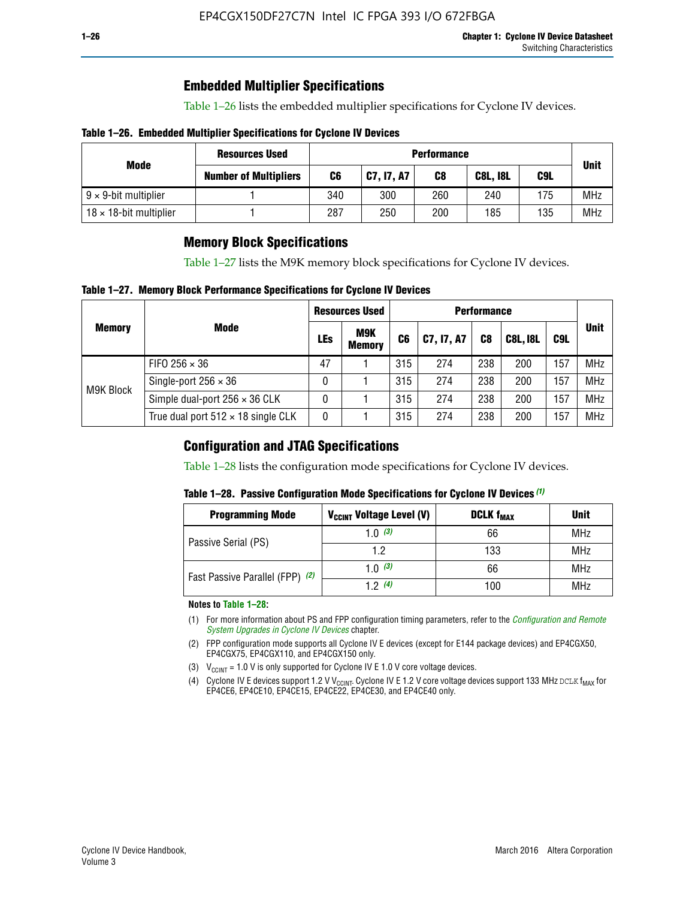## Embedded Multiplier Specifications

Table 1–26 lists the embedded multiplier specifications for Cyclone IV devices.

**Table 1–26. Embedded Multiplier Specifications for Cyclone IV Devices**

| Mode | Resources Used | Performance | | | | | Unit |
|---|---|---|---|---|---|---|---|
| | Number of Multipliers | C6 | C7, I7, A7 | C8 | C8L, I8L | C9L | |
| 9 × 9-bit multiplier | 1 | 340 | 300 | 260 | 240 | 175 | MHz |
| 18 × 18-bit multiplier | 1 | 287 | 250 | 200 | 185 | 135 | MHz |

## Memory Block Specifications

Table 1–27 lists the M9K memory block specifications for Cyclone IV devices.

**Table 1–27. Memory Block Performance Specifications for Cyclone IV Devices**

| Memory | Mode | Resources Used | | Performance | | | | | Unit |
|---|---|---|---|---|---|---|---|---|---|
| | | LEs | M9K Memory | C6 | C7, I7, A7 | C8 | C8L, I8L | C9L | |
| M9K Block | FIFO 256 × 36 | 47 | 1 | 315 | 274 | 238 | 200 | 157 | MHz |
| | Single-port 256 × 36 | 0 | 1 | 315 | 274 | 238 | 200 | 157 | MHz |
| | Simple dual-port 256 × 36 CLK | 0 | 1 | 315 | 274 | 238 | 200 | 157 | MHz |
| | True dual port 512 × 18 single CLK | 0 | 1 | 315 | 274 | 238 | 200 | 157 | MHz |

## Configuration and JTAG Specifications

Table 1–28 lists the configuration mode specifications for Cyclone IV devices.

**Table 1–28. Passive Configuration Mode Specifications for Cyclone IV Devices** *(1)*

| Programming Mode | $V_{CCINT}$ Voltage Level (V) | DCLK $f_{MAX}$ | Unit |
|---|---|---|---|
| Passive Serial (PS) | 1.0 *(3)* | 66 | MHz |
| | 1.2 | 133 | MHz |
| Fast Passive Parallel (FPP) *(2)* | 1.0 *(3)* | 66 | MHz |
| | 1.2 *(4)* | 100 | MHz |

**Notes to Table 1–28:**

(1) For more information about PS and FPP configuration timing parameters, refer to the *Configuration and Remote System Upgrades in Cyclone IV Devices* chapter.

(2) FPP configuration mode supports all Cyclone IV E devices (except for E144 package devices) and EP4CGX50, EP4CGX75, EP4CGX110, and EP4CGX150 only.

(3) $V_{CCINT}$ = 1.0 V is only supported for Cyclone IV E 1.0 V core voltage devices.

(4) Cyclone IV E devices support 1.2 V $V_{CCINT}$. Cyclone IV E 1.2 V core voltage devices support 133 MHz DCLK $f_{MAX}$ for EP4CE6, EP4CE10, EP4CE15, EP4CE22, EP4CE30, and EP4CE40 only.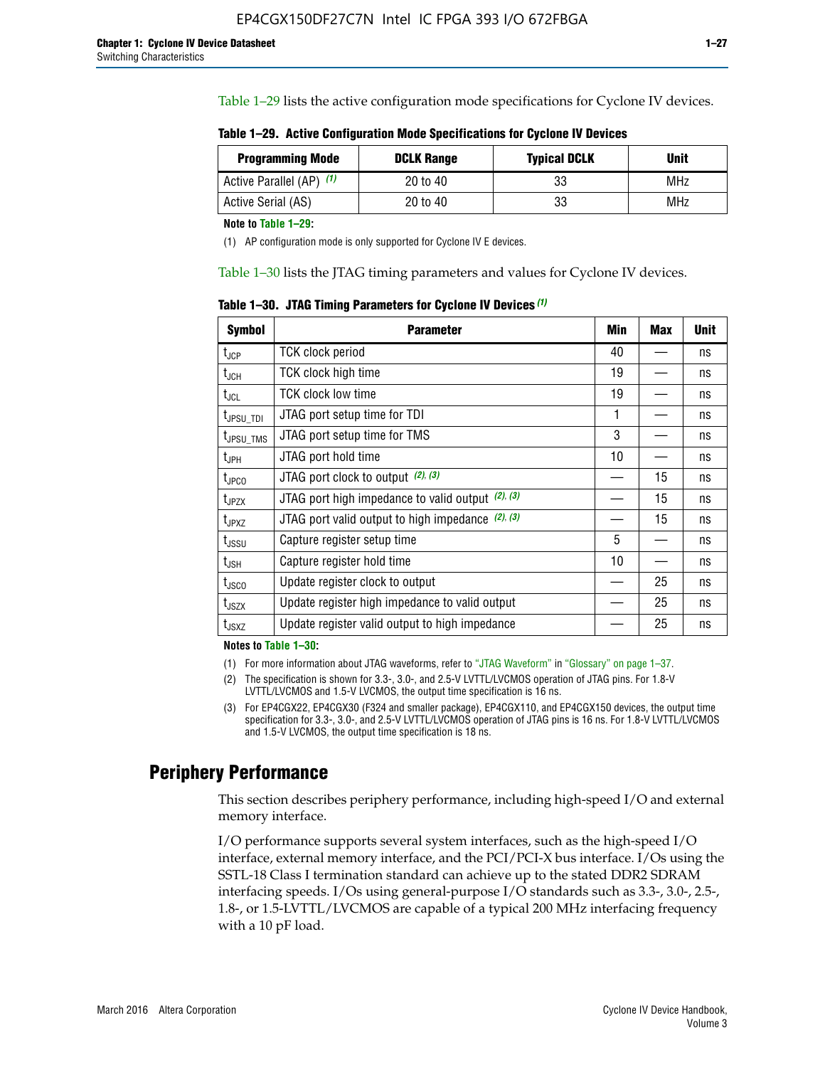Table 1–29 lists the active configuration mode specifications for Cyclone IV devices.

**Table 1–29. Active Configuration Mode Specifications for Cyclone IV Devices**

| Programming Mode | DCLK Range | Typical DCLK | Unit |
|---|---|---|---|
| Active Parallel (AP) (1) | 20 to 40 | 33 | MHz |
| Active Serial (AS) | 20 to 40 | 33 | MHz |

**Note to Table 1–29:**

(1) AP configuration mode is only supported for Cyclone IV E devices.

Table 1–30 lists the JTAG timing parameters and values for Cyclone IV devices.

**Table 1–30. JTAG Timing Parameters for Cyclone IV Devices (1)**

| Symbol | Parameter | Min | Max | Unit |
|---|---|---|---|---|
| $t_{JCP}$ | TCK clock period | 40 | — | ns |
| $t_{JCH}$ | TCK clock high time | 19 | — | ns |
| $t_{JCL}$ | TCK clock low time | 19 | — | ns |
| $t_{JPSU\_TDI}$ | JTAG port setup time for TDI | 1 | — | ns |
| $t_{JPSU\_TMS}$ | JTAG port setup time for TMS | 3 | — | ns |
| $t_{JPH}$ | JTAG port hold time | 10 | — | ns |
| $t_{JPCO}$ | JTAG port clock to output (2), (3) | — | 15 | ns |
| $t_{JPZX}$ | JTAG port high impedance to valid output (2), (3) | — | 15 | ns |
| $t_{JPXZ}$ | JTAG port valid output to high impedance (2), (3) | — | 15 | ns |
| $t_{JSSU}$ | Capture register setup time | 5 | — | ns |
| $t_{JSH}$ | Capture register hold time | 10 | — | ns |
| $t_{JSCO}$ | Update register clock to output | — | 25 | ns |
| $t_{JSZX}$ | Update register high impedance to valid output | — | 25 | ns |
| $t_{JSXZ}$ | Update register valid output to high impedance | — | 25 | ns |

**Notes to Table 1–30:**

(1) For more information about JTAG waveforms, refer to "JTAG Waveform" in "Glossary" on page 1–37.

(2) The specification is shown for 3.3-, 3.0-, and 2.5-V LVTTL/LVCMOS operation of JTAG pins. For 1.8-V LVTTL/LVCMOS and 1.5-V LVCMOS, the output time specification is 16 ns.

(3) For EP4CGX22, EP4CGX30 (F324 and smaller package), EP4CGX110, and EP4CGX150 devices, the output time specification for 3.3-, 3.0-, and 2.5-V LVTTL/LVCMOS operation of JTAG pins is 16 ns. For 1.8-V LVTTL/LVCMOS and 1.5-V LVCMOS, the output time specification is 18 ns.

## Periphery Performance

This section describes periphery performance, including high-speed I/O and external memory interface.

I/O performance supports several system interfaces, such as the high-speed I/O interface, external memory interface, and the PCI/PCI-X bus interface. I/Os using the SSTL-18 Class I termination standard can achieve up to the stated DDR2 SDRAM interfacing speeds. I/Os using general-purpose I/O standards such as 3.3-, 3.0-, 2.5-, 1.8-, or 1.5-LVTTL/LVCMOS are capable of a typical 200 MHz interfacing frequency with a 10 pF load.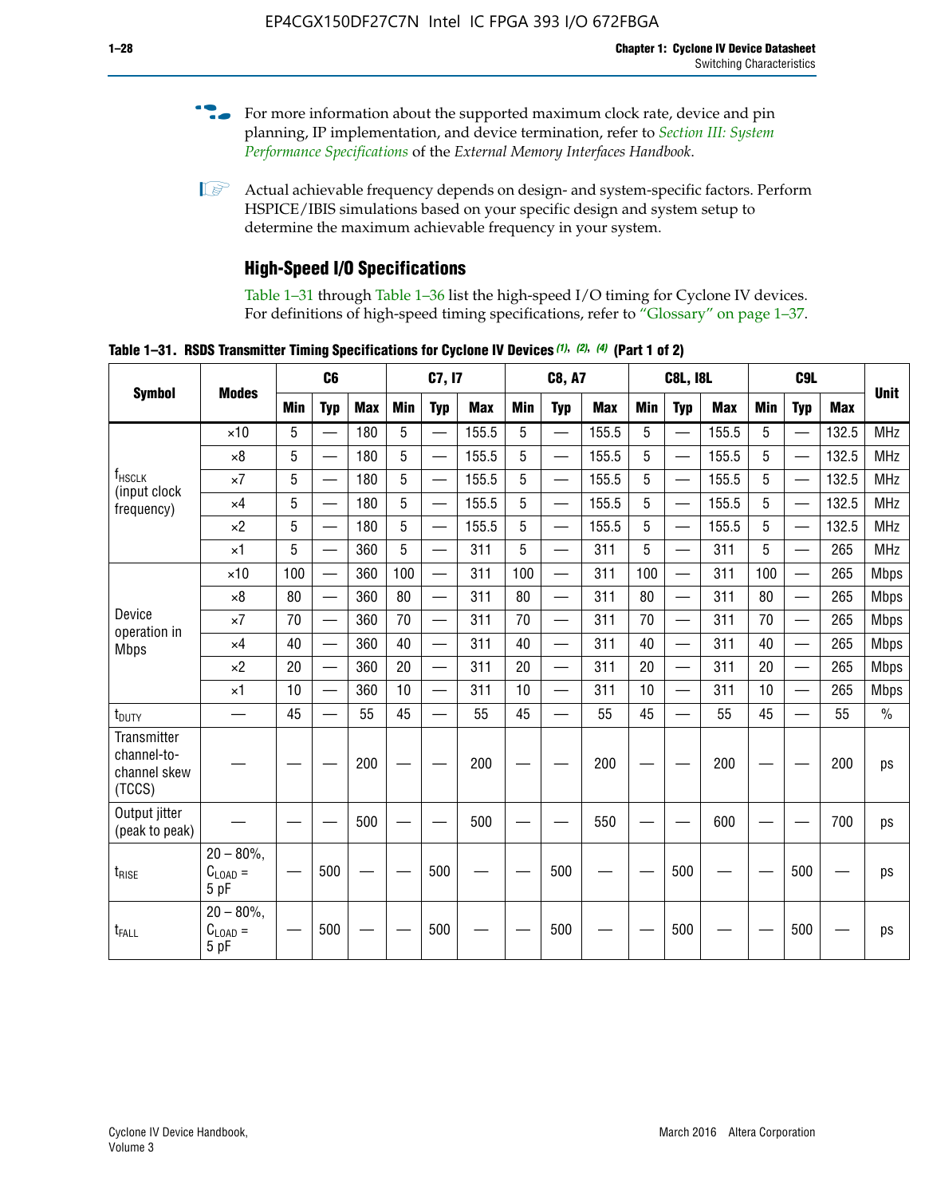For more information about the supported maximum clock rate, device and pin planning, IP implementation, and device termination, refer to *Section III: System Performance Specifications* of the *External Memory Interfaces Handbook*.

Actual achievable frequency depends on design- and system-specific factors. Perform HSPICE/IBIS simulations based on your specific design and system setup to determine the maximum achievable frequency in your system.

### High-Speed I/O Specifications

Table 1–31 through Table 1–36 list the high-speed I/O timing for Cyclone IV devices. For definitions of high-speed timing specifications, refer to "Glossary" on page 1–37.

**Table 1–31. RSDS Transmitter Timing Specifications for Cyclone IV Devices (1), (2), (4) (Part 1 of 2)**

| Symbol | Modes | C6 | | | C7, I7 | | | C8, A7 | | | C8L, I8L | | | C9L | | | Unit |
|---|---|---|---|---|---|---|---|---|---|---|---|---|---|---|---|---|---|
| | | Min | Typ | Max | Min | Typ | Max | Min | Typ | Max | Min | Typ | Max | Min | Typ | Max | |
| $f_{HSCLK}$ (input clock frequency) | ×10 | 5 | — | 180 | 5 | — | 155.5 | 5 | — | 155.5 | 5 | — | 155.5 | 5 | — | 132.5 | MHz |
| | ×8 | 5 | — | 180 | 5 | — | 155.5 | 5 | — | 155.5 | 5 | — | 155.5 | 5 | — | 132.5 | MHz |
| | ×7 | 5 | — | 180 | 5 | — | 155.5 | 5 | — | 155.5 | 5 | — | 155.5 | 5 | — | 132.5 | MHz |
| | ×4 | 5 | — | 180 | 5 | — | 155.5 | 5 | — | 155.5 | 5 | — | 155.5 | 5 | — | 132.5 | MHz |
| | ×2 | 5 | — | 180 | 5 | — | 155.5 | 5 | — | 155.5 | 5 | — | 155.5 | 5 | — | 132.5 | MHz |
| | ×1 | 5 | — | 360 | 5 | — | 311 | 5 | — | 311 | 5 | — | 311 | 5 | — | 265 | MHz |
| Device operation in Mbps | ×10 | 100 | — | 360 | 100 | — | 311 | 100 | — | 311 | 100 | — | 311 | 100 | — | 265 | Mbps |
| | ×8 | 80 | — | 360 | 80 | — | 311 | 80 | — | 311 | 80 | — | 311 | 80 | — | 265 | Mbps |
| | ×7 | 70 | — | 360 | 70 | — | 311 | 70 | — | 311 | 70 | — | 311 | 70 | — | 265 | Mbps |
| | ×4 | 40 | — | 360 | 40 | — | 311 | 40 | — | 311 | 40 | — | 311 | 40 | — | 265 | Mbps |
| | ×2 | 20 | — | 360 | 20 | — | 311 | 20 | — | 311 | 20 | — | 311 | 20 | — | 265 | Mbps |
| | ×1 | 10 | — | 360 | 10 | — | 311 | 10 | — | 311 | 10 | — | 311 | 10 | — | 265 | Mbps |
| $t_{DUTY}$ | — | 45 | — | 55 | 45 | — | 55 | 45 | — | 55 | 45 | — | 55 | 45 | — | 55 | % |
| Transmitter channel-to-channel skew (TCCS) | — | — | — | 200 | — | — | 200 | — | — | 200 | — | — | 200 | — | — | 200 | ps |
| Output jitter (peak to peak) | — | — | — | 500 | — | — | 500 | — | — | 550 | — | — | 600 | — | — | 700 | ps |
| $t_{RISE}$ | 20 – 80%, $C_{LOAD}$ = 5 pF | — | 500 | — | — | 500 | — | — | 500 | — | — | 500 | — | — | 500 | — | ps |
| $t_{FALL}$ | 20 – 80%, $C_{LOAD}$ = 5 pF | — | 500 | — | — | 500 | — | — | 500 | — | — | 500 | — | — | 500 | — | ps |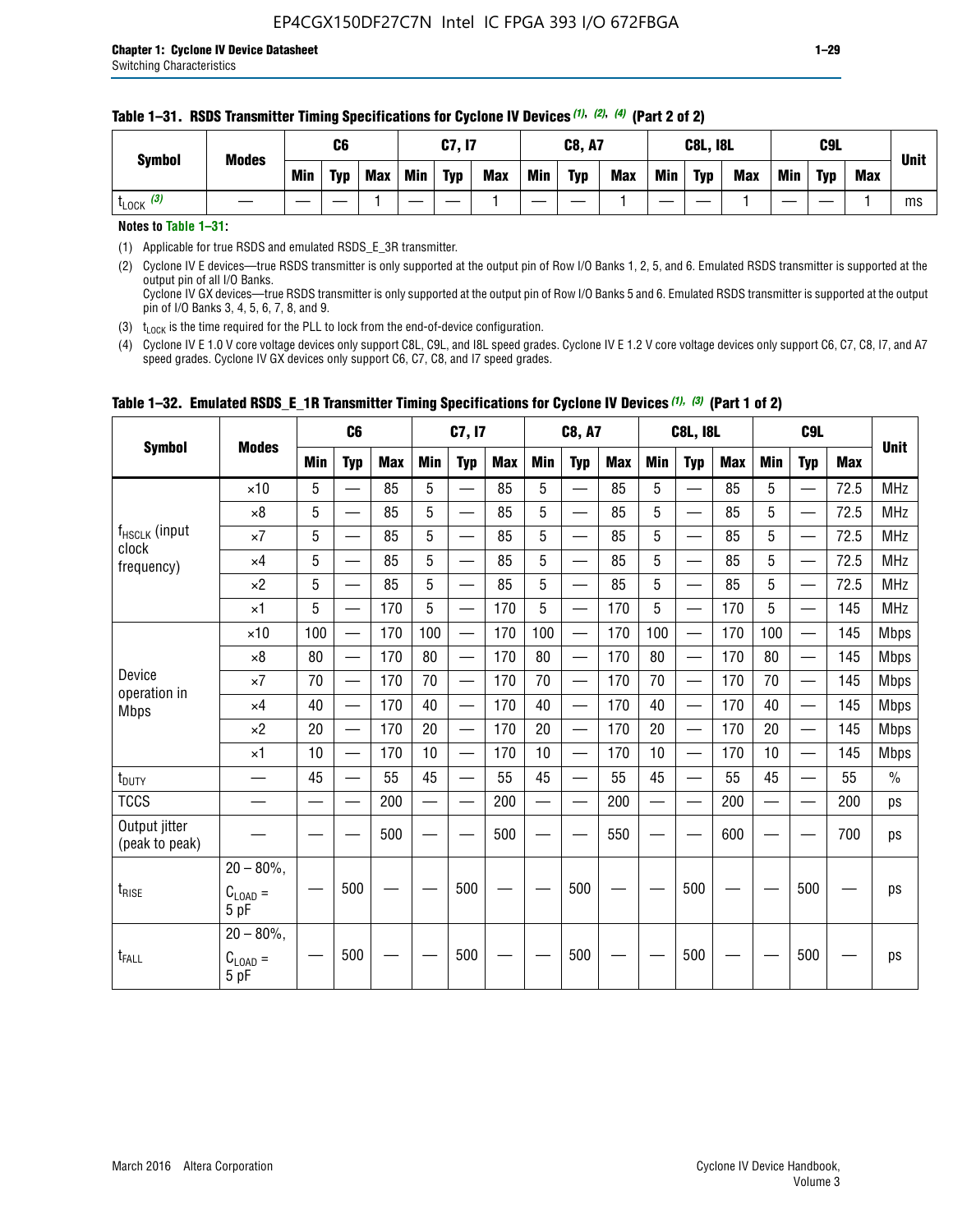**Table 1–31. RSDS Transmitter Timing Specifications for Cycloне IV Devices (1), (2), (4) (Part 2 of 2)**

| Symbol | Modes | C6 | | | C7, I7 | | | C8, A7 | | | C8L, I8L | | | C9L | | | Unit |
|---|---|---|---|---|---|---|---|---|---|---|---|---|---|---|---|---|---|
| | | Min | Typ | Max | Min | Typ | Max | Min | Typ | Max | Min | Typ | Max | Min | Typ | Max | |
| $t_{LOCK}$ (3) | — | — | — | 1 | — | — | 1 | — | — | 1 | — | — | 1 | — | — | 1 | ms |

**Notes to Table 1–31:**

(1) Applicable for true RSDS and emulated RSDS_E_3R transmitter.

(2) Cyclone IV E devices—true RSDS transmitter is only supported at the output pin of Row I/O Banks 1, 2, 5, and 6. Emulated RSDS transmitter is supported at the output pin of all I/O Banks.
Cyclone IV GX devices—true RSDS transmitter is only supported at the output pin of Row I/O Banks 5 and 6. Emulated RSDS transmitter is supported at the output pin of I/O Banks 3, 4, 5, 6, 7, 8, and 9.

(3) $t_{LOCK}$ is the time required for the PLL to lock from the end-of-device configuration.

(4) Cyclone IV E 1.0 V core voltage devices only support C8L, C9L, and I8L speed grades. Cyclone IV E 1.2 V core voltage devices only support C6, C7, C8, I7, and A7 speed grades. Cyclone IV GX devices only support C6, C7, C8, and I7 speed grades.

**Table 1–32. Emulated RSDS_E_1R Transmitter Timing Specifications for Cyclone IV Devices (1), (3) (Part 1 of 2)**

| Symbol | Modes | C6 | | | C7, I7 | | | C8, A7 | | | C8L, I8L | | | C9L | | | Unit |
|---|---|---|---|---|---|---|---|---|---|---|---|---|---|---|---|---|---|
| | | Min | Typ | Max | Min | Typ | Max | Min | Typ | Max | Min | Typ | Max | Min | Typ | Max | |
| $f_{HSCLK}$ (input clock frequency) | ×10 | 5 | — | 85 | 5 | — | 85 | 5 | — | 85 | 5 | — | 85 | 5 | — | 72.5 | MHz |
| | ×8 | 5 | — | 85 | 5 | — | 85 | 5 | — | 85 | 5 | — | 85 | 5 | — | 72.5 | MHz |
| | ×7 | 5 | — | 85 | 5 | — | 85 | 5 | — | 85 | 5 | — | 85 | 5 | — | 72.5 | MHz |
| | ×4 | 5 | — | 85 | 5 | — | 85 | 5 | — | 85 | 5 | — | 85 | 5 | — | 72.5 | MHz |
| | ×2 | 5 | — | 85 | 5 | — | 85 | 5 | — | 85 | 5 | — | 85 | 5 | — | 72.5 | MHz |
| | ×1 | 5 | — | 170 | 5 | — | 170 | 5 | — | 170 | 5 | — | 170 | 5 | — | 145 | MHz |
| Device operation in Mbps | ×10 | 100 | — | 170 | 100 | — | 170 | 100 | — | 170 | 100 | — | 170 | 100 | — | 145 | Mbps |
| | ×8 | 80 | — | 170 | 80 | — | 170 | 80 | — | 170 | 80 | — | 170 | 80 | — | 145 | Mbps |
| | ×7 | 70 | — | 170 | 70 | — | 170 | 70 | — | 170 | 70 | — | 170 | 70 | — | 145 | Mbps |
| | ×4 | 40 | — | 170 | 40 | — | 170 | 40 | — | 170 | 40 | — | 170 | 40 | — | 145 | Mbps |
| | ×2 | 20 | — | 170 | 20 | — | 170 | 20 | — | 170 | 20 | — | 170 | 20 | — | 145 | Mbps |
| | ×1 | 10 | — | 170 | 10 | — | 170 | 10 | — | 170 | 10 | — | 170 | 10 | — | 145 | Mbps |
| $t_{DUTY}$ | — | 45 | — | 55 | 45 | — | 55 | 45 | — | 55 | 45 | — | 55 | 45 | — | 55 | % |
| TCCS | — | — | — | 200 | — | — | 200 | — | — | 200 | — | — | 200 | — | — | 200 | ps |
| Output jitter (peak to peak) | — | — | — | 500 | — | — | 500 | — | — | 550 | — | — | 600 | — | — | 700 | ps |
| $t_{RISE}$ | 20 – 80%, $C_{LOAD}$ = 5 pF | — | 500 | — | — | 500 | — | — | 500 | — | — | 500 | — | — | 500 | — | ps |
| $t_{FALL}$ | 20 – 80%, $C_{LOAD}$ = 5 pF | — | 500 | — | — | 500 | — | — | 500 | — | — | 500 | — | — | 500 | — | ps |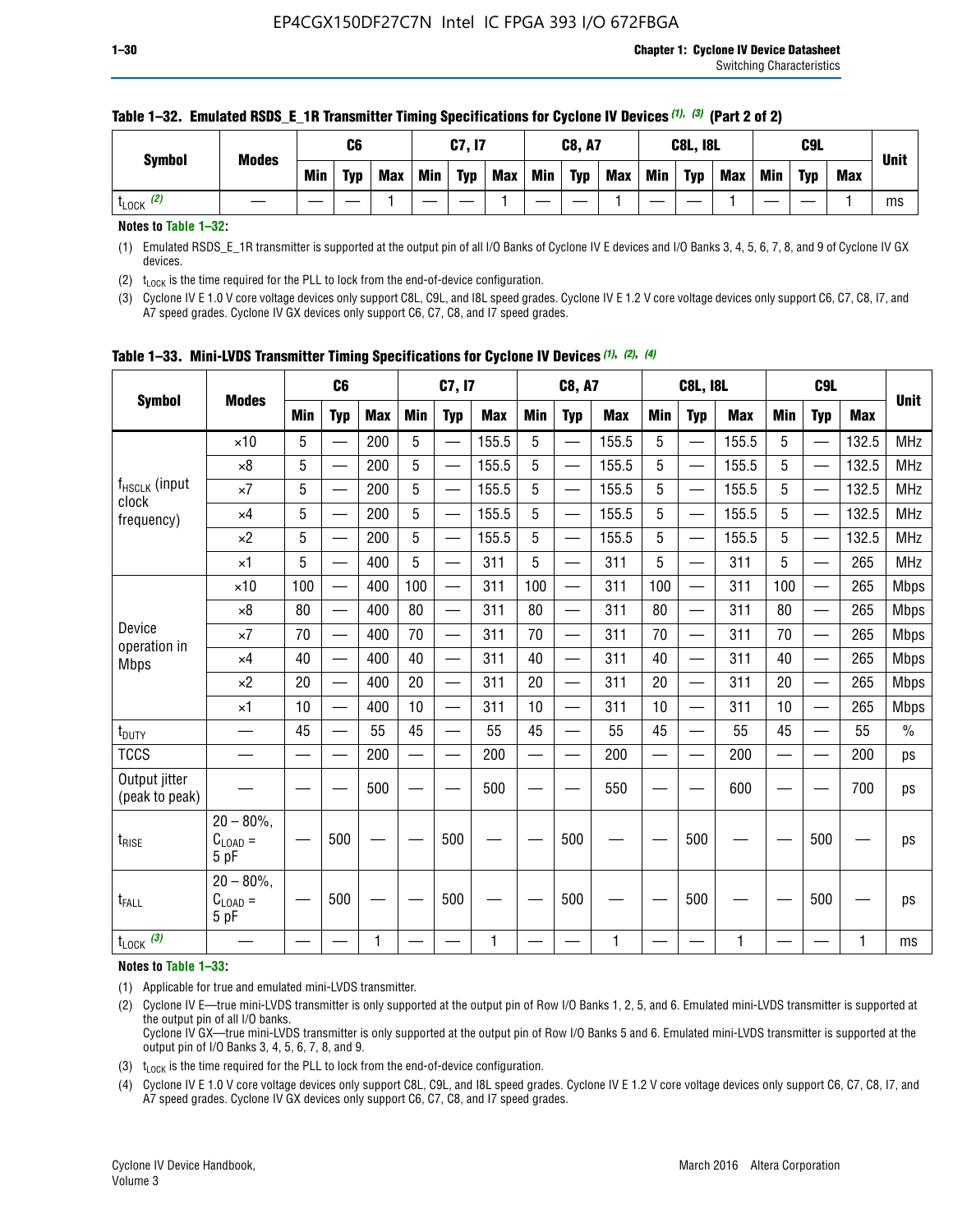**Table 1–32. Emulated RSDS_E_1R Transmitter Timing Specifications for Cyclone IV Devices (1), (3) (Part 2 of 2)**

| Symbol | Modes | C6 | | | C7, I7 | | | C8, A7 | | | C8L, I8L | | | C9L | | | Unit |
|---|---|---|---|---|---|---|---|---|---|---|---|---|---|---|---|---|---|
| | | Min | Typ | Max | Min | Typ | Max | Min | Typ | Max | Min | Typ | Max | Min | Typ | Max | |
| $t_{LOCK}$ (2) | — | — | — | 1 | — | — | 1 | — | — | 1 | — | — | 1 | — | — | 1 | ms |

**Notes to Table 1–32:**

(1) Emulated RSDS_E_1R transmitter is supported at the output pin of all I/O Banks of Cyclone IV E devices and I/O Banks 3, 4, 5, 6, 7, 8, and 9 of Cyclone IV GX devices.

(2) $t_{LOCK}$ is the time required for the PLL to lock from the end-of-device configuration.

(3) Cyclone IV E 1.0 V core voltage devices only support C8L, C9L, and I8L speed grades. Cyclone IV E 1.2 V core voltage devices only support C6, C7, C8, I7, and A7 speed grades. Cyclone IV GX devices only support C6, C7, C8, and I7 speed grades.

**Table 1–33. Mini-LVDS Transmitter Timing Specifications for Cyclone IV Devices (1), (2), (4)**

| Symbol | Modes | C6 | | | C7, I7 | | | C8, A7 | | | C8L, I8L | | | C9L | | | Unit |
|---|---|---|---|---|---|---|---|---|---|---|---|---|---|---|---|---|---|
| | | Min | Typ | Max | Min | Typ | Max | Min | Typ | Max | Min | Typ | Max | Min | Typ | Max | |
| $f_{HSCLK}$ (input clock frequency) | ×10 | 5 | — | 200 | 5 | — | 155.5 | 5 | — | 155.5 | 5 | — | 155.5 | 5 | — | 132.5 | MHz |
| | ×8 | 5 | — | 200 | 5 | — | 155.5 | 5 | — | 155.5 | 5 | — | 155.5 | 5 | — | 132.5 | MHz |
| | ×7 | 5 | — | 200 | 5 | — | 155.5 | 5 | — | 155.5 | 5 | — | 155.5 | 5 | — | 132.5 | MHz |
| | ×4 | 5 | — | 200 | 5 | — | 155.5 | 5 | — | 155.5 | 5 | — | 155.5 | 5 | — | 132.5 | MHz |
| | ×2 | 5 | — | 200 | 5 | — | 155.5 | 5 | — | 155.5 | 5 | — | 155.5 | 5 | — | 132.5 | MHz |
| | ×1 | 5 | — | 400 | 5 | — | 311 | 5 | — | 311 | 5 | — | 311 | 5 | — | 265 | MHz |
| Device operation in Mbps | ×10 | 100 | — | 400 | 100 | — | 311 | 100 | — | 311 | 100 | — | 311 | 100 | — | 265 | Mbps |
| | ×8 | 80 | — | 400 | 80 | — | 311 | 80 | — | 311 | 80 | — | 311 | 80 | — | 265 | Mbps |
| | ×7 | 70 | — | 400 | 70 | — | 311 | 70 | — | 311 | 70 | — | 311 | 70 | — | 265 | Mbps |
| | ×4 | 40 | — | 400 | 40 | — | 311 | 40 | — | 311 | 40 | — | 311 | 40 | — | 265 | Mbps |
| | ×2 | 20 | — | 400 | 20 | — | 311 | 20 | — | 311 | 20 | — | 311 | 20 | — | 265 | Mbps |
| | ×1 | 10 | — | 400 | 10 | — | 311 | 10 | — | 311 | 10 | — | 311 | 10 | — | 265 | Mbps |
| $t_{DUTY}$ | — | 45 | — | 55 | 45 | — | 55 | 45 | — | 55 | 45 | — | 55 | 45 | — | 55 | % |
| TCCS | — | — | — | 200 | — | — | 200 | — | — | 200 | — | — | 200 | — | — | 200 | ps |
| Output jitter (peak to peak) | — | — | — | 500 | — | — | 500 | — | — | 550 | — | — | 600 | — | — | 700 | ps |
| $t_{RISE}$ | 20 – 80%, $C_{LOAD}$ = 5 pF | — | 500 | — | — | 500 | — | — | 500 | — | — | 500 | — | — | 500 | — | ps |
| $t_{FALL}$ | 20 – 80%, $C_{LOAD}$ = 5 pF | — | 500 | — | — | 500 | — | — | 500 | — | — | 500 | — | — | 500 | — | ps |
| $t_{LOCK}$ (3) | — | — | — | 1 | — | — | 1 | — | — | 1 | — | — | 1 | — | — | 1 | ms |

**Notes to Table 1–33:**

(1) Applicable for true and emulated mini-LVDS transmitter.

(2) Cyclone IV E—true mini-LVDS transmitter is only supported at the output pin of Row I/O Banks 1, 2, 5, and 6. Emulated mini-LVDS transmitter is supported at the output pin of all I/O banks.
Cyclone IV GX—true mini-LVDS transmitter is only supported at the output pin of Row I/O Banks 5 and 6. Emulated mini-LVDS transmitter is supported at the output pin of I/O Banks 3, 4, 5, 6, 7, 8, and 9.

(3) $t_{LOCK}$ is the time required for the PLL to lock from the end-of-device configuration.

(4) Cyclone IV E 1.0 V core voltage devices only support C8L, C9L, and I8L speed grades. Cyclone IV E 1.2 V core voltage devices only support C6, C7, C8, I7, and A7 speed grades. Cyclone IV GX devices only support C6, C7, C8, and I7 speed grades.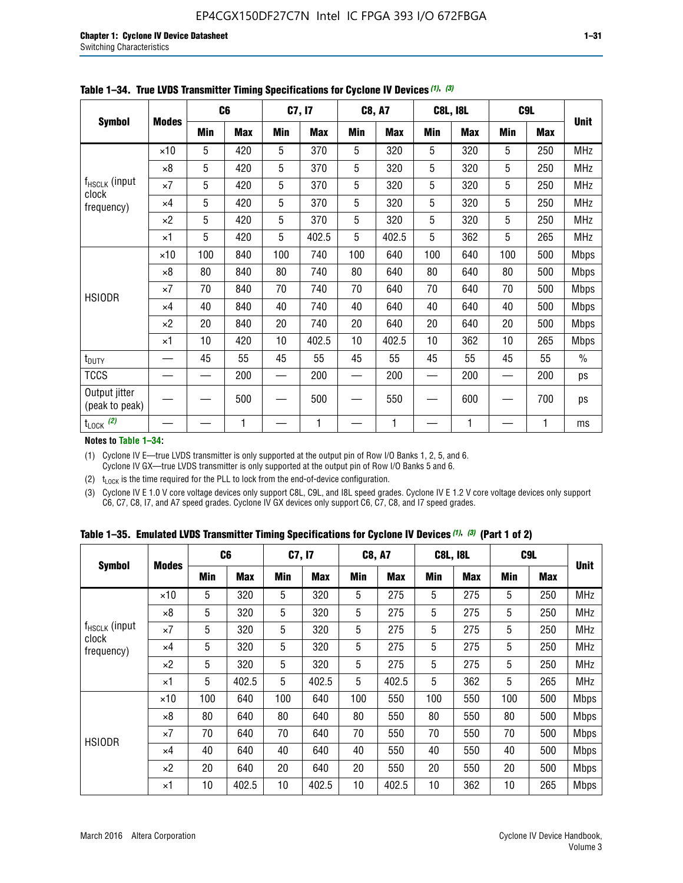**Table 1–34. True LVDS Transmitter Timing Specifications for Cyclone IV Devices (1), (3)**

| Symbol | Modes | C6 |  | C7, I7 |  | C8, A7 |  | C8L, I8L |  | C9L |  | Unit |
|---|---|---|---|---|---|---|---|---|---|---|---|---|
|  |  | Min | Max | Min | Max | Min | Max | Min | Max | Min | Max |  |
| $f_{HSCLK}$ (input clock frequency) | ×10 | 5 | 420 | 5 | 370 | 5 | 320 | 5 | 320 | 5 | 250 | MHz |
|  | ×8 | 5 | 420 | 5 | 370 | 5 | 320 | 5 | 320 | 5 | 250 | MHz |
|  | ×7 | 5 | 420 | 5 | 370 | 5 | 320 | 5 | 320 | 5 | 250 | MHz |
|  | ×4 | 5 | 420 | 5 | 370 | 5 | 320 | 5 | 320 | 5 | 250 | MHz |
|  | ×2 | 5 | 420 | 5 | 370 | 5 | 320 | 5 | 320 | 5 | 250 | MHz |
|  | ×1 | 5 | 420 | 5 | 402.5 | 5 | 402.5 | 5 | 362 | 5 | 265 | MHz |
| HSIODR | ×10 | 100 | 840 | 100 | 740 | 100 | 640 | 100 | 640 | 100 | 500 | Mbps |
|  | ×8 | 80 | 840 | 80 | 740 | 80 | 640 | 80 | 640 | 80 | 500 | Mbps |
|  | ×7 | 70 | 840 | 70 | 740 | 70 | 640 | 70 | 640 | 70 | 500 | Mbps |
|  | ×4 | 40 | 840 | 40 | 740 | 40 | 640 | 40 | 640 | 40 | 500 | Mbps |
|  | ×2 | 20 | 840 | 20 | 740 | 20 | 640 | 20 | 640 | 20 | 500 | Mbps |
|  | ×1 | 10 | 420 | 10 | 402.5 | 10 | 402.5 | 10 | 362 | 10 | 265 | Mbps |
| $t_{DUTY}$ | — | 45 | 55 | 45 | 55 | 45 | 55 | 45 | 55 | 45 | 55 | % |
| TCCS | — | — | 200 | — | 200 | — | 200 | — | 200 | — | 200 | ps |
| Output jitter (peak to peak) | — | — | 500 | — | 500 | — | 550 | — | 600 | — | 700 | ps |
| $t_{LOCK}$ (2) | — | — | 1 | — | 1 | — | 1 | — | 1 | — | 1 | ms |

**Notes to Table 1–34:**

(1) Cyclone IV E—true LVDS transmitter is only supported at the output pin of Row I/O Banks 1, 2, 5, and 6. Cyclone IV GX—true LVDS transmitter is only supported at the output pin of Row I/O Banks 5 and 6.

(2) $t_{LOCK}$ is the time required for the PLL to lock from the end-of-device configuration.

(3) Cyclone IV E 1.0 V core voltage devices only support C8L, C9L, and I8L speed grades. Cyclone IV E 1.2 V core voltage devices only support C6, C7, C8, I7, and A7 speed grades. Cyclone IV GX devices only support C6, C7, C8, and I7 speed grades.

**Table 1–35. Emulated LVDS Transmitter Timing Specifications for Cyclone IV Devices (1), (3) (Part 1 of 2)**

| Symbol | Modes | C6 |  | C7, I7 |  | C8, A7 |  | C8L, I8L |  | C9L |  | Unit |
|---|---|---|---|---|---|---|---|---|---|---|---|---|
|  |  | Min | Max | Min | Max | Min | Max | Min | Max | Min | Max |  |
| $f_{HSCLK}$ (input clock frequency) | ×10 | 5 | 320 | 5 | 320 | 5 | 275 | 5 | 275 | 5 | 250 | MHz |
|  | ×8 | 5 | 320 | 5 | 320 | 5 | 275 | 5 | 275 | 5 | 250 | MHz |
|  | ×7 | 5 | 320 | 5 | 320 | 5 | 275 | 5 | 275 | 5 | 250 | MHz |
|  | ×4 | 5 | 320 | 5 | 320 | 5 | 275 | 5 | 275 | 5 | 250 | MHz |
|  | ×2 | 5 | 320 | 5 | 320 | 5 | 275 | 5 | 275 | 5 | 250 | MHz |
|  | ×1 | 5 | 402.5 | 5 | 402.5 | 5 | 402.5 | 5 | 362 | 5 | 265 | MHz |
| HSIODR | ×10 | 100 | 640 | 100 | 640 | 100 | 550 | 100 | 550 | 100 | 500 | Mbps |
|  | ×8 | 80 | 640 | 80 | 640 | 80 | 550 | 80 | 550 | 80 | 500 | Mbps |
|  | ×7 | 70 | 640 | 70 | 640 | 70 | 550 | 70 | 550 | 70 | 500 | Mbps |
|  | ×4 | 40 | 640 | 40 | 640 | 40 | 550 | 40 | 550 | 40 | 500 | Mbps |
|  | ×2 | 20 | 640 | 20 | 640 | 20 | 550 | 20 | 550 | 20 | 500 | Mbps |
|  | ×1 | 10 | 402.5 | 10 | 402.5 | 10 | 402.5 | 10 | 362 | 10 | 265 | Mbps |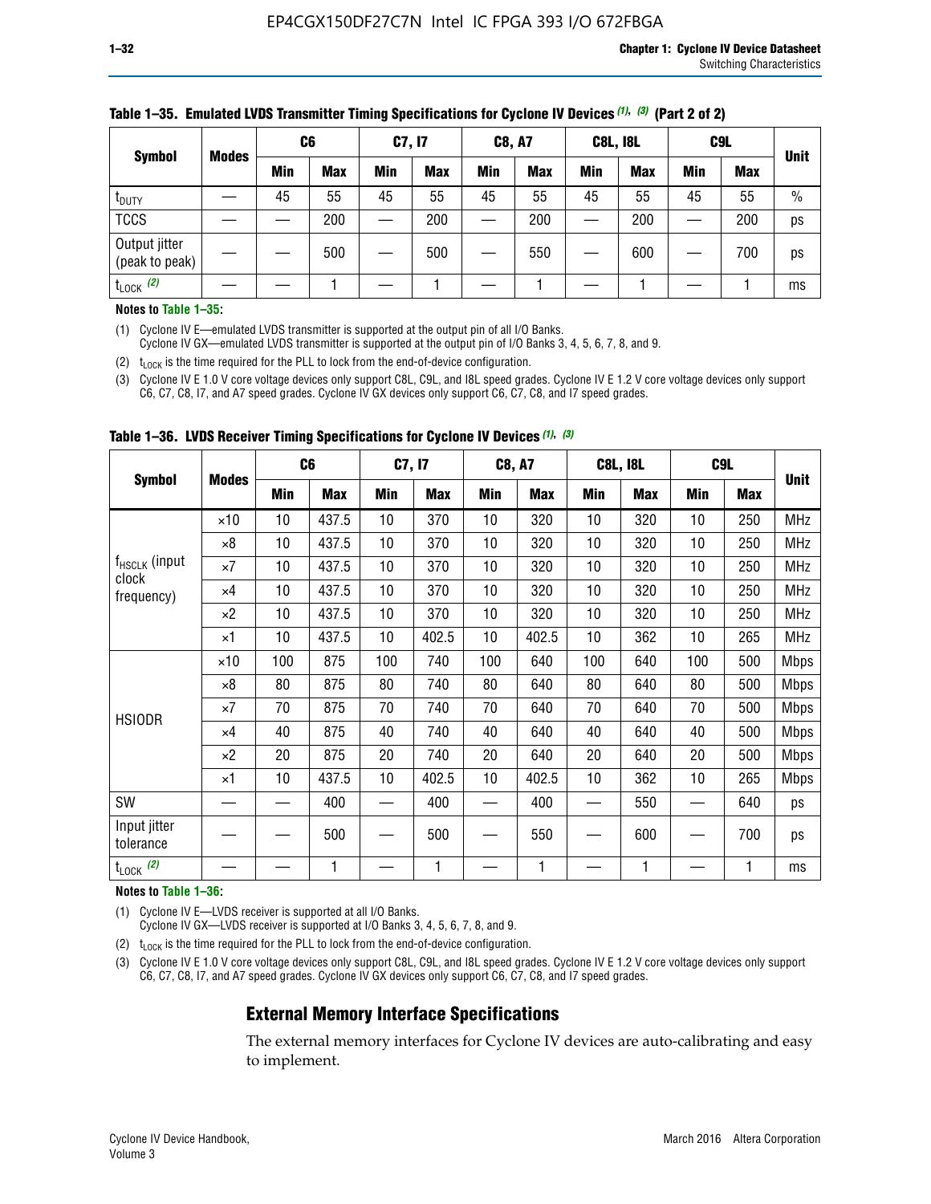**Table 1–35. Emulated LVDS Transmitter Timing Specifications for Cyclone IV Devices (1), (3) (Part 2 of 2)**

| Symbol | Modes | C6 | | C7, I7 | | C8, A7 | | C8L, I8L | | C9L | | Unit |
|---|---|---|---|---|---|---|---|---|---|---|---|---|
| | | Min | Max | Min | Max | Min | Max | Min | Max | Min | Max | |
| $t_{DUTY}$ | — | 45 | 55 | 45 | 55 | 45 | 55 | 45 | 55 | 45 | 55 | % |
| TCCS | — | — | 200 | — | 200 | — | 200 | — | 200 | — | 200 | ps |
| Output jitter (peak to peak) | — | — | 500 | — | 500 | — | 550 | — | 600 | — | 700 | ps |
| $t_{LOCK}$ (2) | — | — | 1 | — | 1 | — | 1 | — | 1 | — | 1 | ms |

**Notes to Table 1–35:**

(1) Cyclone IV E—emulated LVDS transmitter is supported at the output pin of all I/O Banks.
Cyclone IV GX—emulated LVDS transmitter is supported at the output pin of I/O Banks 3, 4, 5, 6, 7, 8, and 9.

(2) $t_{LOCK}$ is the time required for the PLL to lock from the end-of-device configuration.

(3) Cyclone IV E 1.0 V core voltage devices only support C8L, C9L, and I8L speed grades. Cyclone IV E 1.2 V core voltage devices only support C6, C7, C8, I7, and A7 speed grades. Cyclone IV GX devices only support C6, C7, C8, and I7 speed grades.

**Table 1–36. LVDS Receiver Timing Specifications for Cyclone IV Devices (1), (3)**

| Symbol | Modes | C6 | | C7, I7 | | C8, A7 | | C8L, I8L | | C9L | | Unit |
|---|---|---|---|---|---|---|---|---|---|---|---|---|
| | | Min | Max | Min | Max | Min | Max | Min | Max | Min | Max | |
| $f_{HSCLK}$ (input clock frequency) | ×10 | 10 | 437.5 | 10 | 370 | 10 | 320 | 10 | 320 | 10 | 250 | MHz |
| | ×8 | 10 | 437.5 | 10 | 370 | 10 | 320 | 10 | 320 | 10 | 250 | MHz |
| | ×7 | 10 | 437.5 | 10 | 370 | 10 | 320 | 10 | 320 | 10 | 250 | MHz |
| | ×4 | 10 | 437.5 | 10 | 370 | 10 | 320 | 10 | 320 | 10 | 250 | MHz |
| | ×2 | 10 | 437.5 | 10 | 370 | 10 | 320 | 10 | 320 | 10 | 250 | MHz |
| | ×1 | 10 | 437.5 | 10 | 402.5 | 10 | 402.5 | 10 | 362 | 10 | 265 | MHz |
| HSIODR | ×10 | 100 | 875 | 100 | 740 | 100 | 640 | 100 | 640 | 100 | 500 | Mbps |
| | ×8 | 80 | 875 | 80 | 740 | 80 | 640 | 80 | 640 | 80 | 500 | Mbps |
| | ×7 | 70 | 875 | 70 | 740 | 70 | 640 | 70 | 640 | 70 | 500 | Mbps |
| | ×4 | 40 | 875 | 40 | 740 | 40 | 640 | 40 | 640 | 40 | 500 | Mbps |
| | ×2 | 20 | 875 | 20 | 740 | 20 | 640 | 20 | 640 | 20 | 500 | Mbps |
| | ×1 | 10 | 437.5 | 10 | 402.5 | 10 | 402.5 | 10 | 362 | 10 | 265 | Mbps |
| SW | — | — | 400 | — | 400 | — | 400 | — | 550 | — | 640 | ps |
| Input jitter tolerance | — | — | 500 | — | 500 | — | 550 | — | 600 | — | 700 | ps |
| $t_{LOCK}$ (2) | — | — | 1 | — | 1 | — | 1 | — | 1 | — | 1 | ms |

**Notes to Table 1–36:**

(1) Cyclone IV E—LVDS receiver is supported at all I/O Banks.
Cyclone IV GX—LVDS receiver is supported at I/O Banks 3, 4, 5, 6, 7, 8, and 9.

(2) $t_{LOCK}$ is the time required for the PLL to lock from the end-of-device configuration.

(3) Cyclone IV E 1.0 V core voltage devices only support C8L, C9L, and I8L speed grades. Cyclone IV E 1.2 V core voltage devices only support C6, C7, C8, I7, and A7 speed grades. Cyclone IV GX devices only support C6, C7, C8, and I7 speed grades.

## External Memory Interface Specifications

The external memory interfaces for Cyclone IV devices are auto-calibrating and easy to implement.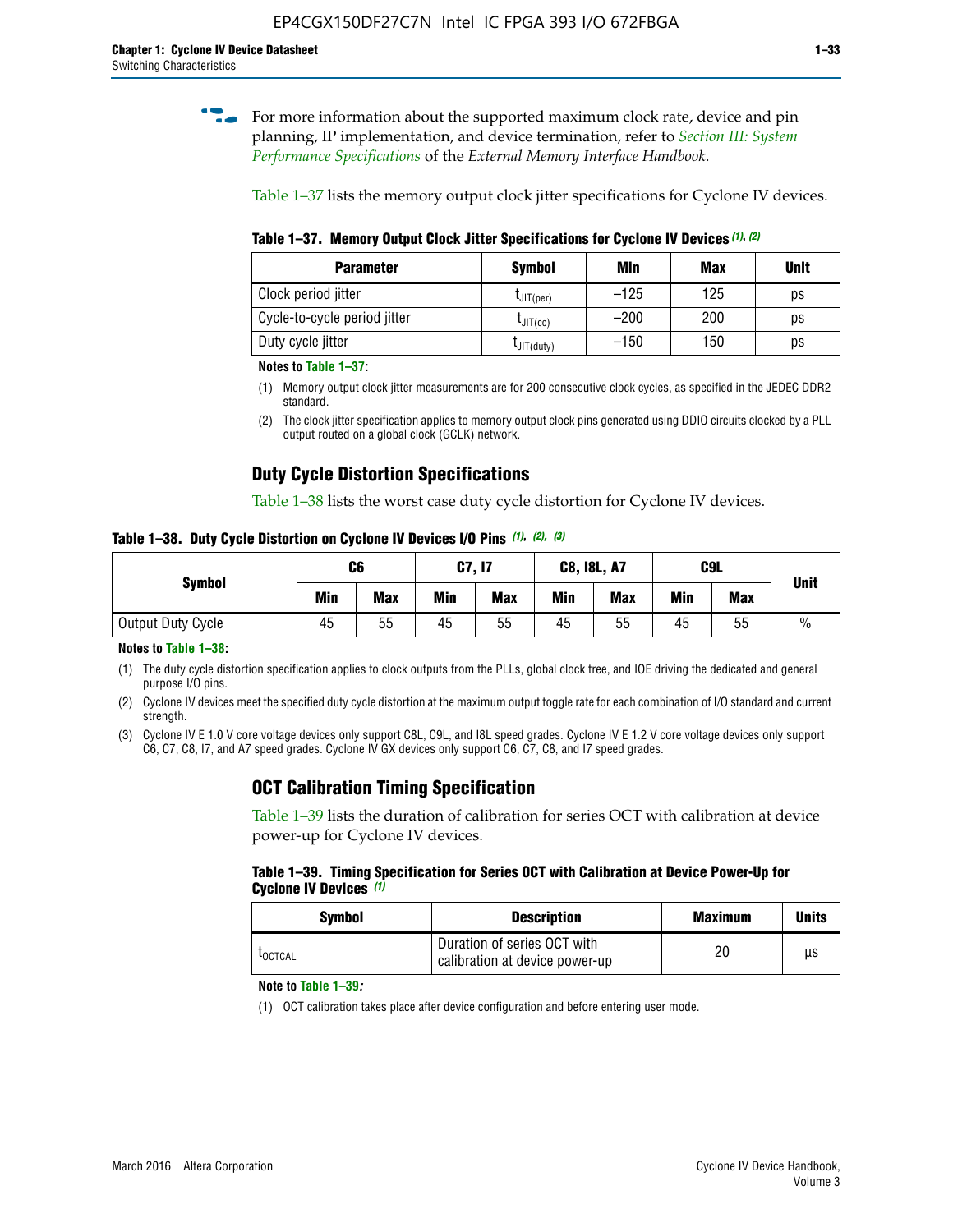For more information about the supported maximum clock rate, device and pin planning, IP implementation, and device termination, refer to *Section III: System Performance Specifications* of the *External Memory Interface Handbook*.

Table 1–37 lists the memory output clock jitter specifications for Cyclone IV devices.

**Table 1–37. Memory Output Clock Jitter Specifications for Cyclone IV Devices (1), (2)**

| Parameter | Symbol | Min | Max | Unit |
|---|---|---|---|---|
| Clock period jitter | $t_{JIT(per)}$ | –125 | 125 | ps |
| Cycle-to-cycle period jitter | $t_{JIT(cc)}$ | –200 | 200 | ps |
| Duty cycle jitter | $t_{JIT(duty)}$ | –150 | 150 | ps |

**Notes to Table 1–37:**

(1) Memory output clock jitter measurements are for 200 consecutive clock cycles, as specified in the JEDEC DDR2 standard.

(2) The clock jitter specification applies to memory output clock pins generated using DDIO circuits clocked by a PLL output routed on a global clock (GCLK) network.

## Duty Cycle Distortion Specifications

Table 1–38 lists the worst case duty cycle distortion for Cyclone IV devices.

**Table 1–38. Duty Cycle Distortion on Cyclone IV Devices I/O Pins (1), (2), (3)**

| Symbol | C6 | | C7, I7 | | C8, I8L, A7 | | C9L | | Unit |
|---|---|---|---|---|---|---|---|---|---|
| | Min | Max | Min | Max | Min | Max | Min | Max | |
| Output Duty Cycle | 45 | 55 | 45 | 55 | 45 | 55 | 45 | 55 | % |

**Notes to Table 1–38:**

(1) The duty cycle distortion specification applies to clock outputs from the PLLs, global clock tree, and IOE driving the dedicated and general purpose I/O pins.

(2) Cyclone IV devices meet the specified duty cycle distortion at the maximum output toggle rate for each combination of I/O standard and current strength.

(3) Cyclone IV E 1.0 V core voltage devices only support C8L, C9L, and I8L speed grades. Cyclone IV E 1.2 V core voltage devices only support C6, C7, C8, I7, and A7 speed grades. Cyclone IV GX devices only support C6, C7, C8, and I7 speed grades.

## OCT Calibration Timing Specification

Table 1–39 lists the duration of calibration for series OCT with calibration at device power-up for Cyclone IV devices.

**Table 1–39. Timing Specification for Series OCT with Calibration at Device Power-Up for Cyclone IV Devices (1)**

| Symbol | Description | Maximum | Units |
|---|---|---|---|
| $t_{OCTCAL}$ | Duration of series OCT with calibration at device power-up | 20 | µs |

**Note to Table 1–39:**

(1) OCT calibration takes place after device configuration and before entering user mode.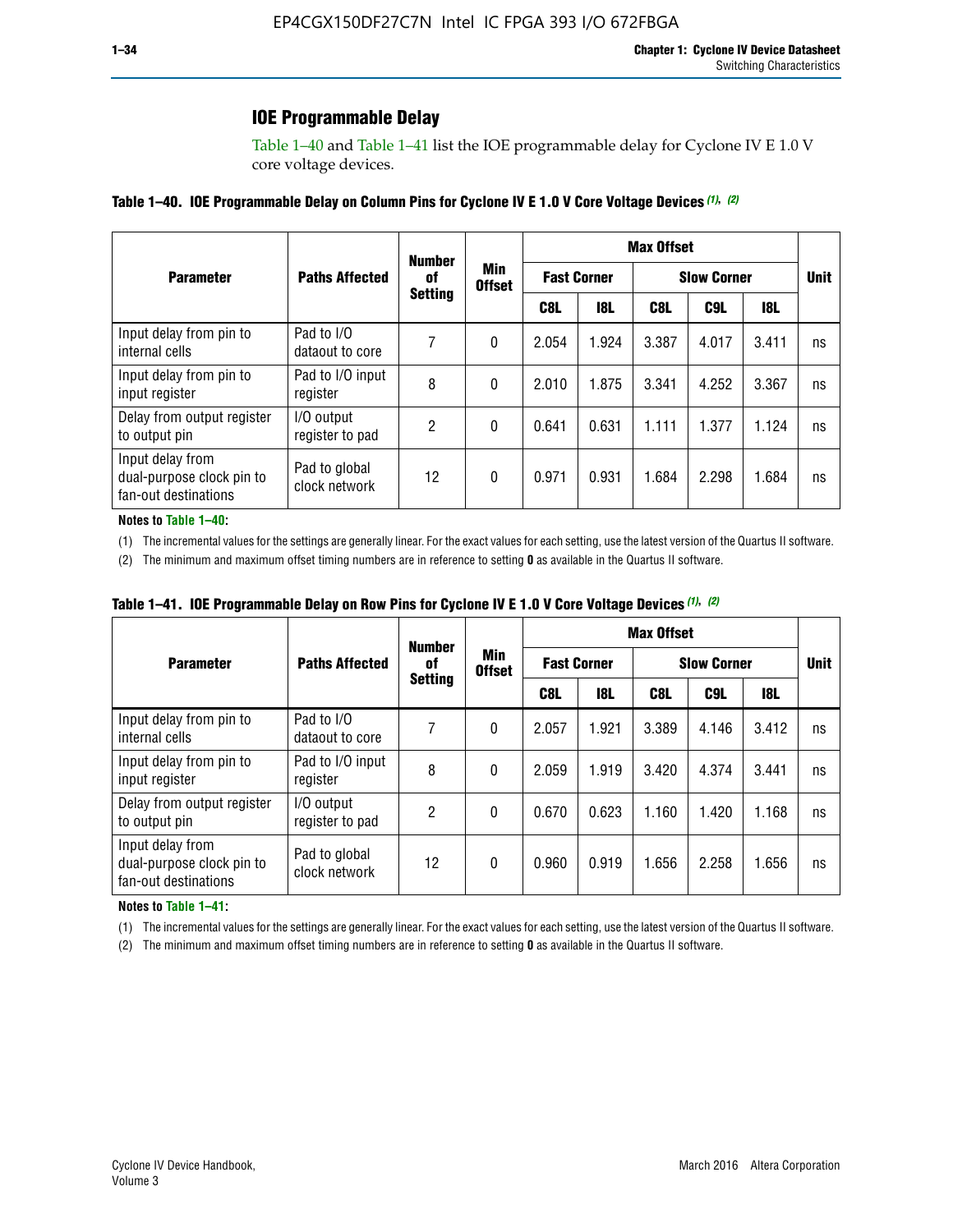## IOE Programmable Delay

Table 1–40 and Table 1–41 list the IOE programmable delay for Cyclone IV E 1.0 V core voltage devices.

**Table 1–40. IOE Programmable Delay on Column Pins for Cyclone IV E 1.0 V Core Voltage Devices (1), (2)**

| Parameter | Paths Affected | Number of Setting | Min Offset | Max Offset | | | | | Unit |
|---|---|---|---|---|---|---|---|---|---|
| | | | | Fast Corner | | Slow Corner | | | |
| | | | | C8L | I8L | C8L | C9L | I8L | |
| Input delay from pin to internal cells | Pad to I/O dataout to core | 7 | 0 | 2.054 | 1.924 | 3.387 | 4.017 | 3.411 | ns |
| Input delay from pin to input register | Pad to I/O input register | 8 | 0 | 2.010 | 1.875 | 3.341 | 4.252 | 3.367 | ns |
| Delay from output register to output pin | I/O output register to pad | 2 | 0 | 0.641 | 0.631 | 1.111 | 1.377 | 1.124 | ns |
| Input delay from dual-purpose clock pin to fan-out destinations | Pad to global clock network | 12 | 0 | 0.971 | 0.931 | 1.684 | 2.298 | 1.684 | ns |

**Notes to Table 1–40:**

(1) The incremental values for the settings are generally linear. For the exact values for each setting, use the latest version of the Quartus II software.

(2) The minimum and maximum offset timing numbers are in reference to setting **0** as available in the Quartus II software.

**Table 1–41. IOE Programmable Delay on Row Pins for Cyclone IV E 1.0 V Core Voltage Devices (1), (2)**

| Parameter | Paths Affected | Number of Setting | Min Offset | Max Offset | | | | | Unit |
|---|---|---|---|---|---|---|---|---|---|
| | | | | Fast Corner | | Slow Corner | | | |
| | | | | C8L | I8L | C8L | C9L | I8L | |
| Input delay from pin to internal cells | Pad to I/O dataout to core | 7 | 0 | 2.057 | 1.921 | 3.389 | 4.146 | 3.412 | ns |
| Input delay from pin to input register | Pad to I/O input register | 8 | 0 | 2.059 | 1.919 | 3.420 | 4.374 | 3.441 | ns |
| Delay from output register to output pin | I/O output register to pad | 2 | 0 | 0.670 | 0.623 | 1.160 | 1.420 | 1.168 | ns |
| Input delay from dual-purpose clock pin to fan-out destinations | Pad to global clock network | 12 | 0 | 0.960 | 0.919 | 1.656 | 2.258 | 1.656 | ns |

**Notes to Table 1–41:**

(1) The incremental values for the settings are generally linear. For the exact values for each setting, use the latest version of the Quartus II software.

(2) The minimum and maximum offset timing numbers are in reference to setting **0** as available in the Quartus II software.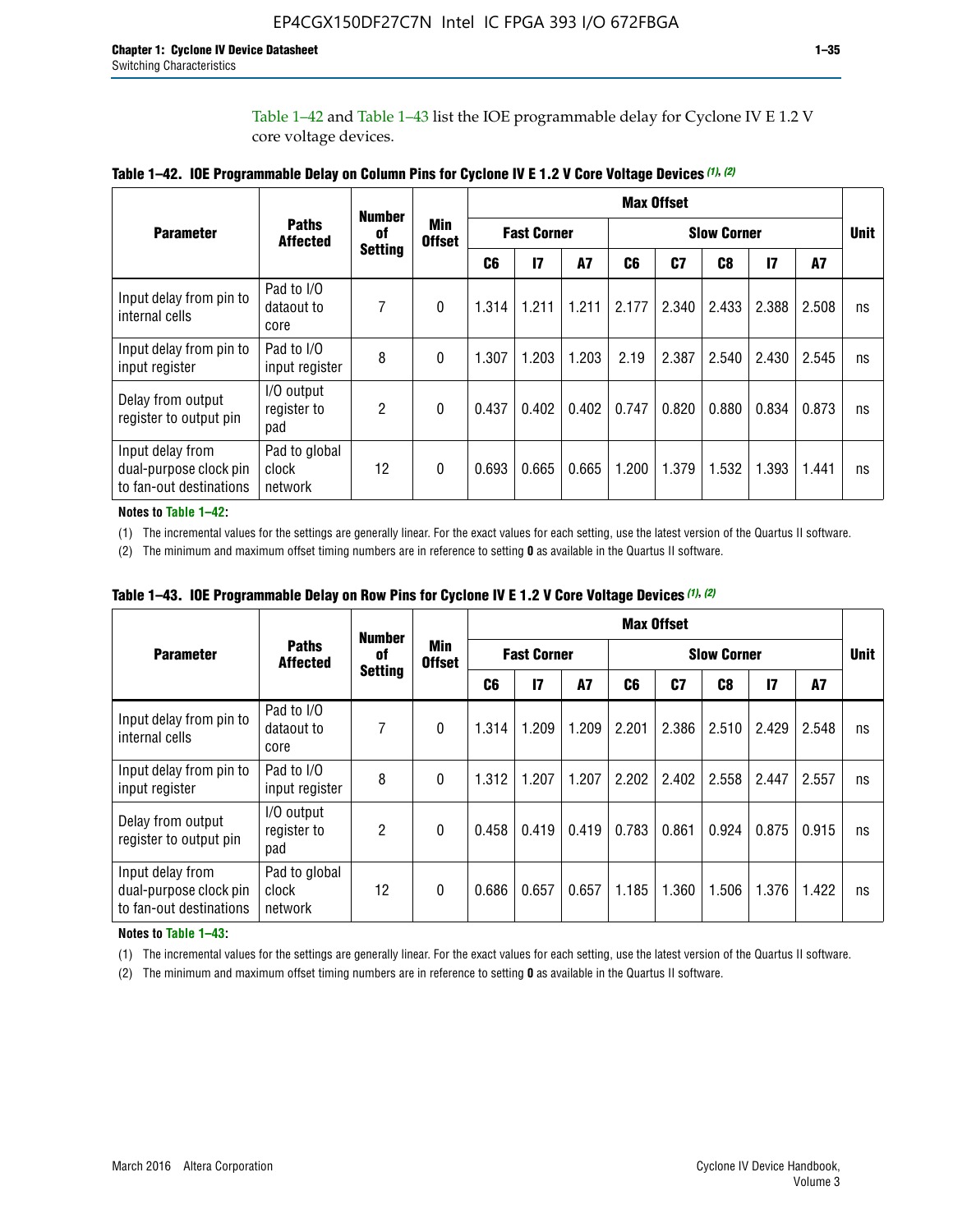Table 1–42 and Table 1–43 list the IOE programmable delay for Cyclone IV E 1.2 V core voltage devices.

**Table 1–42. IOE Programmable Delay on Column Pins for Cyclone IV E 1.2 V Core Voltage Devices (1), (2)**

| Parameter | Paths Affected | Number of Setting | Min Offset | Max Offset | | | | | | | | Unit |
|---|---|---|---|---|---|---|---|---|---|---|---|---|
| | | | | Fast Corner | | | Slow Corner | | | | | |
| | | | | C6 | I7 | A7 | C6 | C7 | C8 | I7 | A7 | |
| Input delay from pin to internal cells | Pad to I/O dataout to core | 7 | 0 | 1.314 | 1.211 | 1.211 | 2.177 | 2.340 | 2.433 | 2.388 | 2.508 | ns |
| Input delay from pin to input register | Pad to I/O input register | 8 | 0 | 1.307 | 1.203 | 1.203 | 2.19 | 2.387 | 2.540 | 2.430 | 2.545 | ns |
| Delay from output register to output pin | I/O output register to pad | 2 | 0 | 0.437 | 0.402 | 0.402 | 0.747 | 0.820 | 0.880 | 0.834 | 0.873 | ns |
| Input delay from dual-purpose clock pin to fan-out destinations | Pad to global clock network | 12 | 0 | 0.693 | 0.665 | 0.665 | 1.200 | 1.379 | 1.532 | 1.393 | 1.441 | ns |

**Notes to Table 1–42:**

(1) The incremental values for the settings are generally linear. For the exact values for each setting, use the latest version of the Quartus II software.

(2) The minimum and maximum offset timing numbers are in reference to setting **0** as available in the Quartus II software.

**Table 1–43. IOE Programmable Delay on Row Pins for Cyclone IV E 1.2 V Core Voltage Devices (1), (2)**

| Parameter | Paths Affected | Number of Setting | Min Offset | Max Offset | | | | | | | | Unit |
|---|---|---|---|---|---|---|---|---|---|---|---|---|
| | | | | Fast Corner | | | Slow Corner | | | | | |
| | | | | C6 | I7 | A7 | C6 | C7 | C8 | I7 | A7 | |
| Input delay from pin to internal cells | Pad to I/O dataout to core | 7 | 0 | 1.314 | 1.209 | 1.209 | 2.201 | 2.386 | 2.510 | 2.429 | 2.548 | ns |
| Input delay from pin to input register | Pad to I/O input register | 8 | 0 | 1.312 | 1.207 | 1.207 | 2.202 | 2.402 | 2.558 | 2.447 | 2.557 | ns |
| Delay from output register to output pin | I/O output register to pad | 2 | 0 | 0.458 | 0.419 | 0.419 | 0.783 | 0.861 | 0.924 | 0.875 | 0.915 | ns |
| Input delay from dual-purpose clock pin to fan-out destinations | Pad to global clock network | 12 | 0 | 0.686 | 0.657 | 0.657 | 1.185 | 1.360 | 1.506 | 1.376 | 1.422 | ns |

**Notes to Table 1–43:**

(1) The incremental values for the settings are generally linear. For the exact values for each setting, use the latest version of the Quartus II software.

(2) The minimum and maximum offset timing numbers are in reference to setting **0** as available in the Quartus II software.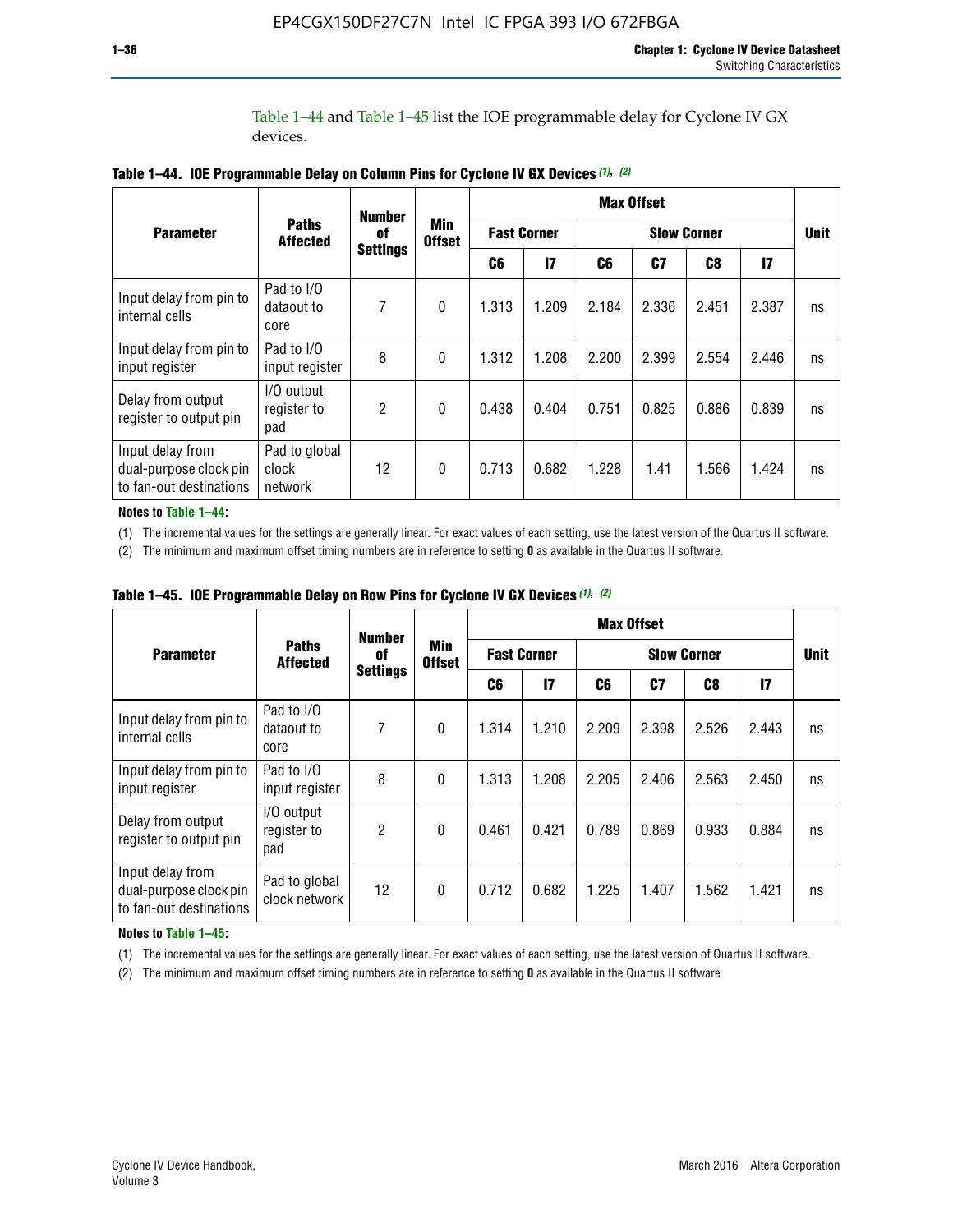Table 1–44 and Table 1–45 list the IOE programmable delay for Cyclone IV GX devices.

**Table 1–44. IOE Programmable Delay on Column Pins for Cyclone IV GX Devices (1), (2)**

| Parameter | Paths Affected | Number of Settings | Min Offset | Max Offset | | | | | | Unit |
|---|---|---|---|---|---|---|---|---|---|---|
| | | | | Fast Corner | | Slow Corner | | | | |
| | | | | C6 | I7 | C6 | C7 | C8 | I7 | |
| Input delay from pin to internal cells | Pad to I/O dataout to core | 7 | 0 | 1.313 | 1.209 | 2.184 | 2.336 | 2.451 | 2.387 | ns |
| Input delay from pin to input register | Pad to I/O input register | 8 | 0 | 1.312 | 1.208 | 2.200 | 2.399 | 2.554 | 2.446 | ns |
| Delay from output register to output pin | I/O output register to pad | 2 | 0 | 0.438 | 0.404 | 0.751 | 0.825 | 0.886 | 0.839 | ns |
| Input delay from dual-purpose clock pin to fan-out destinations | Pad to global clock network | 12 | 0 | 0.713 | 0.682 | 1.228 | 1.41 | 1.566 | 1.424 | ns |

**Notes to Table 1–44:**

(1) The incremental values for the settings are generally linear. For exact values of each setting, use the latest version of the Quartus II software.

(2) The minimum and maximum offset timing numbers are in reference to setting **0** as available in the Quartus II software.

**Table 1–45. IOE Programmable Delay on Row Pins for Cyclone IV GX Devices (1), (2)**

| Parameter | Paths Affected | Number of Settings | Min Offset | Max Offset | | | | | | Unit |
|---|---|---|---|---|---|---|---|---|---|---|
| | | | | Fast Corner | | Slow Corner | | | | |
| | | | | C6 | I7 | C6 | C7 | C8 | I7 | |
| Input delay from pin to internal cells | Pad to I/O dataout to core | 7 | 0 | 1.314 | 1.210 | 2.209 | 2.398 | 2.526 | 2.443 | ns |
| Input delay from pin to input register | Pad to I/O input register | 8 | 0 | 1.313 | 1.208 | 2.205 | 2.406 | 2.563 | 2.450 | ns |
| Delay from output register to output pin | I/O output register to pad | 2 | 0 | 0.461 | 0.421 | 0.789 | 0.869 | 0.933 | 0.884 | ns |
| Input delay from dual-purpose clock pin to fan-out destinations | Pad to global clock network | 12 | 0 | 0.712 | 0.682 | 1.225 | 1.407 | 1.562 | 1.421 | ns |

**Notes to Table 1–45:**

(1) The incremental values for the settings are generally linear. For exact values of each setting, use the latest version of Quartus II software.

(2) The minimum and maximum offset timing numbers are in reference to setting **0** as available in the Quartus II software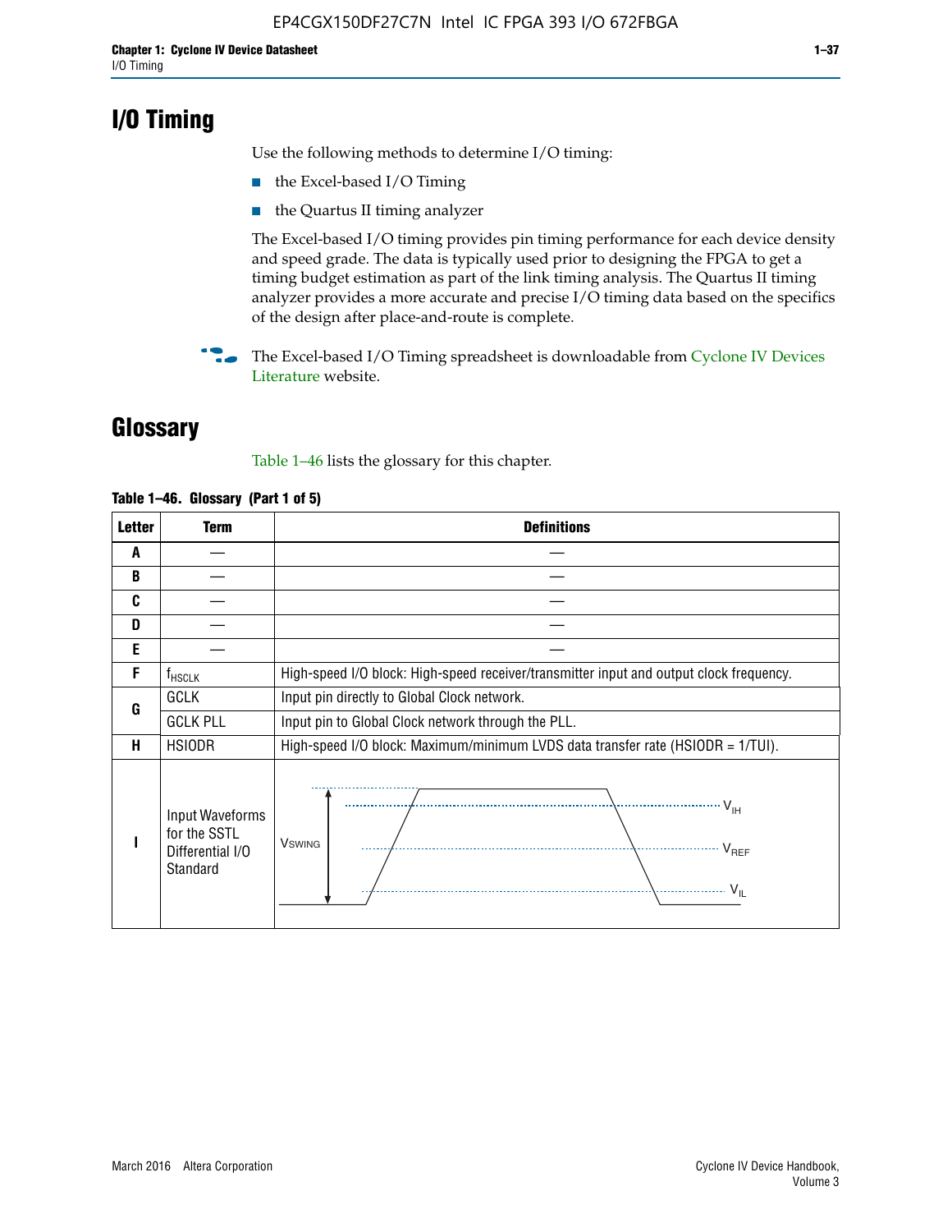# I/O Timing

Use the following methods to determine I/O timing:

- the Excel-based I/O Timing
- the Quartus II timing analyzer

The Excel-based I/O timing provides pin timing performance for each device density and speed grade. The data is typically used prior to designing the FPGA to get a timing budget estimation as part of the link timing analysis. The Quartus II timing analyzer provides a more accurate and precise I/O timing data based on the specifics of the design after place-and-route is complete.

The Excel-based I/O Timing spreadsheet is downloadable from Cyclone IV Devices Literature website.

# Glossary

Table 1–46 lists the glossary for this chapter.

**Table 1–46. Glossary (Part 1 of 5)**

| Letter | Term | Definitions |
|---|---|---|
| A | — | — |
| B | — | — |
| C | — | — |
| D | — | — |
| E | — | — |
| F | $f_{HSCLK}$ | High-speed I/O block: High-speed receiver/transmitter input and output clock frequency. |
| G | GCLK | Input pin directly to Global Clock network. |
| | GCLK PLL | Input pin to Global Clock network through the PLL. |
| H | HSIODR | High-speed I/O block: Maximum/minimum LVDS data transfer rate (HSIODR = 1/TUI). |
| I | Input Waveforms for the SSTL Differential I/O Standard | (Waveform diagram: $V_{SWING}$, $V_{IH}$, $V_{REF}$, $V_{IL}$) |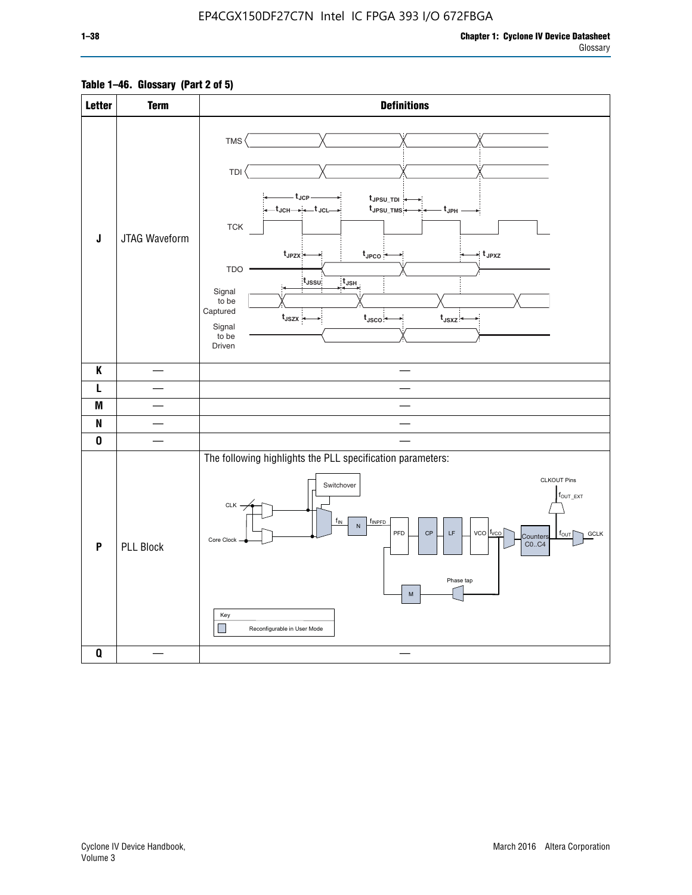**Table 1–46. Glossary (Part 2 of 5)**

| Letter | Term | Definitions |
|---|---|---|
| J | JTAG Waveform | TMS<br>TDI<br>$t_{JCP}$<br>$t_{JCH}$ $t_{JCL}$<br>$t_{JPSU\_TDI}$<br>$t_{JPSU\_TMS}$ $t_{JPH}$<br>TCK<br>$t_{JPZX}$ $t_{JPCO}$ $t_{JPXZ}$<br>TDO<br>$t_{JSSU}$ $t_{JSH}$<br>Signal to be Captured<br>$t_{JSZX}$ $t_{JSCO}$ $t_{JSXZ}$<br>Signal to be Driven |
| K | — | — |
| L | — | — |
| M | — | — |
| N | — | — |
| O | — | — |
| P | PLL Block | The following highlights the PLL specification parameters:<br>Switchover<br>CLK<br>Core Clock<br>$f_{IN}$ N $f_{INPFD}$ PFD CP LF VCO $f_{VCO}$ Counters C0..C4 $f_{OUT}$ GCLK<br>CLKOUT Pins<br>$f_{OUT\_EXT}$<br>Phase tap<br>M<br>Key<br>Reconfigurable in User Mode |
| Q | — | — |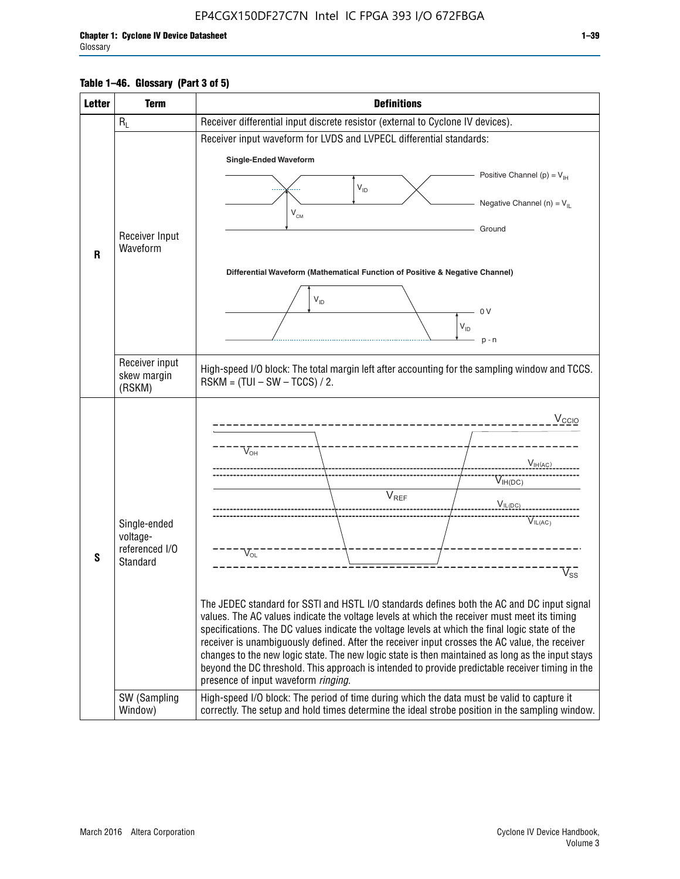**Table 1–46. Glossary (Part 3 of 5)**

| Letter | Term | Definitions |
|---|---|---|
| R | $R_L$ | Receiver differential input discrete resistor (external to Cyclone IV devices). |
| | Receiver Input Waveform | Receiver input waveform for LVDS and LVPECL differential standards: Single-Ended Waveform (Positive Channel (p) = $V_{IH}$; Negative Channel (n) = $V_{IL}$; Ground; $V_{ID}$; $V_{CM}$). Differential Waveform (Mathematical Function of Positive & Negative Channel) ($V_{ID}$; 0 V; p - n) |
| | Receiver input skew margin (RSKM) | High-speed I/O block: The total margin left after accounting for the sampling window and TCCS. RSKM = (TUI – SW – TCCS) / 2. |
| S | Single-ended voltage-referenced I/O Standard | ($V_{CCIO}$, $V_{OH}$, $V_{IH(AC)}$, $V_{IH(DC)}$, $V_{REF}$, $V_{IL(DC)}$, $V_{IL(AC)}$, $V_{OL}$, $V_{SS}$) The JEDEC standard for SSTl and HSTL I/O standards defines both the AC and DC input signal values. The AC values indicate the voltage levels at which the receiver must meet its timing specifications. The DC values indicate the voltage levels at which the final logic state of the receiver is unambiguously defined. After the receiver input crosses the AC value, the receiver changes to the new logic state. The new logic state is then maintained as long as the input stays beyond the DC threshold. This approach is intended to provide predictable receiver timing in the presence of input waveform *ringing*. |
| | SW (Sampling Window) | High-speed I/O block: The period of time during which the data must be valid to capture it correctly. The setup and hold times determine the ideal strobe position in the sampling window. |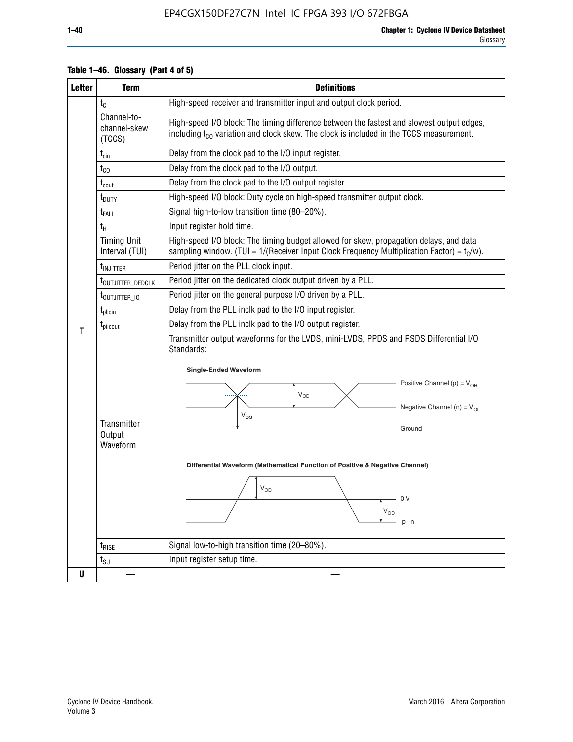**Table 1–46. Glossary (Part 4 of 5)**

| Letter | Term | Definitions |
|---|---|---|
| T | $t_C$ | High-speed receiver and transmitter input and output clock period. |
| | Channel-to-channel-skew (TCCS) | High-speed I/O block: The timing difference between the fastest and slowest output edges, including $t_{CO}$ variation and clock skew. The clock is included in the TCCS measurement. |
| | $t_{cin}$ | Delay from the clock pad to the I/O input register. |
| | $t_{CO}$ | Delay from the clock pad to the I/O output. |
| | $t_{cout}$ | Delay from the clock pad to the I/O output register. |
| | $t_{DUTY}$ | High-speed I/O block: Duty cycle on high-speed transmitter output clock. |
| | $t_{FALL}$ | Signal high-to-low transition time (80–20%). |
| | $t_H$ | Input register hold time. |
| | Timing Unit Interval (TUI) | High-speed I/O block: The timing budget allowed for skew, propagation delays, and data sampling window. (TUI = 1/(Receiver Input Clock Frequency Multiplication Factor) = $t_C/w$). |
| | $t_{INJITTER}$ | Period jitter on the PLL clock input. |
| | $t_{OUTJITTER\_DEDCLK}$ | Period jitter on the dedicated clock output driven by a PLL. |
| | $t_{OUTJITTER\_IO}$ | Period jitter on the general purpose I/O driven by a PLL. |
| | $t_{pllcin}$ | Delay from the PLL inclk pad to the I/O input register. |
| | $t_{pllcout}$ | Delay from the PLL inclk pad to the I/O output register. |
| | Transmitter Output Waveform | Transmitter output waveforms for the LVDS, mini-LVDS, PPDS and RSDS Differential I/O Standards: Single-Ended Waveform (Positive Channel (p) = $V_{OH}$; Negative Channel (n) = $V_{OL}$; $V_{OD}$; $V_{OS}$; Ground). Differential Waveform (Mathematical Function of Positive & Negative Channel) ($V_{OD}$; 0 V; $V_{OD}$; p - n) |
| | $t_{RISE}$ | Signal low-to-high transition time (20–80%). |
| | $t_{SU}$ | Input register setup time. |
| U | — | — |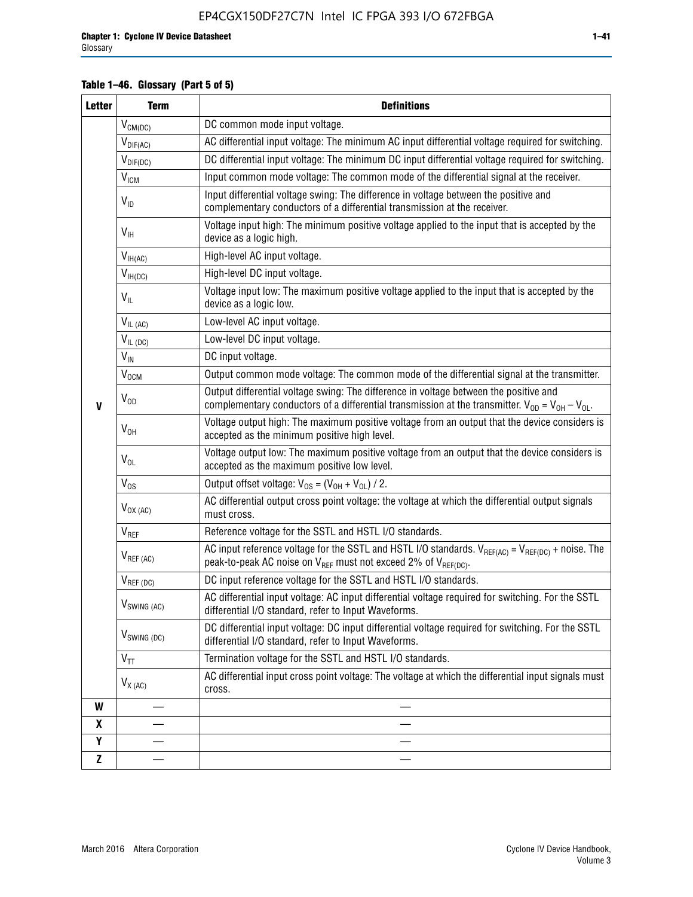**Table 1–46. Glossary (Part 5 of 5)**

| Letter | Term | Definitions |
|---|---|---|
| V | $V_{CM(DC)}$ | DC common mode input voltage. |
| | $V_{DIF(AC)}$ | AC differential input voltage: The minimum AC input differential voltage required for switching. |
| | $V_{DIF(DC)}$ | DC differential input voltage: The minimum DC input differential voltage required for switching. |
| | $V_{ICM}$ | Input common mode voltage: The common mode of the differential signal at the receiver. |
| | $V_{ID}$ | Input differential voltage swing: The difference in voltage between the positive and complementary conductors of a differential transmission at the receiver. |
| | $V_{IH}$ | Voltage input high: The minimum positive voltage applied to the input that is accepted by the device as a logic high. |
| | $V_{IH(AC)}$ | High-level AC input voltage. |
| | $V_{IH(DC)}$ | High-level DC input voltage. |
| | $V_{IL}$ | Voltage input low: The maximum positive voltage applied to the input that is accepted by the device as a logic low. |
| | $V_{IL\,(AC)}$ | Low-level AC input voltage. |
| | $V_{IL\,(DC)}$ | Low-level DC input voltage. |
| | $V_{IN}$ | DC input voltage. |
| | $V_{OCM}$ | Output common mode voltage: The common mode of the differential signal at the transmitter. |
| | $V_{OD}$ | Output differential voltage swing: The difference in voltage between the positive and complementary conductors of a differential transmission at the transmitter. $V_{OD} = V_{OH} – V_{OL}$. |
| | $V_{OH}$ | Voltage output high: The maximum positive voltage from an output that the device considers is accepted as the minimum positive high level. |
| | $V_{OL}$ | Voltage output low: The maximum positive voltage from an output that the device considers is accepted as the maximum positive low level. |
| | $V_{OS}$ | Output offset voltage: $V_{OS} = (V_{OH} + V_{OL}) / 2$. |
| | $V_{OX\,(AC)}$ | AC differential output cross point voltage: the voltage at which the differential output signals must cross. |
| | $V_{REF}$ | Reference voltage for the SSTL and HSTL I/O standards. |
| | $V_{REF\,(AC)}$ | AC input reference voltage for the SSTL and HSTL I/O standards. $V_{REF(AC)} = V_{REF(DC)}$ + noise. The peak-to-peak AC noise on $V_{REF}$ must not exceed 2% of $V_{REF(DC)}$. |
| | $V_{REF\,(DC)}$ | DC input reference voltage for the SSTL and HSTL I/O standards. |
| | $V_{SWING\,(AC)}$ | AC differential input voltage: AC input differential voltage required for switching. For the SSTL differential I/O standard, refer to Input Waveforms. |
| | $V_{SWING\,(DC)}$ | DC differential input voltage: DC input differential voltage required for switching. For the SSTL differential I/O standard, refer to Input Waveforms. |
| | $V_{TT}$ | Termination voltage for the SSTL and HSTL I/O standards. |
| | $V_{X\,(AC)}$ | AC differential input cross point voltage: The voltage at which the differential input signals must cross. |
| W | — | — |
| X | — | — |
| Y | — | — |
| Z | — | — |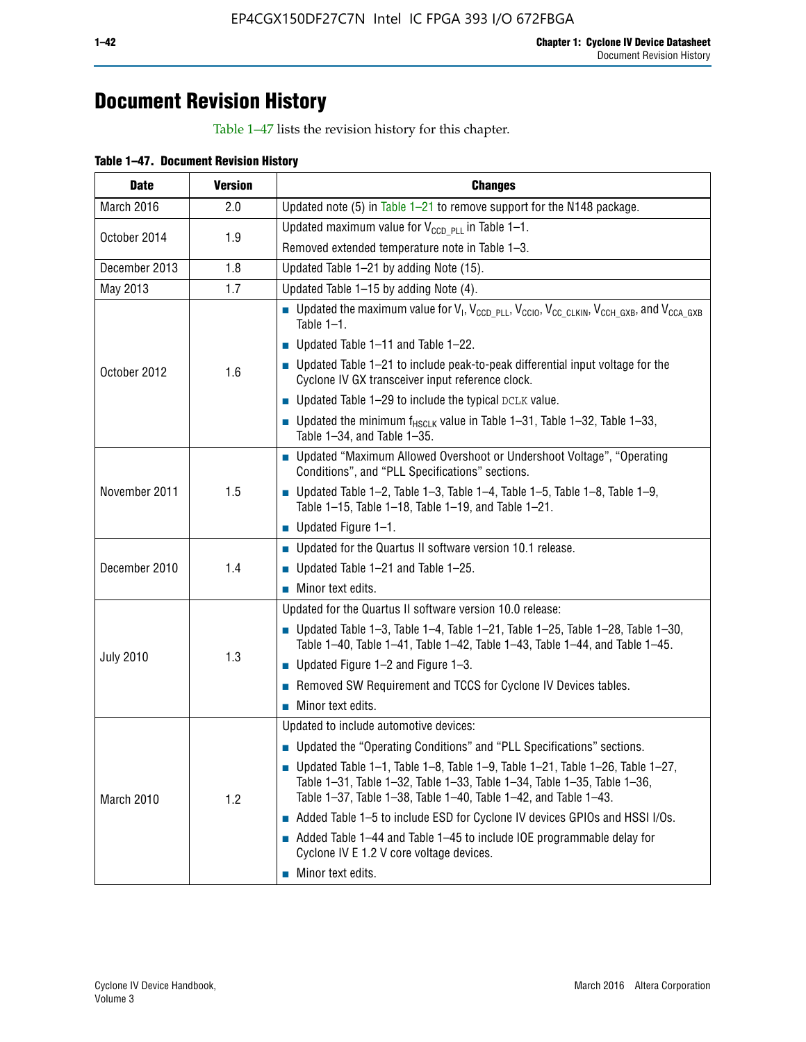# Document Revision History

Table 1–47 lists the revision history for this chapter.

**Table 1–47. Document Revision History**

| Date | Version | Changes |
|---|---|---|
| March 2016 | 2.0 | Updated note (5) in Table 1–21 to remove support for the N148 package. |
| October 2014 | 1.9 | Updated maximum value for $V_{CCD\_PLL}$ in Table 1–1.<br>Removed extended temperature note in Table 1–3. |
| December 2013 | 1.8 | Updated Table 1–21 by adding Note (15). |
| May 2013 | 1.7 | Updated Table 1–15 by adding Note (4). |
| October 2012 | 1.6 | ■ Updated the maximum value for $V_I$, $V_{CCD\_PLL}$, $V_{CCIO}$, $V_{CC\_CLKIN}$, $V_{CCH\_GXB}$, and $V_{CCA\_GXB}$ Table 1–1.<br>■ Updated Table 1–11 and Table 1–22.<br>■ Updated Table 1–21 to include peak-to-peak differential input voltage for the Cyclone IV GX transceiver input reference clock.<br>■ Updated Table 1–29 to include the typical DCLK value.<br>■ Updated the minimum $f_{HSCLK}$ value in Table 1–31, Table 1–32, Table 1–33, Table 1–34, and Table 1–35. |
| November 2011 | 1.5 | ■ Updated "Maximum Allowed Overshoot or Undershoot Voltage", "Operating Conditions", and "PLL Specifications" sections.<br>■ Updated Table 1–2, Table 1–3, Table 1–4, Table 1–5, Table 1–8, Table 1–9, Table 1–15, Table 1–18, Table 1–19, and Table 1–21.<br>■ Updated Figure 1–1. |
| December 2010 | 1.4 | ■ Updated for the Quartus II software version 10.1 release.<br>■ Updated Table 1–21 and Table 1–25.<br>■ Minor text edits. |
| July 2010 | 1.3 | Updated for the Quartus II software version 10.0 release:<br>■ Updated Table 1–3, Table 1–4, Table 1–21, Table 1–25, Table 1–28, Table 1–30, Table 1–40, Table 1–41, Table 1–42, Table 1–43, Table 1–44, and Table 1–45.<br>■ Updated Figure 1–2 and Figure 1–3.<br>■ Removed SW Requirement and TCCS for Cyclone IV Devices tables.<br>■ Minor text edits. |
| March 2010 | 1.2 | Updated to include automotive devices:<br>■ Updated the "Operating Conditions" and "PLL Specifications" sections.<br>■ Updated Table 1–1, Table 1–8, Table 1–9, Table 1–21, Table 1–26, Table 1–27, Table 1–31, Table 1–32, Table 1–33, Table 1–34, Table 1–35, Table 1–36, Table 1–37, Table 1–38, Table 1–40, Table 1–42, and Table 1–43.<br>■ Added Table 1–5 to include ESD for Cyclone IV devices GPIOs and HSSI I/Os.<br>■ Added Table 1–44 and Table 1–45 to include IOE programmable delay for Cyclone IV E 1.2 V core voltage devices.<br>■ Minor text edits. |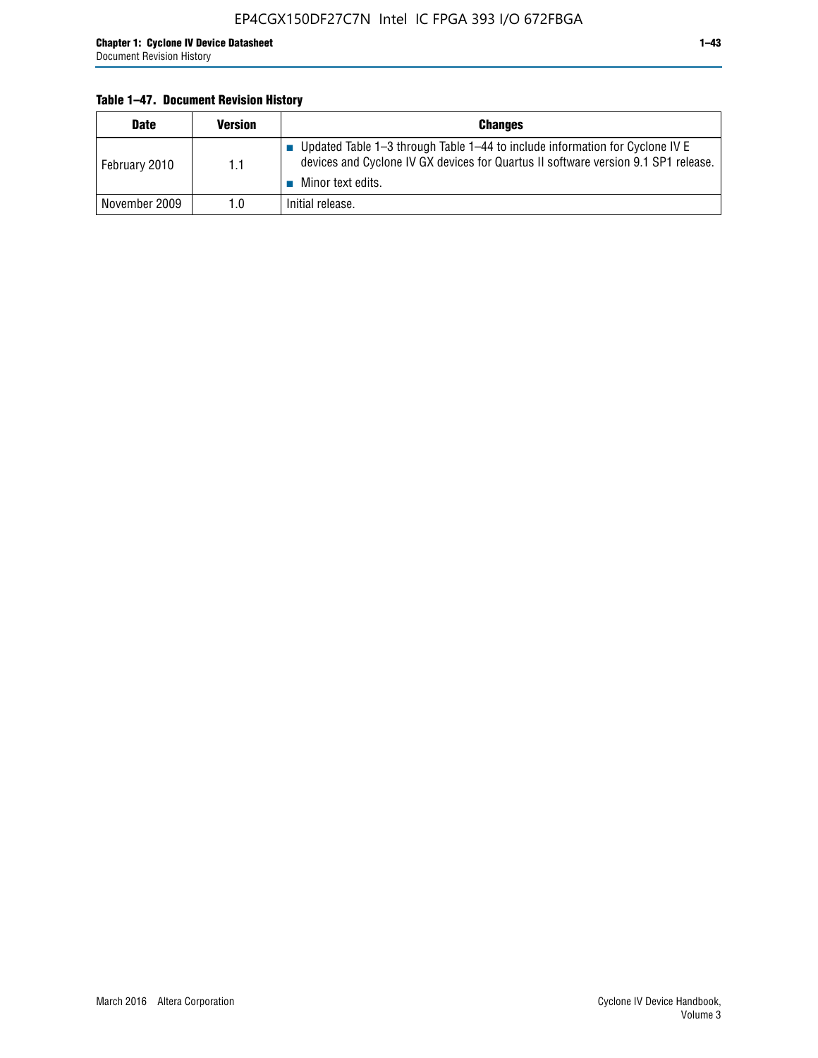**Table 1–47. Document Revision History**

| Date | Version | Changes |
|---|---|---|
| February 2010 | 1.1 | ■ Updated Table 1–3 through Table 1–44 to include information for Cyclone IV E devices and Cyclone IV GX devices for Quartus II software version 9.1 SP1 release. ■ Minor text edits. |
| November 2009 | 1.0 | Initial release. |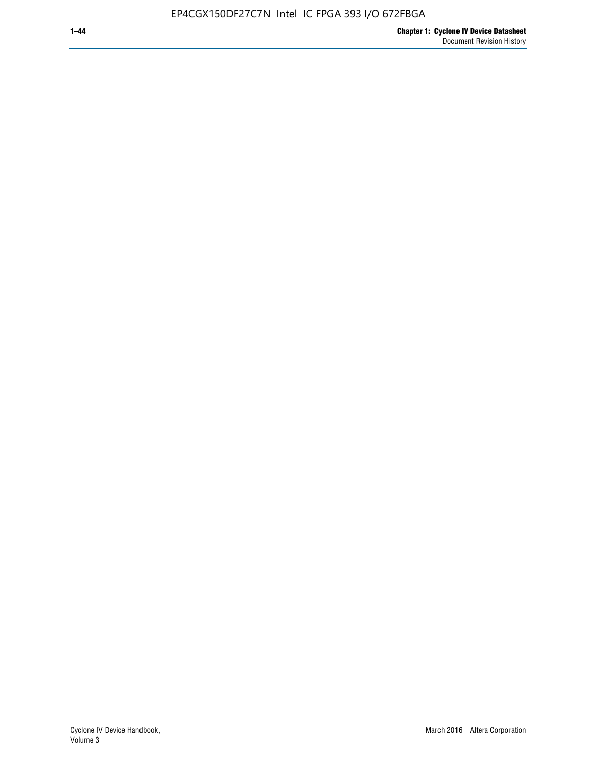EP4CGX150DF27C7N Intel IC FPGA 393 I/O 672FBGA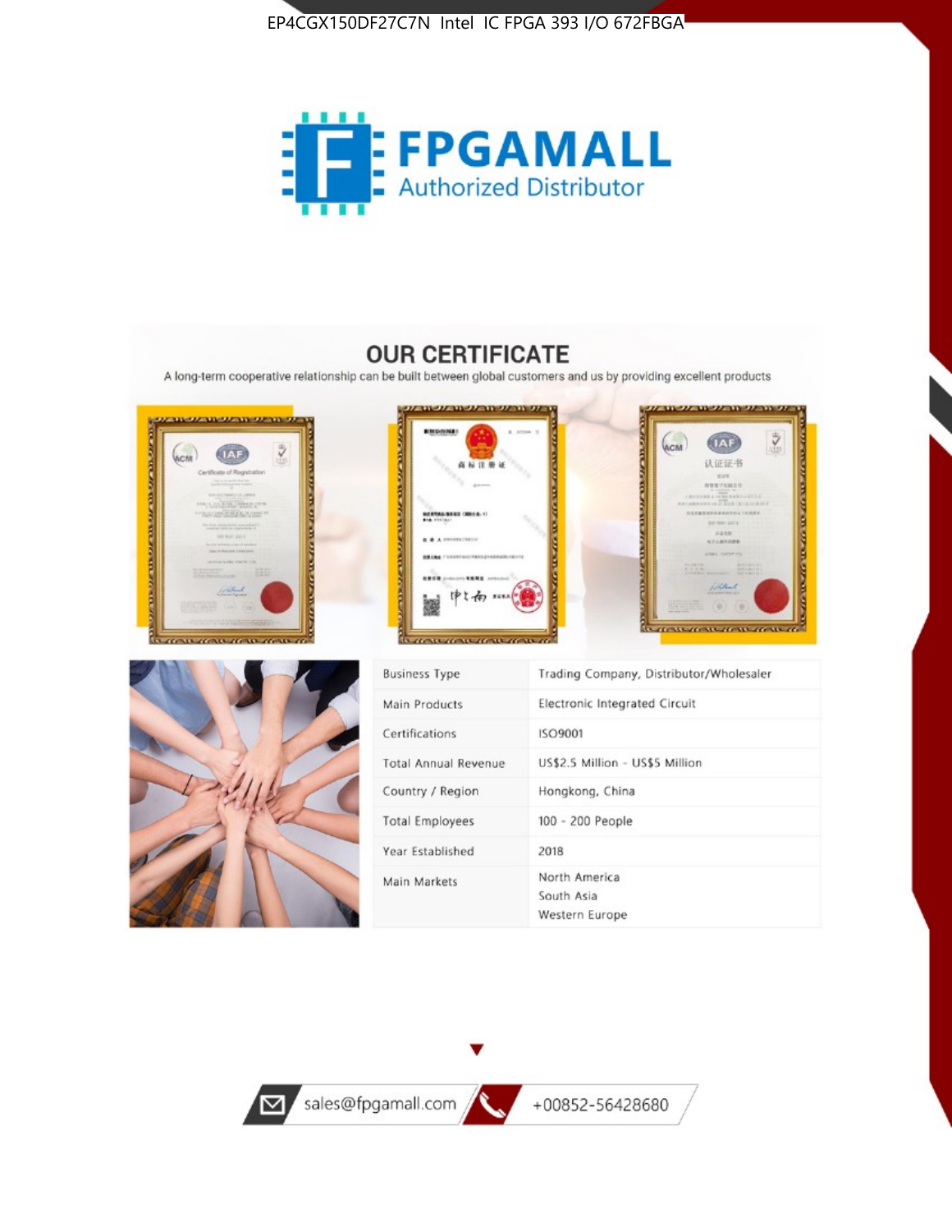FPGAMALL
Authorized Distributor

## OUR CERTIFICATE

A long-term cooperative relationship can be built between global customers and us by providing excellent products

| | |
|---|---|
| Business Type | Trading Company, Distributor/Wholesaler |
| Main Products | Electronic Integrated Circuit |
| Certifications | ISO9001 |
| Total Annual Revenue | US$2.5 Million - US$5 Million |
| Country / Region | Hongkong, China |
| Total Employees | 100 - 200 People |
| Year Established | 2018 |
| Main Markets | North America<br>South Asia<br>Western Europe |

sales@fpgamall.com

+00852-56428680